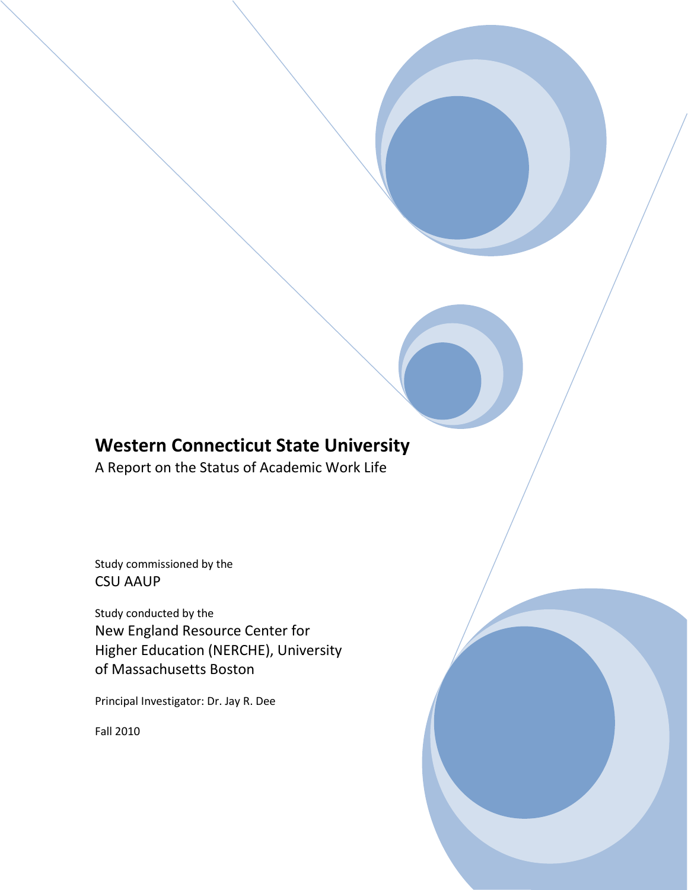# Western Connecticut State University

A Report on the Status of Academic Work Life

Study commissioned by the
CSU AAUP

Study conducted by the
New England Resource Center for Higher Education (NERCHE), University of Massachusetts Boston

Principal Investigator: Dr. Jay R. Dee

Fall 2010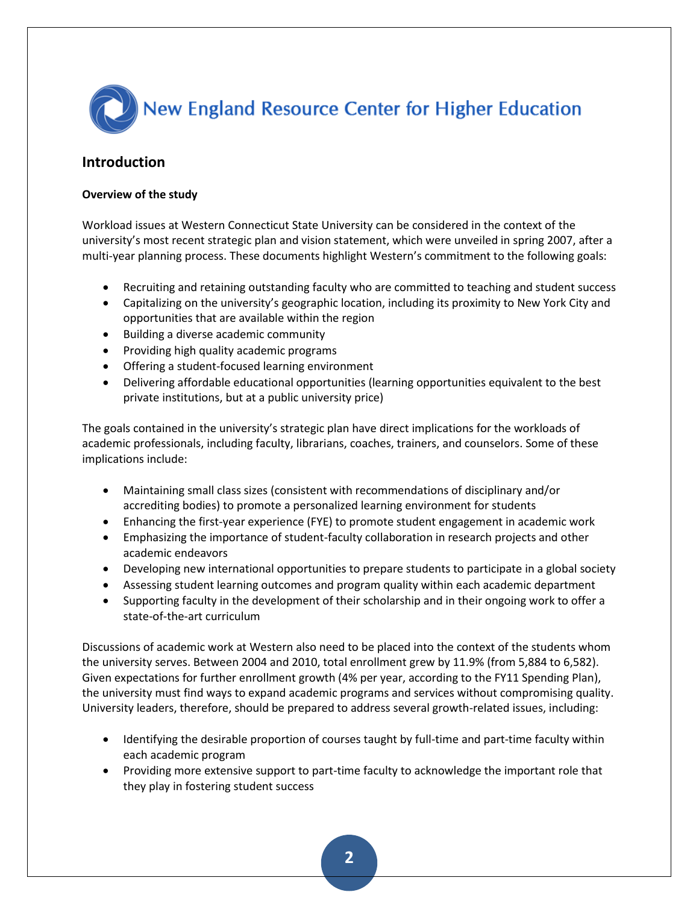## Introduction

### Overview of the study

Workload issues at Western Connecticut State University can be considered in the context of the university's most recent strategic plan and vision statement, which were unveiled in spring 2007, after a multi-year planning process. These documents highlight Western's commitment to the following goals:

- Recruiting and retaining outstanding faculty who are committed to teaching and student success
- Capitalizing on the university's geographic location, including its proximity to New York City and opportunities that are available within the region
- Building a diverse academic community
- Providing high quality academic programs
- Offering a student-focused learning environment
- Delivering affordable educational opportunities (learning opportunities equivalent to the best private institutions, but at a public university price)

The goals contained in the university's strategic plan have direct implications for the workloads of academic professionals, including faculty, librarians, coaches, trainers, and counselors. Some of these implications include:

- Maintaining small class sizes (consistent with recommendations of disciplinary and/or accrediting bodies) to promote a personalized learning environment for students
- Enhancing the first-year experience (FYE) to promote student engagement in academic work
- Emphasizing the importance of student-faculty collaboration in research projects and other academic endeavors
- Developing new international opportunities to prepare students to participate in a global society
- Assessing student learning outcomes and program quality within each academic department
- Supporting faculty in the development of their scholarship and in their ongoing work to offer a state-of-the-art curriculum

Discussions of academic work at Western also need to be placed into the context of the students whom the university serves. Between 2004 and 2010, total enrollment grew by 11.9% (from 5,884 to 6,582). Given expectations for further enrollment growth (4% per year, according to the FY11 Spending Plan), the university must find ways to expand academic programs and services without compromising quality. University leaders, therefore, should be prepared to address several growth-related issues, including:

- Identifying the desirable proportion of courses taught by full-time and part-time faculty within each academic program
- Providing more extensive support to part-time faculty to acknowledge the important role that they play in fostering student success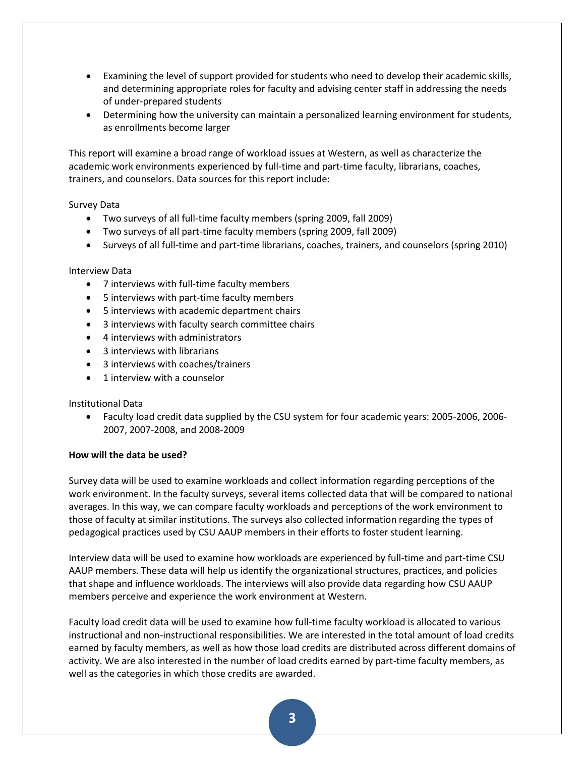- Examining the level of support provided for students who need to develop their academic skills, and determining appropriate roles for faculty and advising center staff in addressing the needs of under-prepared students
- Determining how the university can maintain a personalized learning environment for students, as enrollments become larger

This report will examine a broad range of workload issues at Western, as well as characterize the academic work environments experienced by full-time and part-time faculty, librarians, coaches, trainers, and counselors. Data sources for this report include:

Survey Data

- Two surveys of all full-time faculty members (spring 2009, fall 2009)
- Two surveys of all part-time faculty members (spring 2009, fall 2009)
- Surveys of all full-time and part-time librarians, coaches, trainers, and counselors (spring 2010)

Interview Data

- 7 interviews with full-time faculty members
- 5 interviews with part-time faculty members
- 5 interviews with academic department chairs
- 3 interviews with faculty search committee chairs
- 4 interviews with administrators
- 3 interviews with librarians
- 3 interviews with coaches/trainers
- 1 interview with a counselor

Institutional Data

- Faculty load credit data supplied by the CSU system for four academic years: 2005-2006, 2006-2007, 2007-2008, and 2008-2009

**How will the data be used?**

Survey data will be used to examine workloads and collect information regarding perceptions of the work environment. In the faculty surveys, several items collected data that will be compared to national averages. In this way, we can compare faculty workloads and perceptions of the work environment to those of faculty at similar institutions. The surveys also collected information regarding the types of pedagogical practices used by CSU AAUP members in their efforts to foster student learning.

Interview data will be used to examine how workloads are experienced by full-time and part-time CSU AAUP members. These data will help us identify the organizational structures, practices, and policies that shape and influence workloads. The interviews will also provide data regarding how CSU AAUP members perceive and experience the work environment at Western.

Faculty load credit data will be used to examine how full-time faculty workload is allocated to various instructional and non-instructional responsibilities. We are interested in the total amount of load credits earned by faculty members, as well as how those load credits are distributed across different domains of activity. We are also interested in the number of load credits earned by part-time faculty members, as well as the categories in which those credits are awarded.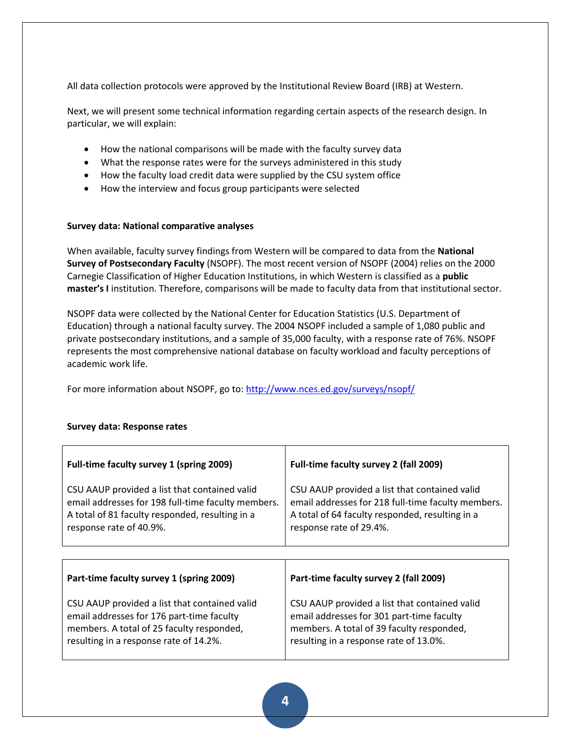All data collection protocols were approved by the Institutional Review Board (IRB) at Western.

Next, we will present some technical information regarding certain aspects of the research design. In particular, we will explain:

- How the national comparisons will be made with the faculty survey data
- What the response rates were for the surveys administered in this study
- How the faculty load credit data were supplied by the CSU system office
- How the interview and focus group participants were selected

**Survey data: National comparative analyses**

When available, faculty survey findings from Western will be compared to data from the **National Survey of Postsecondary Faculty** (NSOPF). The most recent version of NSOPF (2004) relies on the 2000 Carnegie Classification of Higher Education Institutions, in which Western is classified as a **public master's I** institution. Therefore, comparisons will be made to faculty data from that institutional sector.

NSOPF data were collected by the National Center for Education Statistics (U.S. Department of Education) through a national faculty survey. The 2004 NSOPF included a sample of 1,080 public and private postsecondary institutions, and a sample of 35,000 faculty, with a response rate of 76%. NSOPF represents the most comprehensive national database on faculty workload and faculty perceptions of academic work life.

For more information about NSOPF, go to: http://www.nces.ed.gov/surveys/nsopf/

**Survey data: Response rates**

| **Full-time faculty survey 1 (spring 2009)** | **Full-time faculty survey 2 (fall 2009)** |
| --- | --- |
| CSU AAUP provided a list that contained valid email addresses for 198 full-time faculty members. A total of 81 faculty responded, resulting in a response rate of 40.9%. | CSU AAUP provided a list that contained valid email addresses for 218 full-time faculty members. A total of 64 faculty responded, resulting in a response rate of 29.4%. |

| **Part-time faculty survey 1 (spring 2009)** | **Part-time faculty survey 2 (fall 2009)** |
| --- | --- |
| CSU AAUP provided a list that contained valid email addresses for 176 part-time faculty members. A total of 25 faculty responded, resulting in a response rate of 14.2%. | CSU AAUP provided a list that contained valid email addresses for 301 part-time faculty members. A total of 39 faculty responded, resulting in a response rate of 13.0%. |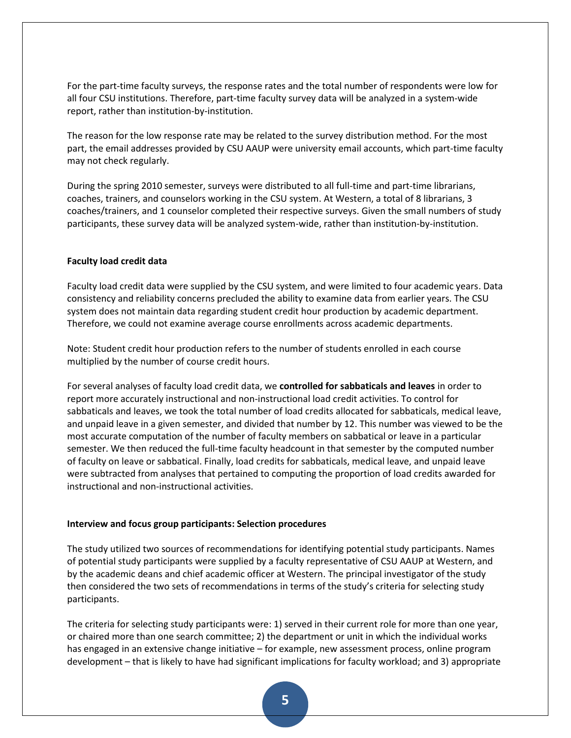For the part-time faculty surveys, the response rates and the total number of respondents were low for all four CSU institutions. Therefore, part-time faculty survey data will be analyzed in a system-wide report, rather than institution-by-institution.

The reason for the low response rate may be related to the survey distribution method. For the most part, the email addresses provided by CSU AAUP were university email accounts, which part-time faculty may not check regularly.

During the spring 2010 semester, surveys were distributed to all full-time and part-time librarians, coaches, trainers, and counselors working in the CSU system. At Western, a total of 8 librarians, 3 coaches/trainers, and 1 counselor completed their respective surveys. Given the small numbers of study participants, these survey data will be analyzed system-wide, rather than institution-by-institution.

**Faculty load credit data**

Faculty load credit data were supplied by the CSU system, and were limited to four academic years. Data consistency and reliability concerns precluded the ability to examine data from earlier years. The CSU system does not maintain data regarding student credit hour production by academic department. Therefore, we could not examine average course enrollments across academic departments.

Note: Student credit hour production refers to the number of students enrolled in each course multiplied by the number of course credit hours.

For several analyses of faculty load credit data, we **controlled for sabbaticals and leaves** in order to report more accurately instructional and non-instructional load credit activities. To control for sabbaticals and leaves, we took the total number of load credits allocated for sabbaticals, medical leave, and unpaid leave in a given semester, and divided that number by 12. This number was viewed to be the most accurate computation of the number of faculty members on sabbatical or leave in a particular semester. We then reduced the full-time faculty headcount in that semester by the computed number of faculty on leave or sabbatical. Finally, load credits for sabbaticals, medical leave, and unpaid leave were subtracted from analyses that pertained to computing the proportion of load credits awarded for instructional and non-instructional activities.

**Interview and focus group participants: Selection procedures**

The study utilized two sources of recommendations for identifying potential study participants. Names of potential study participants were supplied by a faculty representative of CSU AAUP at Western, and by the academic deans and chief academic officer at Western. The principal investigator of the study then considered the two sets of recommendations in terms of the study's criteria for selecting study participants.

The criteria for selecting study participants were: 1) served in their current role for more than one year, or chaired more than one search committee; 2) the department or unit in which the individual works has engaged in an extensive change initiative – for example, new assessment process, online program development – that is likely to have had significant implications for faculty workload; and 3) appropriate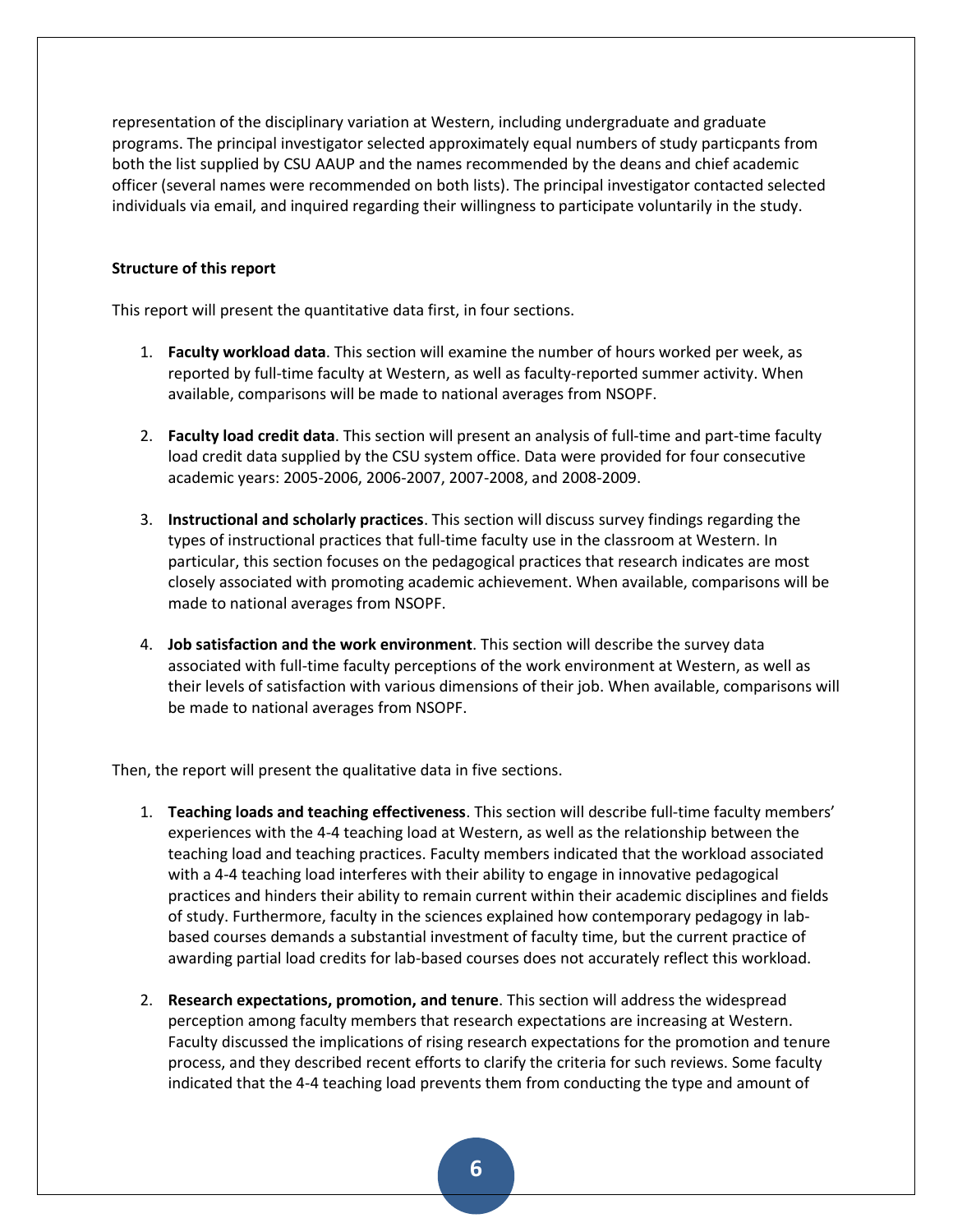representation of the disciplinary variation at Western, including undergraduate and graduate programs. The principal investigator selected approximately equal numbers of study particpants from both the list supplied by CSU AAUP and the names recommended by the deans and chief academic officer (several names were recommended on both lists). The principal investigator contacted selected individuals via email, and inquired regarding their willingness to participate voluntarily in the study.

**Structure of this report**

This report will present the quantitative data first, in four sections.

1. **Faculty workload data**. This section will examine the number of hours worked per week, as reported by full-time faculty at Western, as well as faculty-reported summer activity. When available, comparisons will be made to national averages from NSOPF.

2. **Faculty load credit data**. This section will present an analysis of full-time and part-time faculty load credit data supplied by the CSU system office. Data were provided for four consecutive academic years: 2005-2006, 2006-2007, 2007-2008, and 2008-2009.

3. **Instructional and scholarly practices**. This section will discuss survey findings regarding the types of instructional practices that full-time faculty use in the classroom at Western. In particular, this section focuses on the pedagogical practices that research indicates are most closely associated with promoting academic achievement. When available, comparisons will be made to national averages from NSOPF.

4. **Job satisfaction and the work environment**. This section will describe the survey data associated with full-time faculty perceptions of the work environment at Western, as well as their levels of satisfaction with various dimensions of their job. When available, comparisons will be made to national averages from NSOPF.

Then, the report will present the qualitative data in five sections.

1. **Teaching loads and teaching effectiveness**. This section will describe full-time faculty members' experiences with the 4-4 teaching load at Western, as well as the relationship between the teaching load and teaching practices. Faculty members indicated that the workload associated with a 4-4 teaching load interferes with their ability to engage in innovative pedagogical practices and hinders their ability to remain current within their academic disciplines and fields of study. Furthermore, faculty in the sciences explained how contemporary pedagogy in lab-based courses demands a substantial investment of faculty time, but the current practice of awarding partial load credits for lab-based courses does not accurately reflect this workload.

2. **Research expectations, promotion, and tenure**. This section will address the widespread perception among faculty members that research expectations are increasing at Western. Faculty discussed the implications of rising research expectations for the promotion and tenure process, and they described recent efforts to clarify the criteria for such reviews. Some faculty indicated that the 4-4 teaching load prevents them from conducting the type and amount of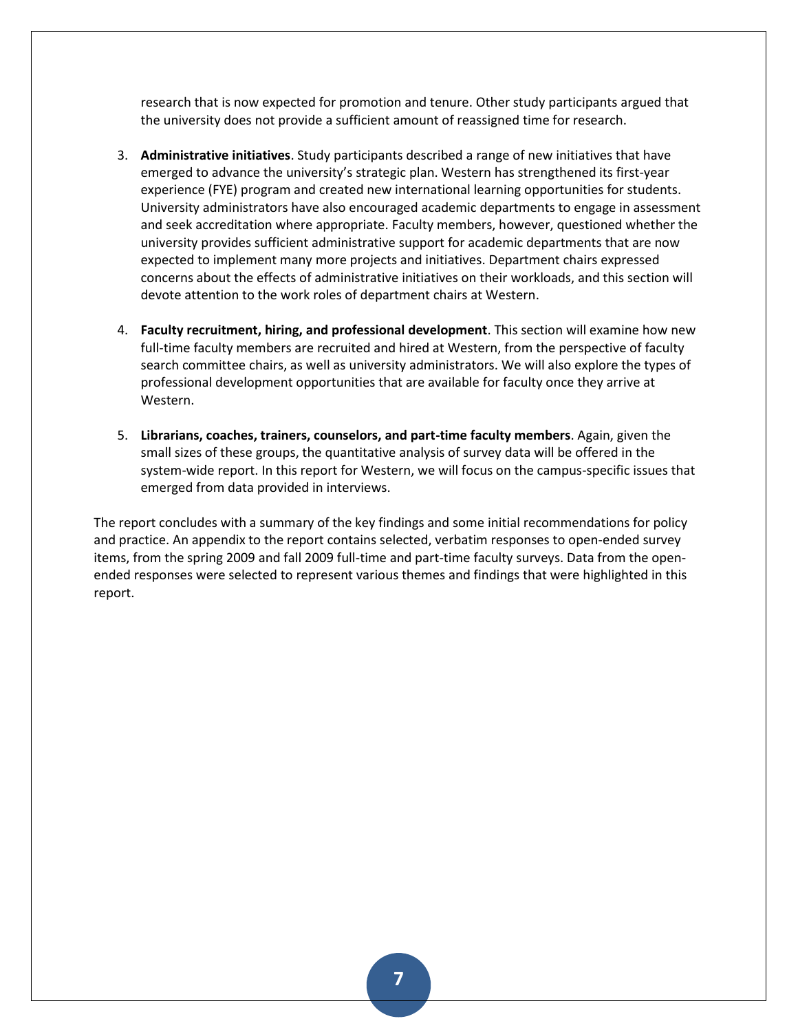research that is now expected for promotion and tenure. Other study participants argued that the university does not provide a sufficient amount of reassigned time for research.

3. **Administrative initiatives**. Study participants described a range of new initiatives that have emerged to advance the university's strategic plan. Western has strengthened its first-year experience (FYE) program and created new international learning opportunities for students. University administrators have also encouraged academic departments to engage in assessment and seek accreditation where appropriate. Faculty members, however, questioned whether the university provides sufficient administrative support for academic departments that are now expected to implement many more projects and initiatives. Department chairs expressed concerns about the effects of administrative initiatives on their workloads, and this section will devote attention to the work roles of department chairs at Western.

4. **Faculty recruitment, hiring, and professional development**. This section will examine how new full-time faculty members are recruited and hired at Western, from the perspective of faculty search committee chairs, as well as university administrators. We will also explore the types of professional development opportunities that are available for faculty once they arrive at Western.

5. **Librarians, coaches, trainers, counselors, and part-time faculty members**. Again, given the small sizes of these groups, the quantitative analysis of survey data will be offered in the system-wide report. In this report for Western, we will focus on the campus-specific issues that emerged from data provided in interviews.

The report concludes with a summary of the key findings and some initial recommendations for policy and practice. An appendix to the report contains selected, verbatim responses to open-ended survey items, from the spring 2009 and fall 2009 full-time and part-time faculty surveys. Data from the open-ended responses were selected to represent various themes and findings that were highlighted in this report.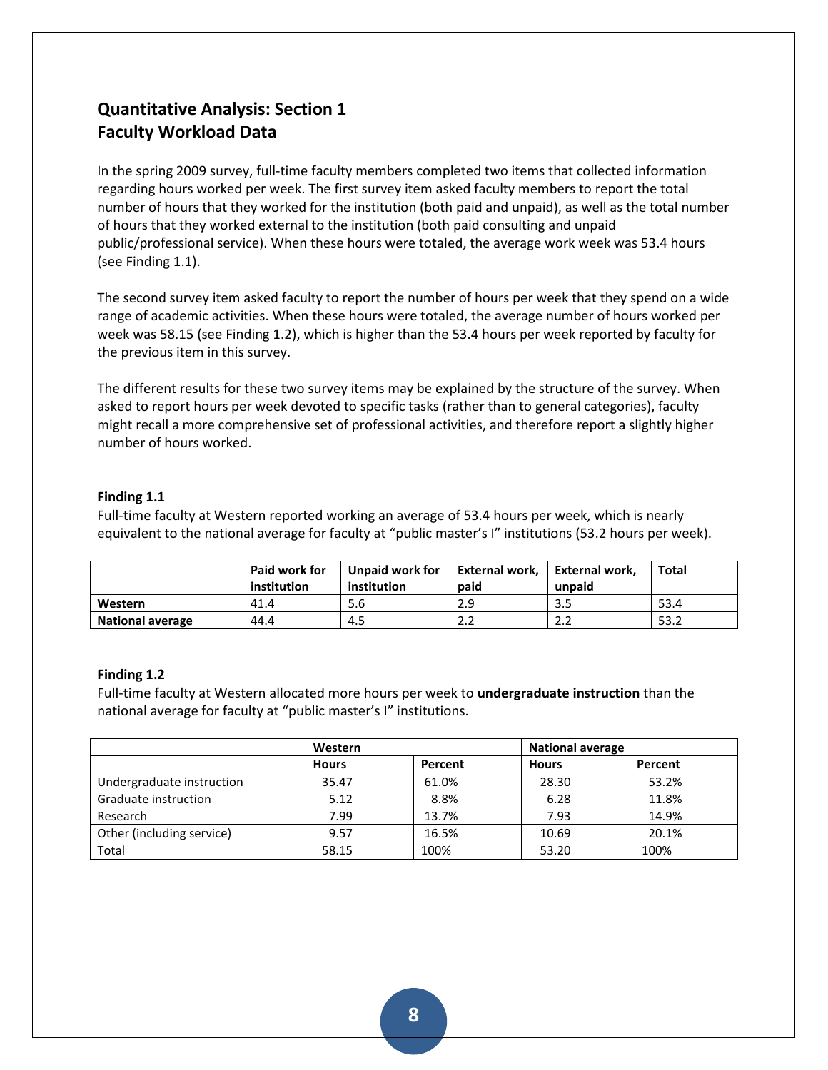## Quantitative Analysis: Section 1
## Faculty Workload Data

In the spring 2009 survey, full-time faculty members completed two items that collected information regarding hours worked per week. The first survey item asked faculty members to report the total number of hours that they worked for the institution (both paid and unpaid), as well as the total number of hours that they worked external to the institution (both paid consulting and unpaid public/professional service). When these hours were totaled, the average work week was 53.4 hours (see Finding 1.1).

The second survey item asked faculty to report the number of hours per week that they spend on a wide range of academic activities. When these hours were totaled, the average number of hours worked per week was 58.15 (see Finding 1.2), which is higher than the 53.4 hours per week reported by faculty for the previous item in this survey.

The different results for these two survey items may be explained by the structure of the survey. When asked to report hours per week devoted to specific tasks (rather than to general categories), faculty might recall a more comprehensive set of professional activities, and therefore report a slightly higher number of hours worked.

### Finding 1.1

Full-time faculty at Western reported working an average of 53.4 hours per week, which is nearly equivalent to the national average for faculty at "public master's I" institutions (53.2 hours per week).

| | **Paid work for institution** | **Unpaid work for institution** | **External work, paid** | **External work, unpaid** | **Total** |
|---|---|---|---|---|---|
| **Western** | 41.4 | 5.6 | 2.9 | 3.5 | 53.4 |
| **National average** | 44.4 | 4.5 | 2.2 | 2.2 | 53.2 |

### Finding 1.2

Full-time faculty at Western allocated more hours per week to **undergraduate instruction** than the national average for faculty at "public master's I" institutions.

| | **Western** | | **National average** | |
|---|---|---|---|---|
| | **Hours** | **Percent** | **Hours** | **Percent** |
| Undergraduate instruction | 35.47 | 61.0% | 28.30 | 53.2% |
| Graduate instruction | 5.12 | 8.8% | 6.28 | 11.8% |
| Research | 7.99 | 13.7% | 7.93 | 14.9% |
| Other (including service) | 9.57 | 16.5% | 10.69 | 20.1% |
| Total | 58.15 | 100% | 53.20 | 100% |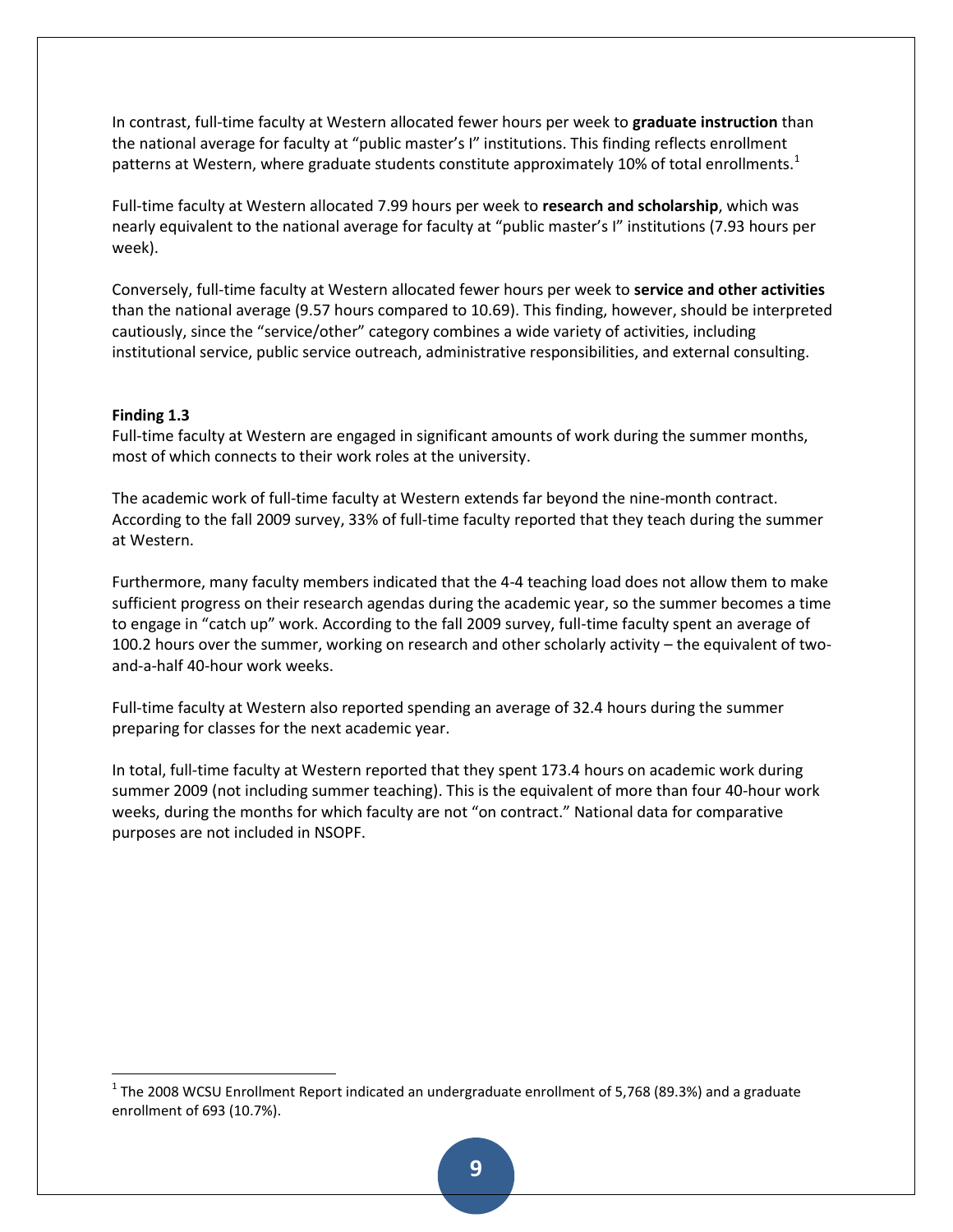In contrast, full-time faculty at Western allocated fewer hours per week to **graduate instruction** than the national average for faculty at "public master's I" institutions. This finding reflects enrollment patterns at Western, where graduate students constitute approximately 10% of total enrollments.[1]

Full-time faculty at Western allocated 7.99 hours per week to **research and scholarship**, which was nearly equivalent to the national average for faculty at "public master's I" institutions (7.93 hours per week).

Conversely, full-time faculty at Western allocated fewer hours per week to **service and other activities** than the national average (9.57 hours compared to 10.69). This finding, however, should be interpreted cautiously, since the "service/other" category combines a wide variety of activities, including institutional service, public service outreach, administrative responsibilities, and external consulting.

**Finding 1.3**
Full-time faculty at Western are engaged in significant amounts of work during the summer months, most of which connects to their work roles at the university.

The academic work of full-time faculty at Western extends far beyond the nine-month contract. According to the fall 2009 survey, 33% of full-time faculty reported that they teach during the summer at Western.

Furthermore, many faculty members indicated that the 4-4 teaching load does not allow them to make sufficient progress on their research agendas during the academic year, so the summer becomes a time to engage in "catch up" work. According to the fall 2009 survey, full-time faculty spent an average of 100.2 hours over the summer, working on research and other scholarly activity – the equivalent of two-and-a-half 40-hour work weeks.

Full-time faculty at Western also reported spending an average of 32.4 hours during the summer preparing for classes for the next academic year.

In total, full-time faculty at Western reported that they spent 173.4 hours on academic work during summer 2009 (not including summer teaching). This is the equivalent of more than four 40-hour work weeks, during the months for which faculty are not "on contract." National data for comparative purposes are not included in NSOPF.

---

[1] The 2008 WCSU Enrollment Report indicated an undergraduate enrollment of 5,768 (89.3%) and a graduate enrollment of 693 (10.7%).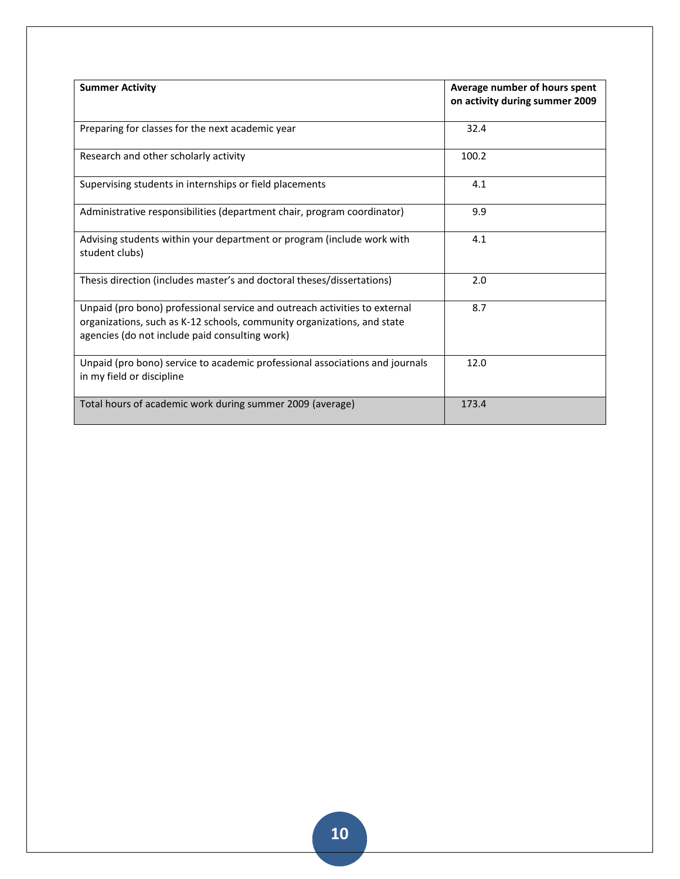| Summer Activity | Average number of hours spent on activity during summer 2009 |
| --- | --- |
| Preparing for classes for the next academic year | 32.4 |
| Research and other scholarly activity | 100.2 |
| Supervising students in internships or field placements | 4.1 |
| Administrative responsibilities (department chair, program coordinator) | 9.9 |
| Advising students within your department or program (include work with student clubs) | 4.1 |
| Thesis direction (includes master's and doctoral theses/dissertations) | 2.0 |
| Unpaid (pro bono) professional service and outreach activities to external organizations, such as K-12 schools, community organizations, and state agencies (do not include paid consulting work) | 8.7 |
| Unpaid (pro bono) service to academic professional associations and journals in my field or discipline | 12.0 |
| Total hours of academic work during summer 2009 (average) | 173.4 |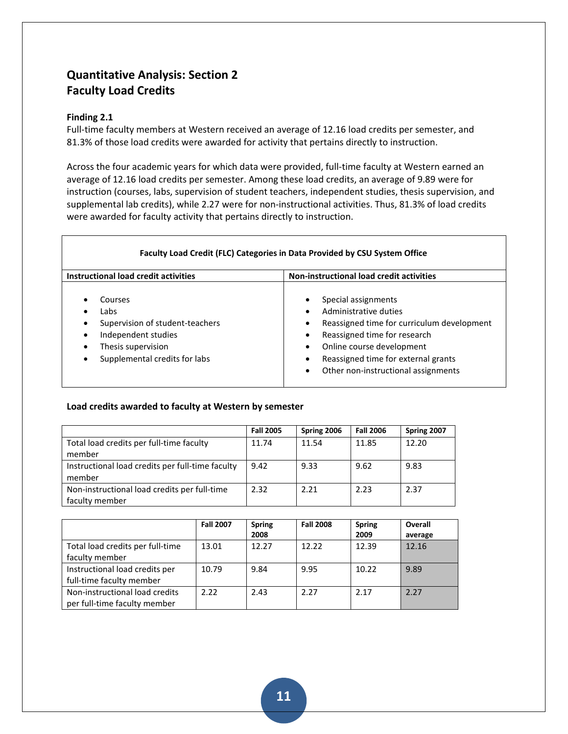# Quantitative Analysis: Section 2
# Faculty Load Credits

**Finding 2.1**
Full-time faculty members at Western received an average of 12.16 load credits per semester, and 81.3% of those load credits were awarded for activity that pertains directly to instruction.

Across the four academic years for which data were provided, full-time faculty at Western earned an average of 12.16 load credits per semester. Among these load credits, an average of 9.89 were for instruction (courses, labs, supervision of student teachers, independent studies, thesis supervision, and supplemental lab credits), while 2.27 were for non-instructional activities. Thus, 81.3% of load credits were awarded for faculty activity that pertains directly to instruction.

**Faculty Load Credit (FLC) Categories in Data Provided by CSU System Office**

| Instructional load credit activities | Non-instructional load credit activities |
|---|---|
| • Courses<br>• Labs<br>• Supervision of student-teachers<br>• Independent studies<br>• Thesis supervision<br>• Supplemental credits for labs | • Special assignments<br>• Administrative duties<br>• Reassigned time for curriculum development<br>• Reassigned time for research<br>• Online course development<br>• Reassigned time for external grants<br>• Other non-instructional assignments |

**Load credits awarded to faculty at Western by semester**

| | Fall 2005 | Spring 2006 | Fall 2006 | Spring 2007 |
|---|---|---|---|---|
| Total load credits per full-time faculty member | 11.74 | 11.54 | 11.85 | 12.20 |
| Instructional load credits per full-time faculty member | 9.42 | 9.33 | 9.62 | 9.83 |
| Non-instructional load credits per full-time faculty member | 2.32 | 2.21 | 2.23 | 2.37 |

| | Fall 2007 | Spring 2008 | Fall 2008 | Spring 2009 | Overall average |
|---|---|---|---|---|---|
| Total load credits per full-time faculty member | 13.01 | 12.27 | 12.22 | 12.39 | 12.16 |
| Instructional load credits per full-time faculty member | 10.79 | 9.84 | 9.95 | 10.22 | 9.89 |
| Non-instructional load credits per full-time faculty member | 2.22 | 2.43 | 2.27 | 2.17 | 2.27 |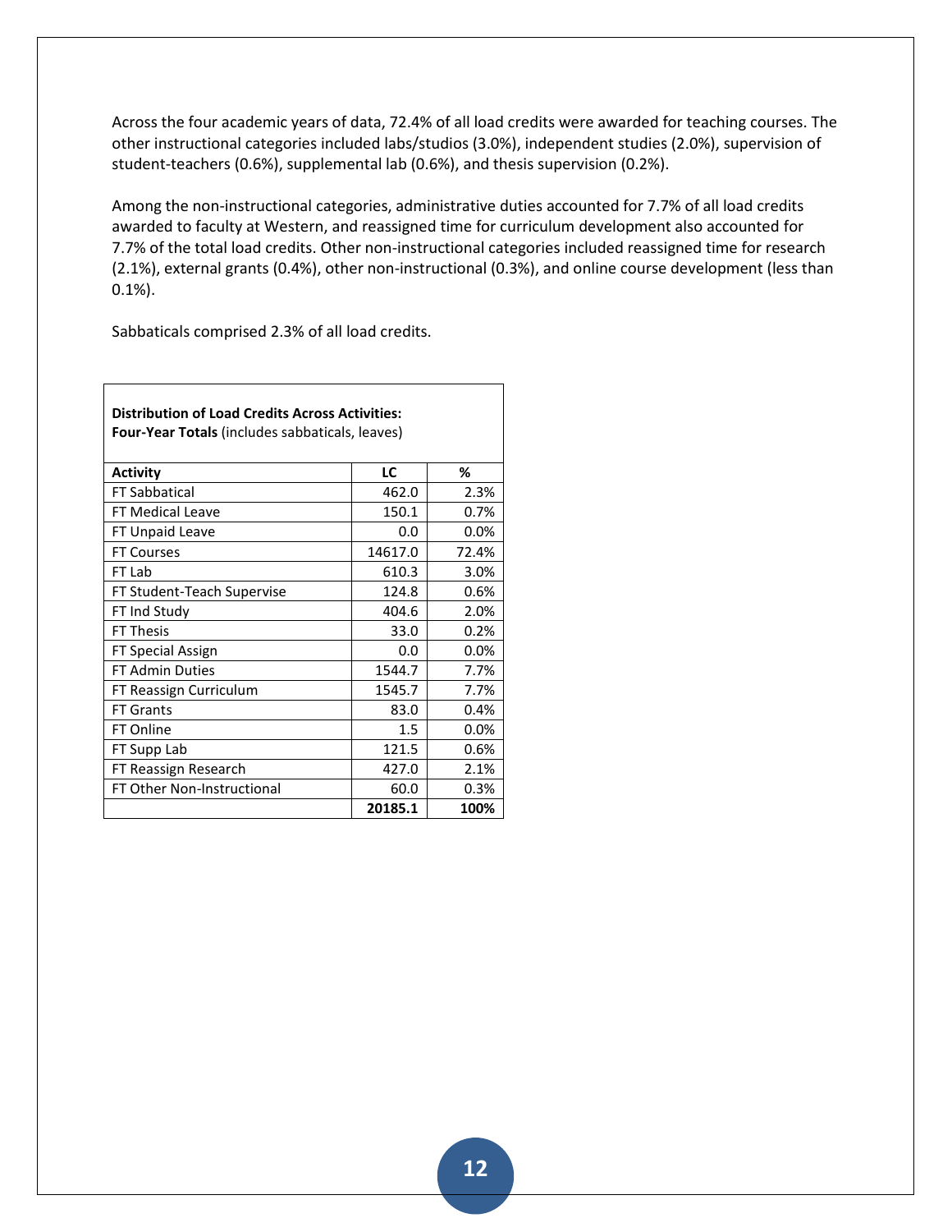Across the four academic years of data, 72.4% of all load credits were awarded for teaching courses. The other instructional categories included labs/studios (3.0%), independent studies (2.0%), supervision of student-teachers (0.6%), supplemental lab (0.6%), and thesis supervision (0.2%).

Among the non-instructional categories, administrative duties accounted for 7.7% of all load credits awarded to faculty at Western, and reassigned time for curriculum development also accounted for 7.7% of the total load credits. Other non-instructional categories included reassigned time for research (2.1%), external grants (0.4%), other non-instructional (0.3%), and online course development (less than 0.1%).

Sabbaticals comprised 2.3% of all load credits.

**Distribution of Load Credits Across Activities:**
**Four-Year Totals** (includes sabbaticals, leaves)

| Activity | LC | % |
|---|---|---|
| FT Sabbatical | 462.0 | 2.3% |
| FT Medical Leave | 150.1 | 0.7% |
| FT Unpaid Leave | 0.0 | 0.0% |
| FT Courses | 14617.0 | 72.4% |
| FT Lab | 610.3 | 3.0% |
| FT Student-Teach Supervise | 124.8 | 0.6% |
| FT Ind Study | 404.6 | 2.0% |
| FT Thesis | 33.0 | 0.2% |
| FT Special Assign | 0.0 | 0.0% |
| FT Admin Duties | 1544.7 | 7.7% |
| FT Reassign Curriculum | 1545.7 | 7.7% |
| FT Grants | 83.0 | 0.4% |
| FT Online | 1.5 | 0.0% |
| FT Supp Lab | 121.5 | 0.6% |
| FT Reassign Research | 427.0 | 2.1% |
| FT Other Non-Instructional | 60.0 | 0.3% |
| | **20185.1** | **100%** |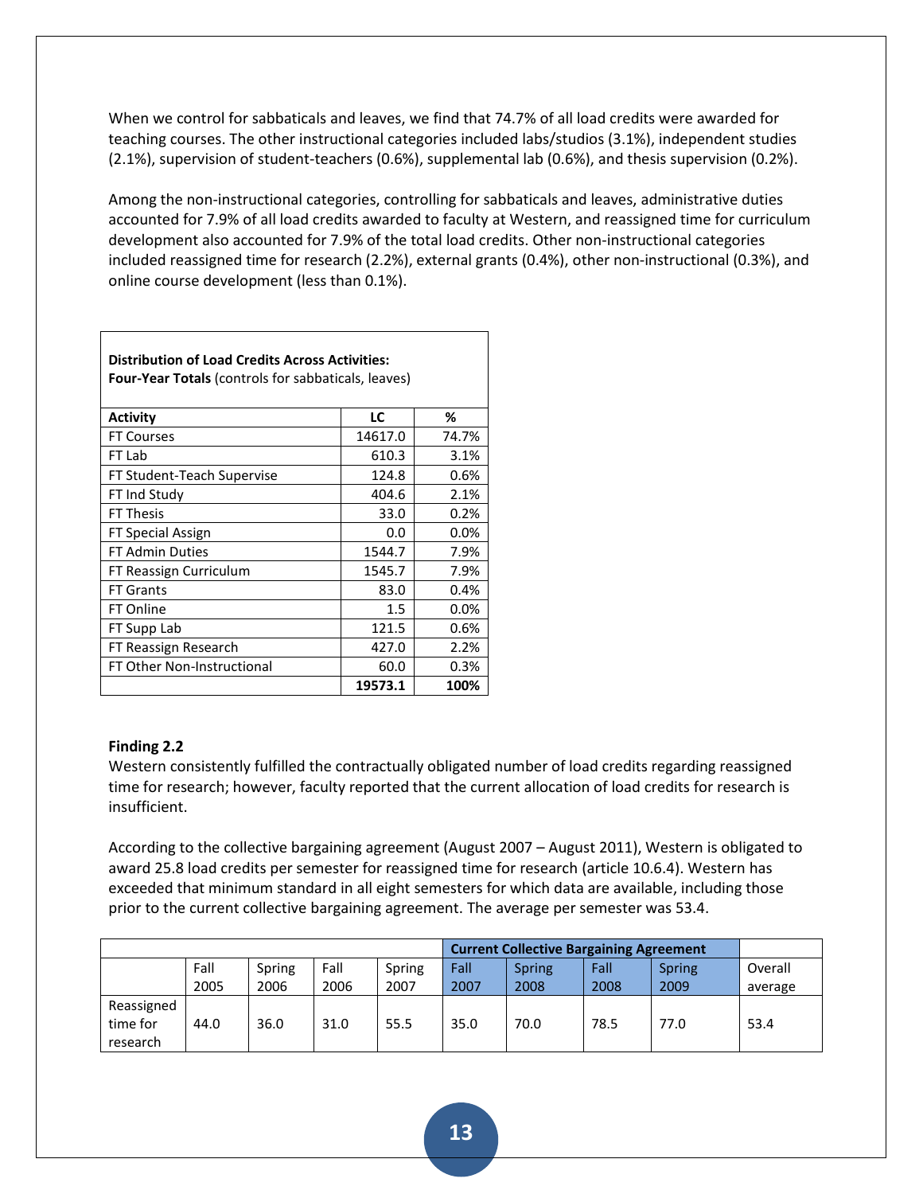When we control for sabbaticals and leaves, we find that 74.7% of all load credits were awarded for teaching courses. The other instructional categories included labs/studios (3.1%), independent studies (2.1%), supervision of student-teachers (0.6%), supplemental lab (0.6%), and thesis supervision (0.2%).

Among the non-instructional categories, controlling for sabbaticals and leaves, administrative duties accounted for 7.9% of all load credits awarded to faculty at Western, and reassigned time for curriculum development also accounted for 7.9% of the total load credits. Other non-instructional categories included reassigned time for research (2.2%), external grants (0.4%), other non-instructional (0.3%), and online course development (less than 0.1%).

**Distribution of Load Credits Across Activities:**
**Four-Year Totals** (controls for sabbaticals, leaves)

| Activity | LC | % |
|---|---|---|
| FT Courses | 14617.0 | 74.7% |
| FT Lab | 610.3 | 3.1% |
| FT Student-Teach Supervise | 124.8 | 0.6% |
| FT Ind Study | 404.6 | 2.1% |
| FT Thesis | 33.0 | 0.2% |
| FT Special Assign | 0.0 | 0.0% |
| FT Admin Duties | 1544.7 | 7.9% |
| FT Reassign Curriculum | 1545.7 | 7.9% |
| FT Grants | 83.0 | 0.4% |
| FT Online | 1.5 | 0.0% |
| FT Supp Lab | 121.5 | 0.6% |
| FT Reassign Research | 427.0 | 2.2% |
| FT Other Non-Instructional | 60.0 | 0.3% |
| | **19573.1** | **100%** |

**Finding 2.2**

Western consistently fulfilled the contractually obligated number of load credits regarding reassigned time for research; however, faculty reported that the current allocation of load credits for research is insufficient.

According to the collective bargaining agreement (August 2007 – August 2011), Western is obligated to award 25.8 load credits per semester for reassigned time for research (article 10.6.4). Western has exceeded that minimum standard in all eight semesters for which data are available, including those prior to the current collective bargaining agreement. The average per semester was 53.4.

| | | | | | **Current Collective Bargaining Agreement** | | | | |
|---|---|---|---|---|---|---|---|---|---|
| | Fall 2005 | Spring 2006 | Fall 2006 | Spring 2007 | Fall 2007 | Spring 2008 | Fall 2008 | Spring 2009 | Overall average |
| Reassigned time for research | 44.0 | 36.0 | 31.0 | 55.5 | 35.0 | 70.0 | 78.5 | 77.0 | 53.4 |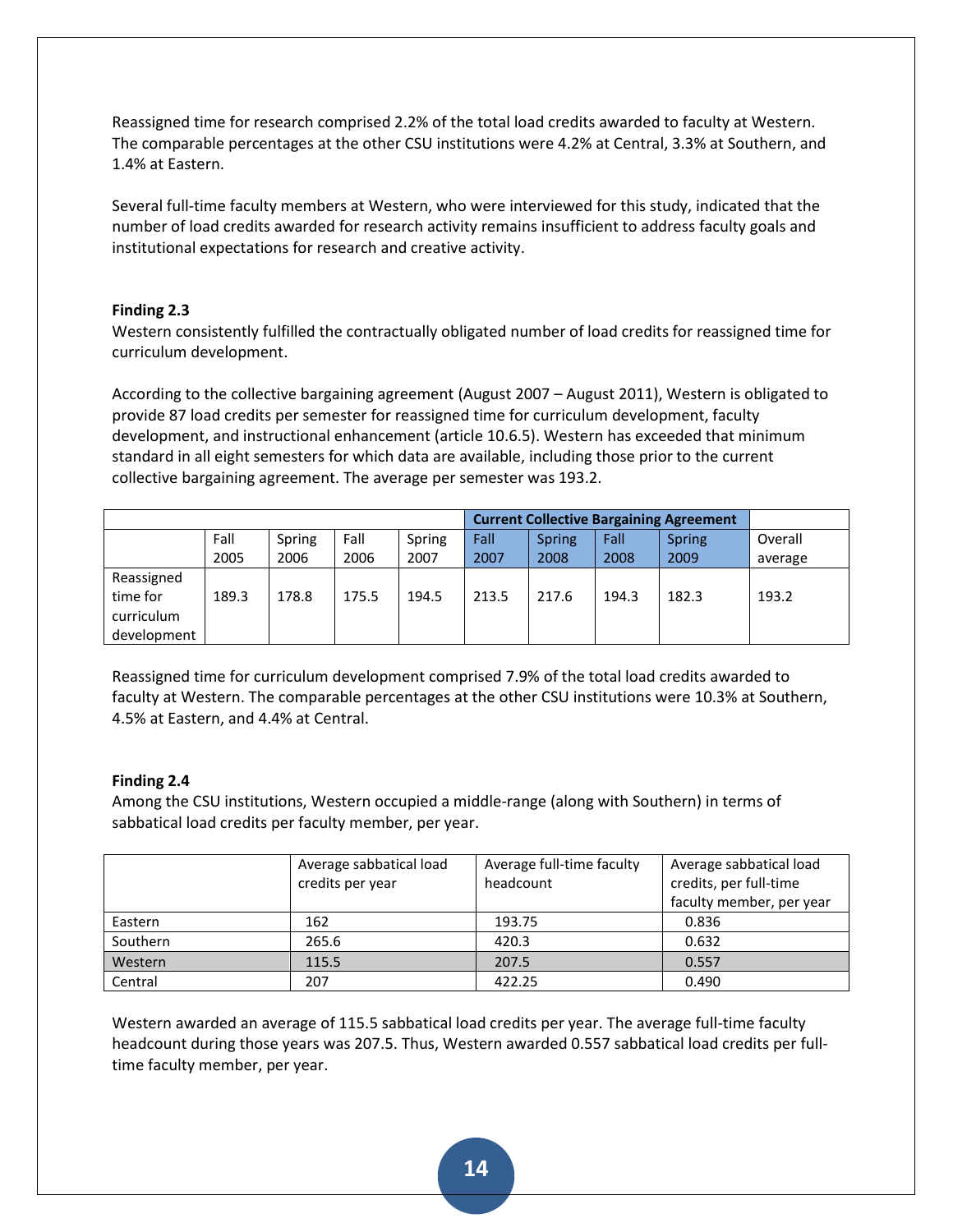Reassigned time for research comprised 2.2% of the total load credits awarded to faculty at Western. The comparable percentages at the other CSU institutions were 4.2% at Central, 3.3% at Southern, and 1.4% at Eastern.

Several full-time faculty members at Western, who were interviewed for this study, indicated that the number of load credits awarded for research activity remains insufficient to address faculty goals and institutional expectations for research and creative activity.

**Finding 2.3**

Western consistently fulfilled the contractually obligated number of load credits for reassigned time for curriculum development.

According to the collective bargaining agreement (August 2007 – August 2011), Western is obligated to provide 87 load credits per semester for reassigned time for curriculum development, faculty development, and instructional enhancement (article 10.6.5). Western has exceeded that minimum standard in all eight semesters for which data are available, including those prior to the current collective bargaining agreement. The average per semester was 193.2.

| | | | | | **Current Collective Bargaining Agreement** | | | | |
|---|---|---|---|---|---|---|---|---|---|
| | Fall 2005 | Spring 2006 | Fall 2006 | Spring 2007 | Fall 2007 | Spring 2008 | Fall 2008 | Spring 2009 | Overall average |
| Reassigned time for curriculum development | 189.3 | 178.8 | 175.5 | 194.5 | 213.5 | 217.6 | 194.3 | 182.3 | 193.2 |

Reassigned time for curriculum development comprised 7.9% of the total load credits awarded to faculty at Western. The comparable percentages at the other CSU institutions were 10.3% at Southern, 4.5% at Eastern, and 4.4% at Central.

**Finding 2.4**

Among the CSU institutions, Western occupied a middle-range (along with Southern) in terms of sabbatical load credits per faculty member, per year.

| | Average sabbatical load credits per year | Average full-time faculty headcount | Average sabbatical load credits, per full-time faculty member, per year |
|---|---|---|---|
| Eastern | 162 | 193.75 | 0.836 |
| Southern | 265.6 | 420.3 | 0.632 |
| Western | 115.5 | 207.5 | 0.557 |
| Central | 207 | 422.25 | 0.490 |

Western awarded an average of 115.5 sabbatical load credits per year. The average full-time faculty headcount during those years was 207.5. Thus, Western awarded 0.557 sabbatical load credits per full-time faculty member, per year.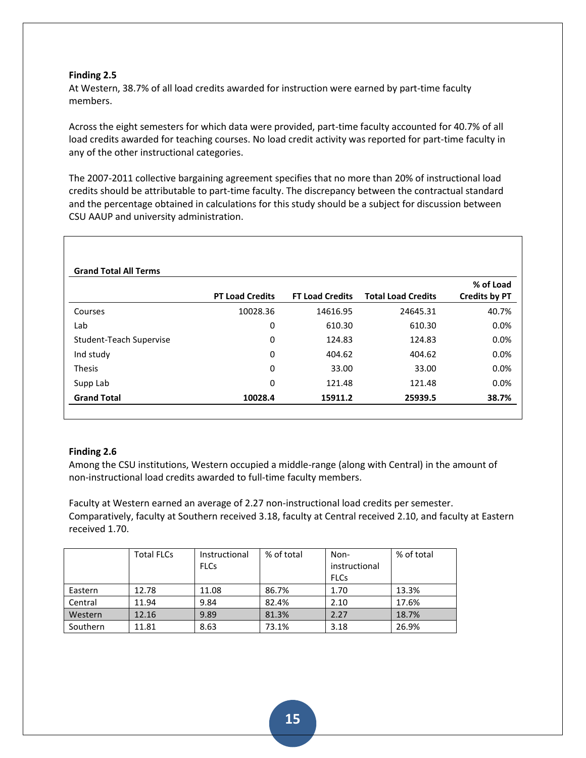**Finding 2.5**

At Western, 38.7% of all load credits awarded for instruction were earned by part-time faculty members.

Across the eight semesters for which data were provided, part-time faculty accounted for 40.7% of all load credits awarded for teaching courses. No load credit activity was reported for part-time faculty in any of the other instructional categories.

The 2007-2011 collective bargaining agreement specifies that no more than 20% of instructional load credits should be attributable to part-time faculty. The discrepancy between the contractual standard and the percentage obtained in calculations for this study should be a subject for discussion between CSU AAUP and university administration.

**Grand Total All Terms**

| | PT Load Credits | FT Load Credits | Total Load Credits | % of Load Credits by PT |
|---|---|---|---|---|
| Courses | 10028.36 | 14616.95 | 24645.31 | 40.7% |
| Lab | 0 | 610.30 | 610.30 | 0.0% |
| Student-Teach Supervise | 0 | 124.83 | 124.83 | 0.0% |
| Ind study | 0 | 404.62 | 404.62 | 0.0% |
| Thesis | 0 | 33.00 | 33.00 | 0.0% |
| Supp Lab | 0 | 121.48 | 121.48 | 0.0% |
| **Grand Total** | **10028.4** | **15911.2** | **25939.5** | **38.7%** |

**Finding 2.6**

Among the CSU institutions, Western occupied a middle-range (along with Central) in the amount of non-instructional load credits awarded to full-time faculty members.

Faculty at Western earned an average of 2.27 non-instructional load credits per semester. Comparatively, faculty at Southern received 3.18, faculty at Central received 2.10, and faculty at Eastern received 1.70.

| | Total FLCs | Instructional FLCs | % of total | Non-instructional FLCs | % of total |
|---|---|---|---|---|---|
| Eastern | 12.78 | 11.08 | 86.7% | 1.70 | 13.3% |
| Central | 11.94 | 9.84 | 82.4% | 2.10 | 17.6% |
| Western | 12.16 | 9.89 | 81.3% | 2.27 | 18.7% |
| Southern | 11.81 | 8.63 | 73.1% | 3.18 | 26.9% |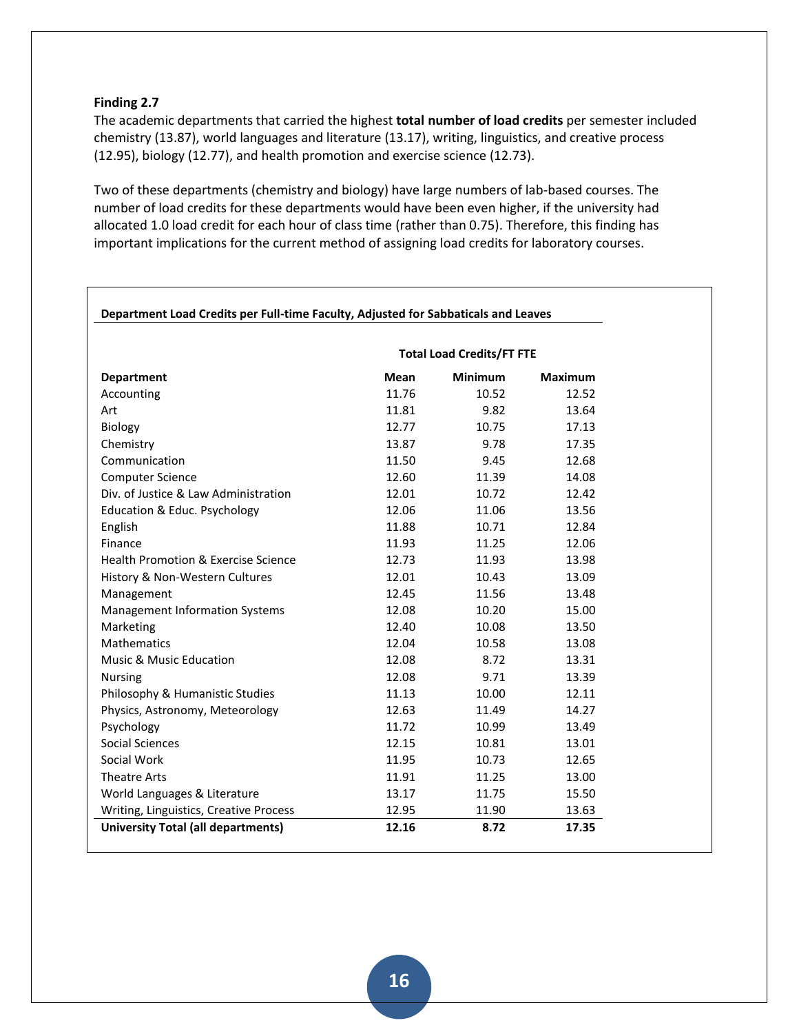**Finding 2.7**

The academic departments that carried the highest **total number of load credits** per semester included chemistry (13.87), world languages and literature (13.17), writing, linguistics, and creative process (12.95), biology (12.77), and health promotion and exercise science (12.73).

Two of these departments (chemistry and biology) have large numbers of lab-based courses. The number of load credits for these departments would have been even higher, if the university had allocated 1.0 load credit for each hour of class time (rather than 0.75). Therefore, this finding has important implications for the current method of assigning load credits for laboratory courses.

**Department Load Credits per Full-time Faculty, Adjusted for Sabbaticals and Leaves**

| | Total Load Credits/FT FTE | | |
|---|---|---|---|
| **Department** | **Mean** | **Minimum** | **Maximum** |
| Accounting | 11.76 | 10.52 | 12.52 |
| Art | 11.81 | 9.82 | 13.64 |
| Biology | 12.77 | 10.75 | 17.13 |
| Chemistry | 13.87 | 9.78 | 17.35 |
| Communication | 11.50 | 9.45 | 12.68 |
| Computer Science | 12.60 | 11.39 | 14.08 |
| Div. of Justice & Law Administration | 12.01 | 10.72 | 12.42 |
| Education & Educ. Psychology | 12.06 | 11.06 | 13.56 |
| English | 11.88 | 10.71 | 12.84 |
| Finance | 11.93 | 11.25 | 12.06 |
| Health Promotion & Exercise Science | 12.73 | 11.93 | 13.98 |
| History & Non-Western Cultures | 12.01 | 10.43 | 13.09 |
| Management | 12.45 | 11.56 | 13.48 |
| Management Information Systems | 12.08 | 10.20 | 15.00 |
| Marketing | 12.40 | 10.08 | 13.50 |
| Mathematics | 12.04 | 10.58 | 13.08 |
| Music & Music Education | 12.08 | 8.72 | 13.31 |
| Nursing | 12.08 | 9.71 | 13.39 |
| Philosophy & Humanistic Studies | 11.13 | 10.00 | 12.11 |
| Physics, Astronomy, Meteorology | 12.63 | 11.49 | 14.27 |
| Psychology | 11.72 | 10.99 | 13.49 |
| Social Sciences | 12.15 | 10.81 | 13.01 |
| Social Work | 11.95 | 10.73 | 12.65 |
| Theatre Arts | 11.91 | 11.25 | 13.00 |
| World Languages & Literature | 13.17 | 11.75 | 15.50 |
| Writing, Linguistics, Creative Process | 12.95 | 11.90 | 13.63 |
| **University Total (all departments)** | **12.16** | **8.72** | **17.35** |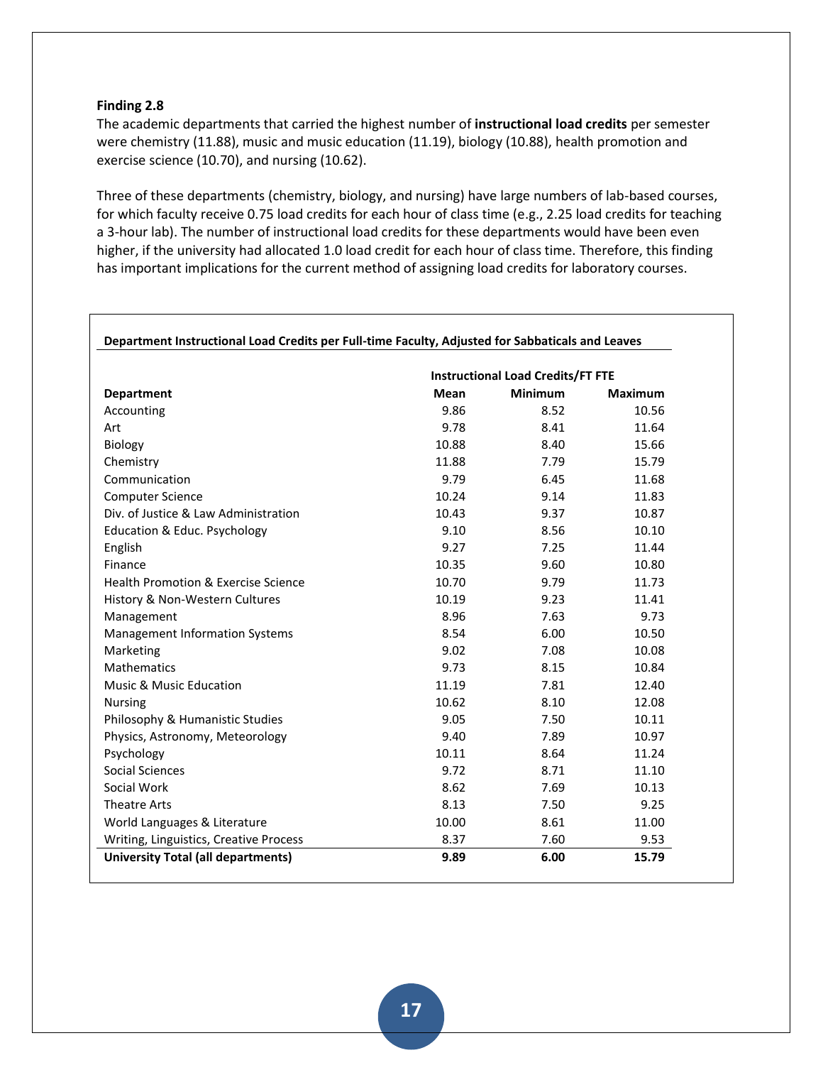**Finding 2.8**

The academic departments that carried the highest number of **instructional load credits** per semester were chemistry (11.88), music and music education (11.19), biology (10.88), health promotion and exercise science (10.70), and nursing (10.62).

Three of these departments (chemistry, biology, and nursing) have large numbers of lab-based courses, for which faculty receive 0.75 load credits for each hour of class time (e.g., 2.25 load credits for teaching a 3-hour lab). The number of instructional load credits for these departments would have been even higher, if the university had allocated 1.0 load credit for each hour of class time. Therefore, this finding has important implications for the current method of assigning load credits for laboratory courses.

**Department Instructional Load Credits per Full-time Faculty, Adjusted for Sabbaticals and Leaves**

| | Instructional Load Credits/FT FTE | | |
|---|---|---|---|
| **Department** | **Mean** | **Minimum** | **Maximum** |
| Accounting | 9.86 | 8.52 | 10.56 |
| Art | 9.78 | 8.41 | 11.64 |
| Biology | 10.88 | 8.40 | 15.66 |
| Chemistry | 11.88 | 7.79 | 15.79 |
| Communication | 9.79 | 6.45 | 11.68 |
| Computer Science | 10.24 | 9.14 | 11.83 |
| Div. of Justice & Law Administration | 10.43 | 9.37 | 10.87 |
| Education & Educ. Psychology | 9.10 | 8.56 | 10.10 |
| English | 9.27 | 7.25 | 11.44 |
| Finance | 10.35 | 9.60 | 10.80 |
| Health Promotion & Exercise Science | 10.70 | 9.79 | 11.73 |
| History & Non-Western Cultures | 10.19 | 9.23 | 11.41 |
| Management | 8.96 | 7.63 | 9.73 |
| Management Information Systems | 8.54 | 6.00 | 10.50 |
| Marketing | 9.02 | 7.08 | 10.08 |
| Mathematics | 9.73 | 8.15 | 10.84 |
| Music & Music Education | 11.19 | 7.81 | 12.40 |
| Nursing | 10.62 | 8.10 | 12.08 |
| Philosophy & Humanistic Studies | 9.05 | 7.50 | 10.11 |
| Physics, Astronomy, Meteorology | 9.40 | 7.89 | 10.97 |
| Psychology | 10.11 | 8.64 | 11.24 |
| Social Sciences | 9.72 | 8.71 | 11.10 |
| Social Work | 8.62 | 7.69 | 10.13 |
| Theatre Arts | 8.13 | 7.50 | 9.25 |
| World Languages & Literature | 10.00 | 8.61 | 11.00 |
| Writing, Linguistics, Creative Process | 8.37 | 7.60 | 9.53 |
| **University Total (all departments)** | **9.89** | **6.00** | **15.79** |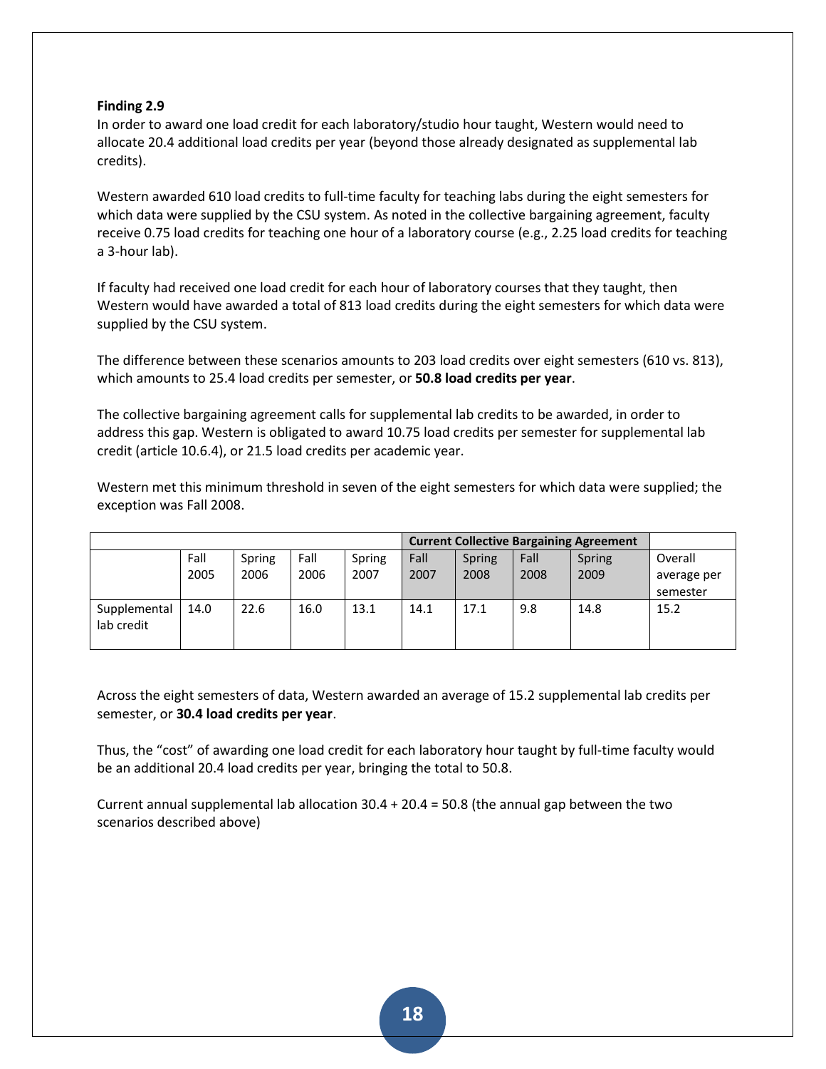**Finding 2.9**

In order to award one load credit for each laboratory/studio hour taught, Western would need to allocate 20.4 additional load credits per year (beyond those already designated as supplemental lab credits).

Western awarded 610 load credits to full-time faculty for teaching labs during the eight semesters for which data were supplied by the CSU system. As noted in the collective bargaining agreement, faculty receive 0.75 load credits for teaching one hour of a laboratory course (e.g., 2.25 load credits for teaching a 3-hour lab).

If faculty had received one load credit for each hour of laboratory courses that they taught, then Western would have awarded a total of 813 load credits during the eight semesters for which data were supplied by the CSU system.

The difference between these scenarios amounts to 203 load credits over eight semesters (610 vs. 813), which amounts to 25.4 load credits per semester, or **50.8 load credits per year**.

The collective bargaining agreement calls for supplemental lab credits to be awarded, in order to address this gap. Western is obligated to award 10.75 load credits per semester for supplemental lab credit (article 10.6.4), or 21.5 load credits per academic year.

Western met this minimum threshold in seven of the eight semesters for which data were supplied; the exception was Fall 2008.

| | | | | | **Current Collective Bargaining Agreement** | | | | |
|---|---|---|---|---|---|---|---|---|---|
| | Fall 2005 | Spring 2006 | Fall 2006 | Spring 2007 | Fall 2007 | Spring 2008 | Fall 2008 | Spring 2009 | Overall average per semester |
| Supplemental lab credit | 14.0 | 22.6 | 16.0 | 13.1 | 14.1 | 17.1 | 9.8 | 14.8 | 15.2 |

Across the eight semesters of data, Western awarded an average of 15.2 supplemental lab credits per semester, or **30.4 load credits per year**.

Thus, the "cost" of awarding one load credit for each laboratory hour taught by full-time faculty would be an additional 20.4 load credits per year, bringing the total to 50.8.

Current annual supplemental lab allocation 30.4 + 20.4 = 50.8 (the annual gap between the two scenarios described above)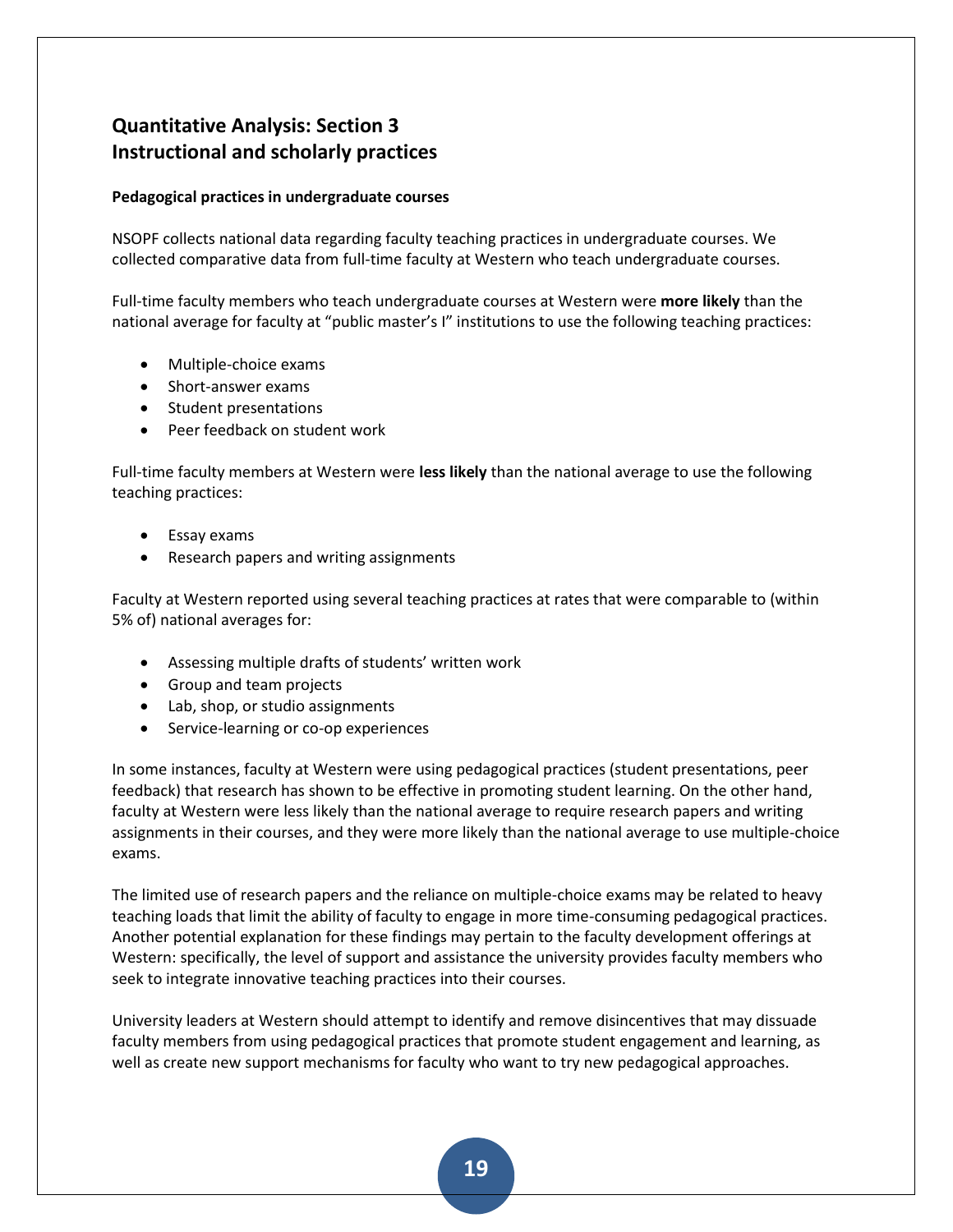## Quantitative Analysis: Section 3
## Instructional and scholarly practices

**Pedagogical practices in undergraduate courses**

NSOPF collects national data regarding faculty teaching practices in undergraduate courses. We collected comparative data from full-time faculty at Western who teach undergraduate courses.

Full-time faculty members who teach undergraduate courses at Western were **more likely** than the national average for faculty at "public master's I" institutions to use the following teaching practices:

- Multiple-choice exams
- Short-answer exams
- Student presentations
- Peer feedback on student work

Full-time faculty members at Western were **less likely** than the national average to use the following teaching practices:

- Essay exams
- Research papers and writing assignments

Faculty at Western reported using several teaching practices at rates that were comparable to (within 5% of) national averages for:

- Assessing multiple drafts of students' written work
- Group and team projects
- Lab, shop, or studio assignments
- Service-learning or co-op experiences

In some instances, faculty at Western were using pedagogical practices (student presentations, peer feedback) that research has shown to be effective in promoting student learning. On the other hand, faculty at Western were less likely than the national average to require research papers and writing assignments in their courses, and they were more likely than the national average to use multiple-choice exams.

The limited use of research papers and the reliance on multiple-choice exams may be related to heavy teaching loads that limit the ability of faculty to engage in more time-consuming pedagogical practices. Another potential explanation for these findings may pertain to the faculty development offerings at Western: specifically, the level of support and assistance the university provides faculty members who seek to integrate innovative teaching practices into their courses.

University leaders at Western should attempt to identify and remove disincentives that may dissuade faculty members from using pedagogical practices that promote student engagement and learning, as well as create new support mechanisms for faculty who want to try new pedagogical approaches.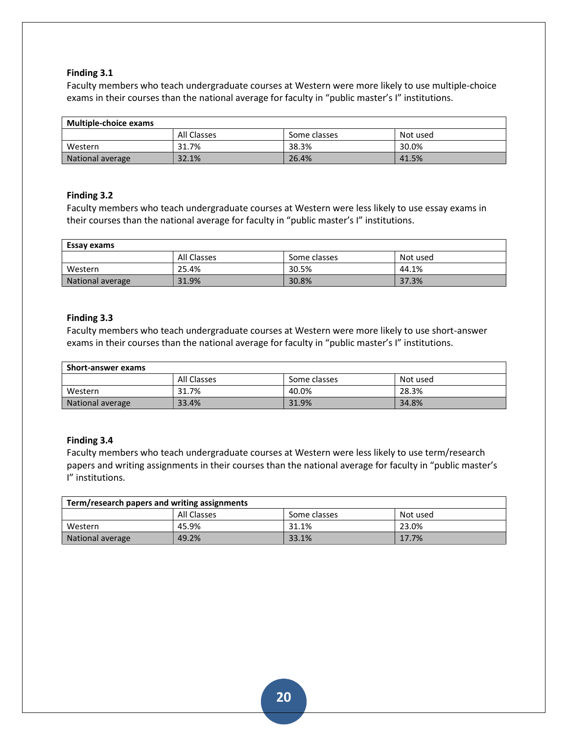### Finding 3.1

Faculty members who teach undergraduate courses at Western were more likely to use multiple-choice exams in their courses than the national average for faculty in "public master's I" institutions.

| **Multiple-choice exams** | | | |
|---|---|---|---|
| | All Classes | Some classes | Not used |
| Western | 31.7% | 38.3% | 30.0% |
| National average | 32.1% | 26.4% | 41.5% |

### Finding 3.2

Faculty members who teach undergraduate courses at Western were less likely to use essay exams in their courses than the national average for faculty in "public master's I" institutions.

| **Essay exams** | | | |
|---|---|---|---|
| | All Classes | Some classes | Not used |
| Western | 25.4% | 30.5% | 44.1% |
| National average | 31.9% | 30.8% | 37.3% |

### Finding 3.3

Faculty members who teach undergraduate courses at Western were more likely to use short-answer exams in their courses than the national average for faculty in "public master's I" institutions.

| **Short-answer exams** | | | |
|---|---|---|---|
| | All Classes | Some classes | Not used |
| Western | 31.7% | 40.0% | 28.3% |
| National average | 33.4% | 31.9% | 34.8% |

### Finding 3.4

Faculty members who teach undergraduate courses at Western were less likely to use term/research papers and writing assignments in their courses than the national average for faculty in "public master's I" institutions.

| **Term/research papers and writing assignments** | | | |
|---|---|---|---|
| | All Classes | Some classes | Not used |
| Western | 45.9% | 31.1% | 23.0% |
| National average | 49.2% | 33.1% | 17.7% |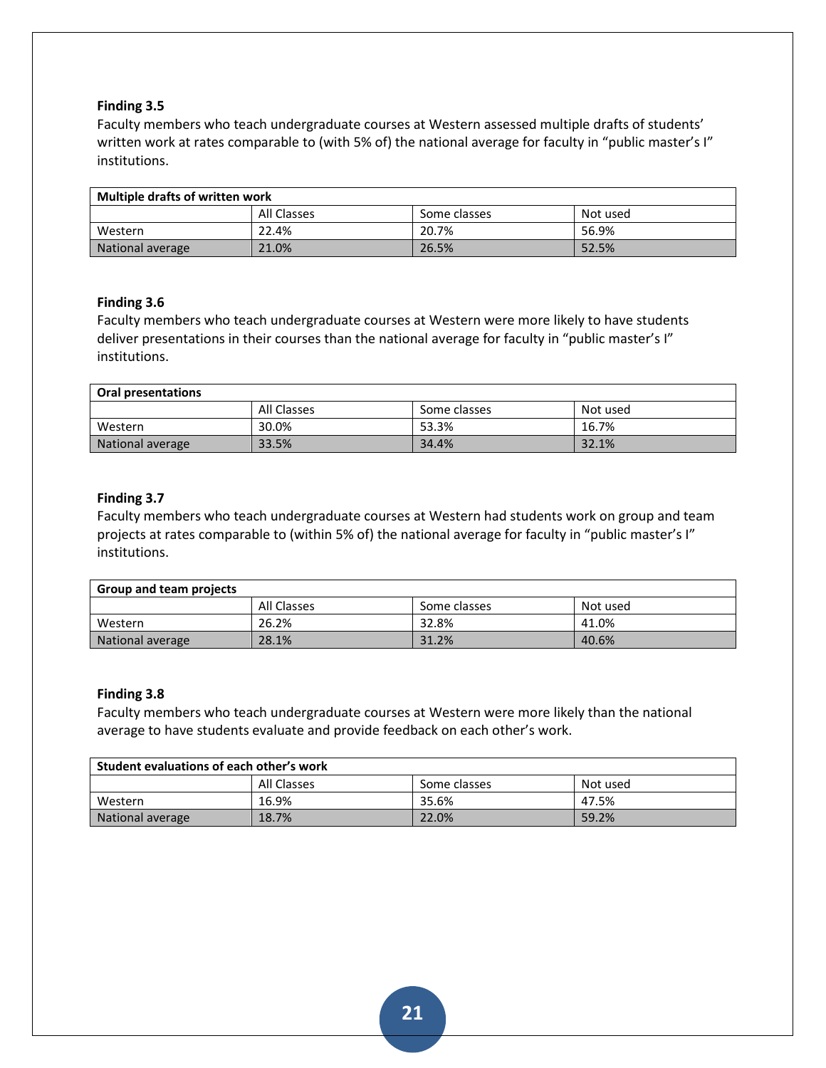### Finding 3.5

Faculty members who teach undergraduate courses at Western assessed multiple drafts of students' written work at rates comparable to (with 5% of) the national average for faculty in "public master's I" institutions.

| **Multiple drafts of written work** | | | |
|---|---|---|---|
| | All Classes | Some classes | Not used |
| Western | 22.4% | 20.7% | 56.9% |
| National average | 21.0% | 26.5% | 52.5% |

### Finding 3.6

Faculty members who teach undergraduate courses at Western were more likely to have students deliver presentations in their courses than the national average for faculty in "public master's I" institutions.

| **Oral presentations** | | | |
|---|---|---|---|
| | All Classes | Some classes | Not used |
| Western | 30.0% | 53.3% | 16.7% |
| National average | 33.5% | 34.4% | 32.1% |

### Finding 3.7

Faculty members who teach undergraduate courses at Western had students work on group and team projects at rates comparable to (within 5% of) the national average for faculty in "public master's I" institutions.

| **Group and team projects** | | | |
|---|---|---|---|
| | All Classes | Some classes | Not used |
| Western | 26.2% | 32.8% | 41.0% |
| National average | 28.1% | 31.2% | 40.6% |

### Finding 3.8

Faculty members who teach undergraduate courses at Western were more likely than the national average to have students evaluate and provide feedback on each other's work.

| **Student evaluations of each other's work** | | | |
|---|---|---|---|
| | All Classes | Some classes | Not used |
| Western | 16.9% | 35.6% | 47.5% |
| National average | 18.7% | 22.0% | 59.2% |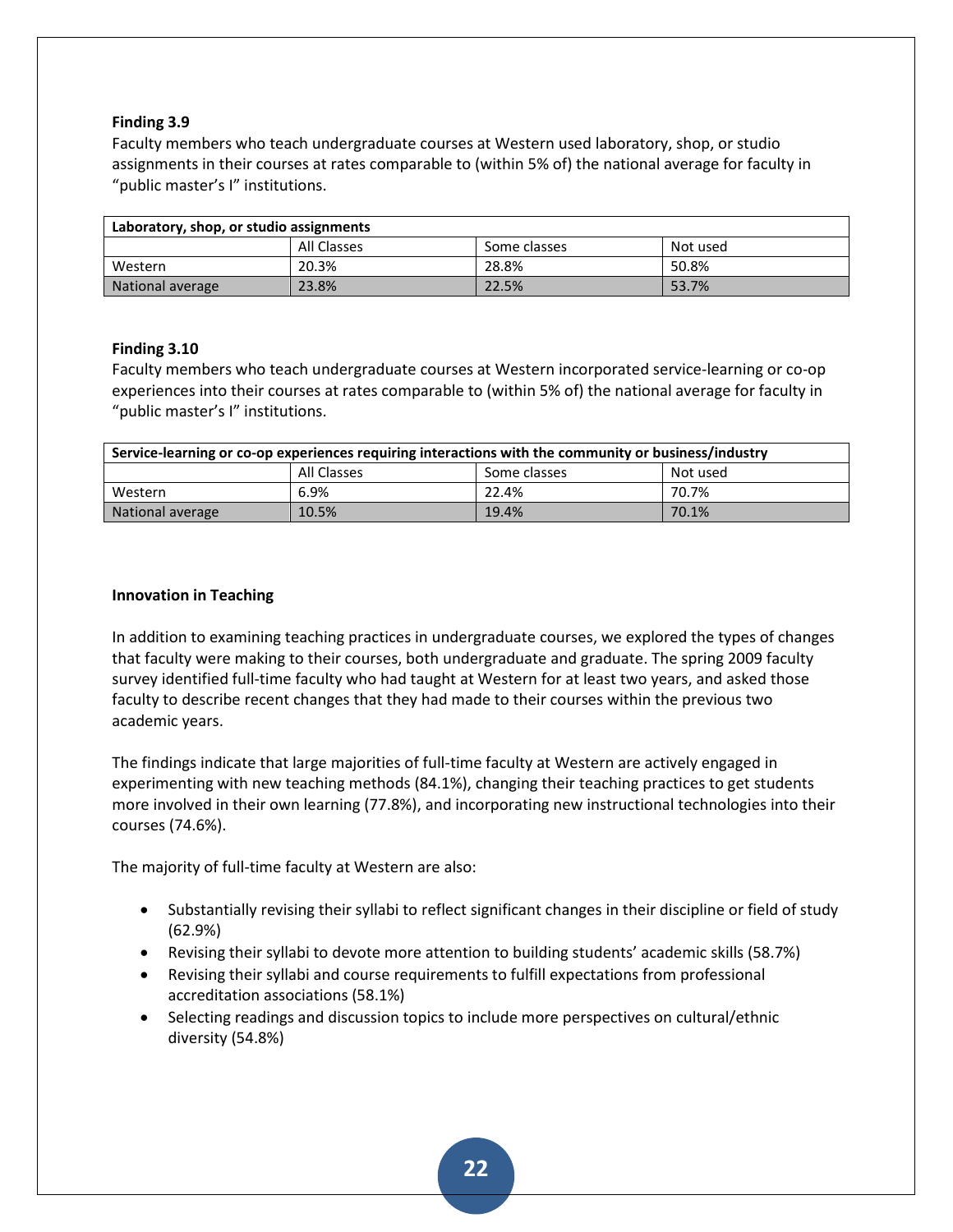**Finding 3.9**

Faculty members who teach undergraduate courses at Western used laboratory, shop, or studio assignments in their courses at rates comparable to (within 5% of) the national average for faculty in “public master’s I” institutions.

| Laboratory, shop, or studio assignments | | | |
|---|---|---|---|
| | All Classes | Some classes | Not used |
| Western | 20.3% | 28.8% | 50.8% |
| National average | 23.8% | 22.5% | 53.7% |

**Finding 3.10**

Faculty members who teach undergraduate courses at Western incorporated service-learning or co-op experiences into their courses at rates comparable to (within 5% of) the national average for faculty in “public master’s I” institutions.

| Service-learning or co-op experiences requiring interactions with the community or business/industry | | | |
|---|---|---|---|
| | All Classes | Some classes | Not used |
| Western | 6.9% | 22.4% | 70.7% |
| National average | 10.5% | 19.4% | 70.1% |

**Innovation in Teaching**

In addition to examining teaching practices in undergraduate courses, we explored the types of changes that faculty were making to their courses, both undergraduate and graduate. The spring 2009 faculty survey identified full-time faculty who had taught at Western for at least two years, and asked those faculty to describe recent changes that they had made to their courses within the previous two academic years.

The findings indicate that large majorities of full-time faculty at Western are actively engaged in experimenting with new teaching methods (84.1%), changing their teaching practices to get students more involved in their own learning (77.8%), and incorporating new instructional technologies into their courses (74.6%).

The majority of full-time faculty at Western are also:

- Substantially revising their syllabi to reflect significant changes in their discipline or field of study (62.9%)
- Revising their syllabi to devote more attention to building students’ academic skills (58.7%)
- Revising their syllabi and course requirements to fulfill expectations from professional accreditation associations (58.1%)
- Selecting readings and discussion topics to include more perspectives on cultural/ethnic diversity (54.8%)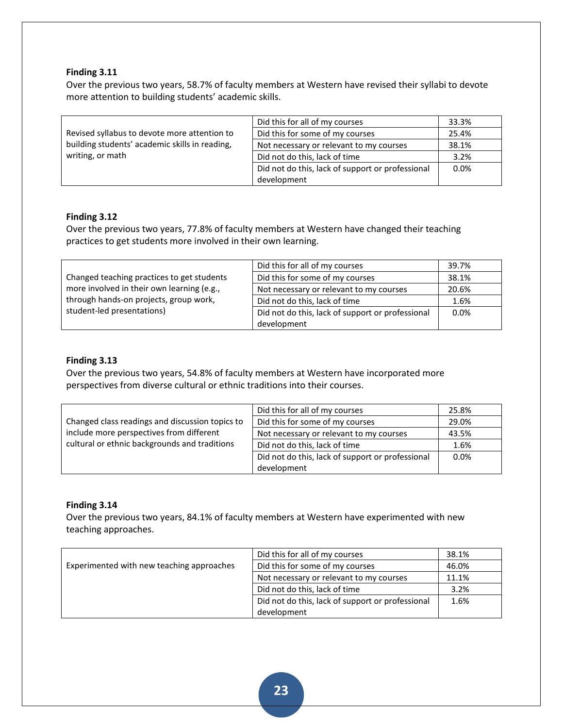**Finding 3.11**

Over the previous two years, 58.7% of faculty members at Western have revised their syllabi to devote more attention to building students' academic skills.

| | | |
|---|---|---|
| Revised syllabus to devote more attention to building students' academic skills in reading, writing, or math | Did this for all of my courses | 33.3% |
| | Did this for some of my courses | 25.4% |
| | Not necessary or relevant to my courses | 38.1% |
| | Did not do this, lack of time | 3.2% |
| | Did not do this, lack of support or professional development | 0.0% |

**Finding 3.12**

Over the previous two years, 77.8% of faculty members at Western have changed their teaching practices to get students more involved in their own learning.

| | | |
|---|---|---|
| Changed teaching practices to get students more involved in their own learning (e.g., through hands-on projects, group work, student-led presentations) | Did this for all of my courses | 39.7% |
| | Did this for some of my courses | 38.1% |
| | Not necessary or relevant to my courses | 20.6% |
| | Did not do this, lack of time | 1.6% |
| | Did not do this, lack of support or professional development | 0.0% |

**Finding 3.13**

Over the previous two years, 54.8% of faculty members at Western have incorporated more perspectives from diverse cultural or ethnic traditions into their courses.

| | | |
|---|---|---|
| Changed class readings and discussion topics to include more perspectives from different cultural or ethnic backgrounds and traditions | Did this for all of my courses | 25.8% |
| | Did this for some of my courses | 29.0% |
| | Not necessary or relevant to my courses | 43.5% |
| | Did not do this, lack of time | 1.6% |
| | Did not do this, lack of support or professional development | 0.0% |

**Finding 3.14**

Over the previous two years, 84.1% of faculty members at Western have experimented with new teaching approaches.

| | | |
|---|---|---|
| Experimented with new teaching approaches | Did this for all of my courses | 38.1% |
| | Did this for some of my courses | 46.0% |
| | Not necessary or relevant to my courses | 11.1% |
| | Did not do this, lack of time | 3.2% |
| | Did not do this, lack of support or professional development | 1.6% |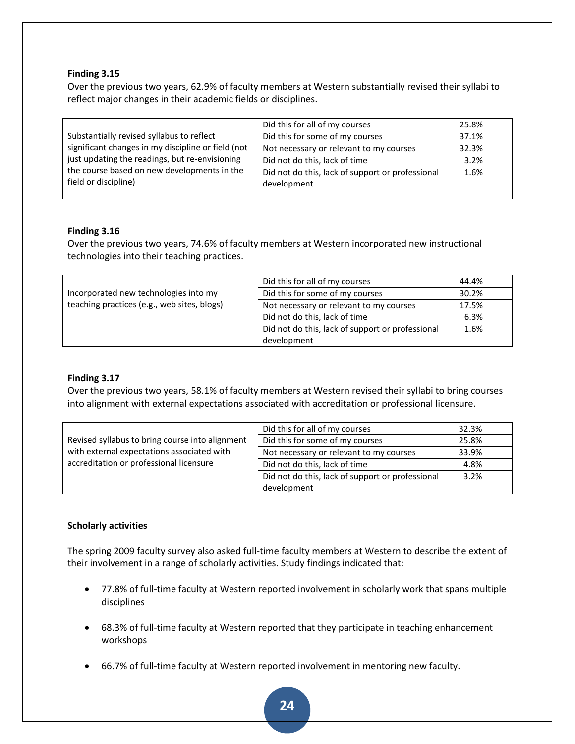**Finding 3.15**

Over the previous two years, 62.9% of faculty members at Western substantially revised their syllabi to reflect major changes in their academic fields or disciplines.

| | | |
|---|---|---|
| Substantially revised syllabus to reflect significant changes in my discipline or field (not just updating the readings, but re-envisioning the course based on new developments in the field or discipline) | Did this for all of my courses | 25.8% |
| | Did this for some of my courses | 37.1% |
| | Not necessary or relevant to my courses | 32.3% |
| | Did not do this, lack of time | 3.2% |
| | Did not do this, lack of support or professional development | 1.6% |

**Finding 3.16**

Over the previous two years, 74.6% of faculty members at Western incorporated new instructional technologies into their teaching practices.

| | | |
|---|---|---|
| Incorporated new technologies into my teaching practices (e.g., web sites, blogs) | Did this for all of my courses | 44.4% |
| | Did this for some of my courses | 30.2% |
| | Not necessary or relevant to my courses | 17.5% |
| | Did not do this, lack of time | 6.3% |
| | Did not do this, lack of support or professional development | 1.6% |

**Finding 3.17**

Over the previous two years, 58.1% of faculty members at Western revised their syllabi to bring courses into alignment with external expectations associated with accreditation or professional licensure.

| | | |
|---|---|---|
| Revised syllabus to bring course into alignment with external expectations associated with accreditation or professional licensure | Did this for all of my courses | 32.3% |
| | Did this for some of my courses | 25.8% |
| | Not necessary or relevant to my courses | 33.9% |
| | Did not do this, lack of time | 4.8% |
| | Did not do this, lack of support or professional development | 3.2% |

**Scholarly activities**

The spring 2009 faculty survey also asked full-time faculty members at Western to describe the extent of their involvement in a range of scholarly activities. Study findings indicated that:

- 77.8% of full-time faculty at Western reported involvement in scholarly work that spans multiple disciplines
- 68.3% of full-time faculty at Western reported that they participate in teaching enhancement workshops
- 66.7% of full-time faculty at Western reported involvement in mentoring new faculty.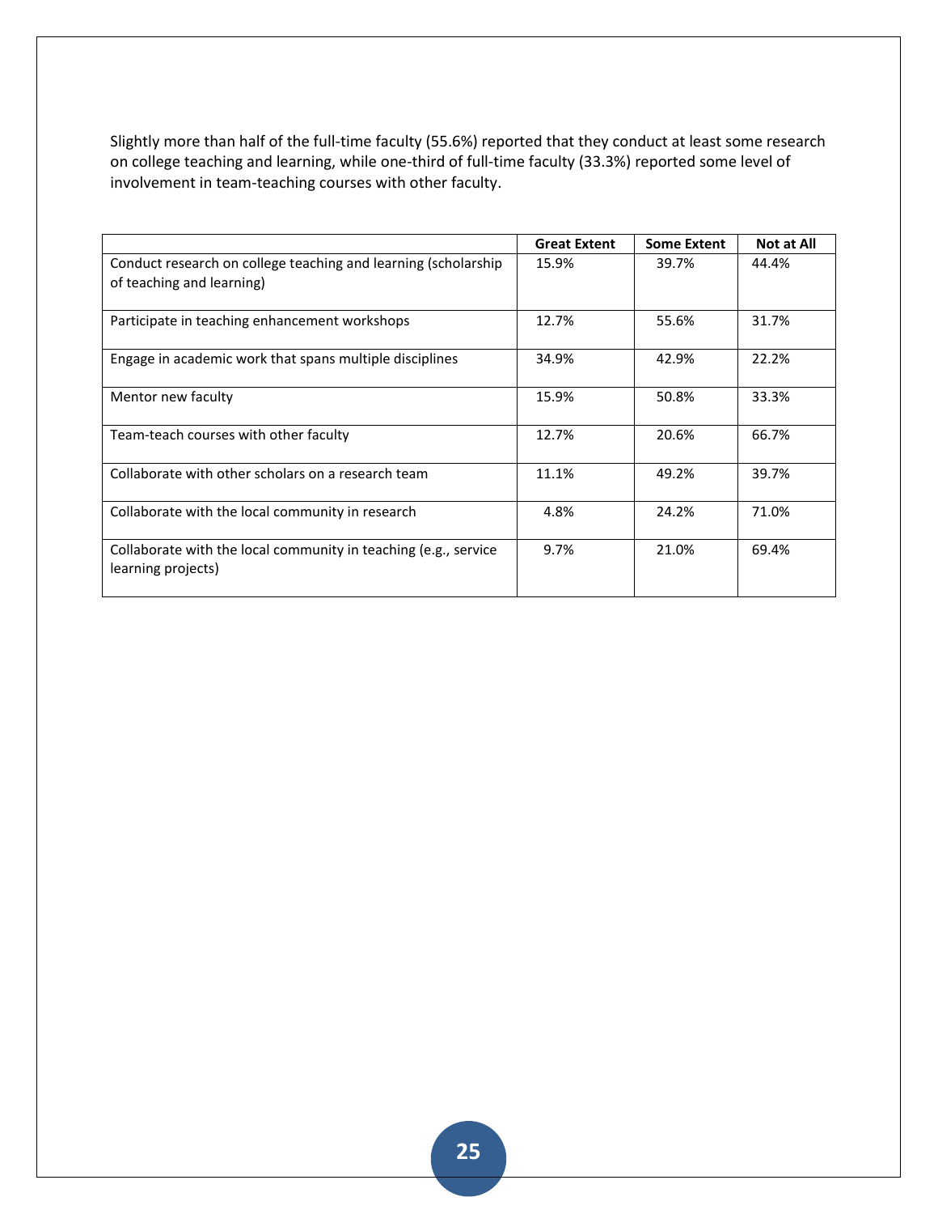Slightly more than half of the full-time faculty (55.6%) reported that they conduct at least some research on college teaching and learning, while one-third of full-time faculty (33.3%) reported some level of involvement in team-teaching courses with other faculty.

| | Great Extent | Some Extent | Not at All |
|---|---|---|---|
| Conduct research on college teaching and learning (scholarship of teaching and learning) | 15.9% | 39.7% | 44.4% |
| Participate in teaching enhancement workshops | 12.7% | 55.6% | 31.7% |
| Engage in academic work that spans multiple disciplines | 34.9% | 42.9% | 22.2% |
| Mentor new faculty | 15.9% | 50.8% | 33.3% |
| Team-teach courses with other faculty | 12.7% | 20.6% | 66.7% |
| Collaborate with other scholars on a research team | 11.1% | 49.2% | 39.7% |
| Collaborate with the local community in research | 4.8% | 24.2% | 71.0% |
| Collaborate with the local community in teaching (e.g., service learning projects) | 9.7% | 21.0% | 69.4% |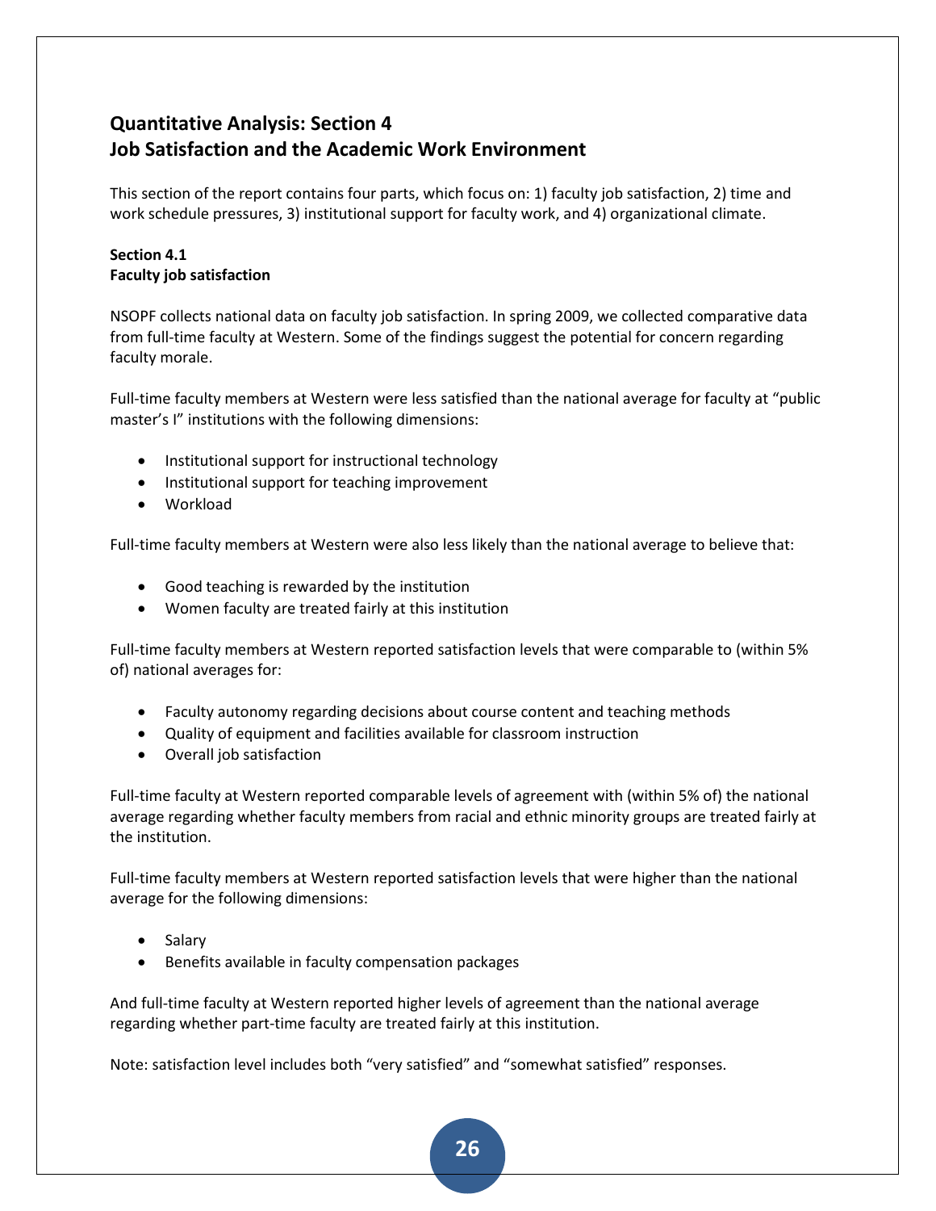## Quantitative Analysis: Section 4
## Job Satisfaction and the Academic Work Environment

This section of the report contains four parts, which focus on: 1) faculty job satisfaction, 2) time and work schedule pressures, 3) institutional support for faculty work, and 4) organizational climate.

### Section 4.1
### Faculty job satisfaction

NSOPF collects national data on faculty job satisfaction. In spring 2009, we collected comparative data from full-time faculty at Western. Some of the findings suggest the potential for concern regarding faculty morale.

Full-time faculty members at Western were less satisfied than the national average for faculty at "public master's I" institutions with the following dimensions:

- Institutional support for instructional technology
- Institutional support for teaching improvement
- Workload

Full-time faculty members at Western were also less likely than the national average to believe that:

- Good teaching is rewarded by the institution
- Women faculty are treated fairly at this institution

Full-time faculty members at Western reported satisfaction levels that were comparable to (within 5% of) national averages for:

- Faculty autonomy regarding decisions about course content and teaching methods
- Quality of equipment and facilities available for classroom instruction
- Overall job satisfaction

Full-time faculty at Western reported comparable levels of agreement with (within 5% of) the national average regarding whether faculty members from racial and ethnic minority groups are treated fairly at the institution.

Full-time faculty members at Western reported satisfaction levels that were higher than the national average for the following dimensions:

- Salary
- Benefits available in faculty compensation packages

And full-time faculty at Western reported higher levels of agreement than the national average regarding whether part-time faculty are treated fairly at this institution.

Note: satisfaction level includes both "very satisfied" and "somewhat satisfied" responses.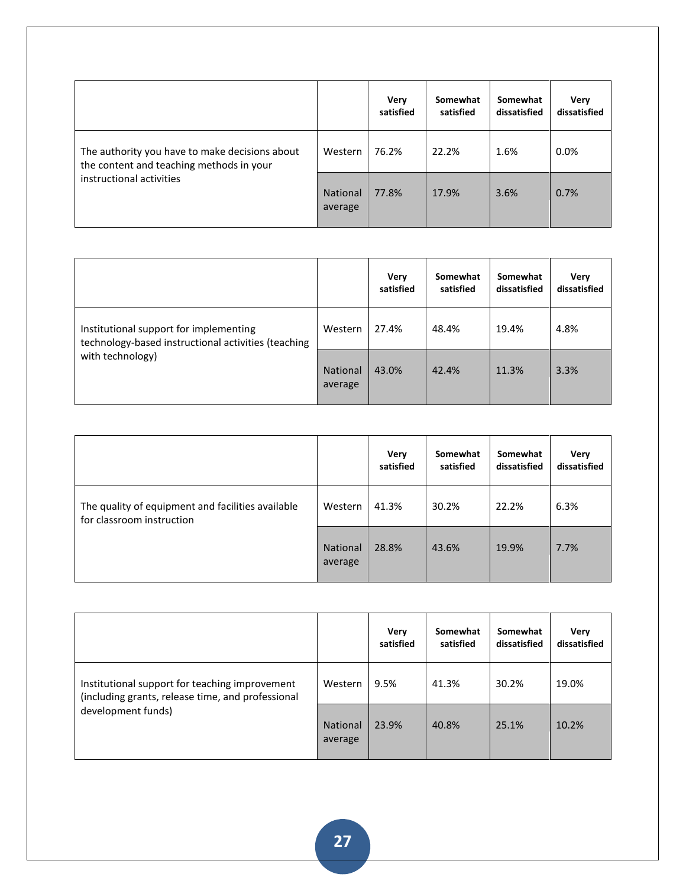| | | Very satisfied | Somewhat satisfied | Somewhat dissatisfied | Very dissatisfied |
|---|---|---|---|---|---|
| The authority you have to make decisions about the content and teaching methods in your instructional activities | Western | 76.2% | 22.2% | 1.6% | 0.0% |
| | National average | 77.8% | 17.9% | 3.6% | 0.7% |

| | | Very satisfied | Somewhat satisfied | Somewhat dissatisfied | Very dissatisfied |
|---|---|---|---|---|---|
| Institutional support for implementing technology-based instructional activities (teaching with technology) | Western | 27.4% | 48.4% | 19.4% | 4.8% |
| | National average | 43.0% | 42.4% | 11.3% | 3.3% |

| | | Very satisfied | Somewhat satisfied | Somewhat dissatisfied | Very dissatisfied |
|---|---|---|---|---|---|
| The quality of equipment and facilities available for classroom instruction | Western | 41.3% | 30.2% | 22.2% | 6.3% |
| | National average | 28.8% | 43.6% | 19.9% | 7.7% |

| | | Very satisfied | Somewhat satisfied | Somewhat dissatisfied | Very dissatisfied |
|---|---|---|---|---|---|
| Institutional support for teaching improvement (including grants, release time, and professional development funds) | Western | 9.5% | 41.3% | 30.2% | 19.0% |
| | National average | 23.9% | 40.8% | 25.1% | 10.2% |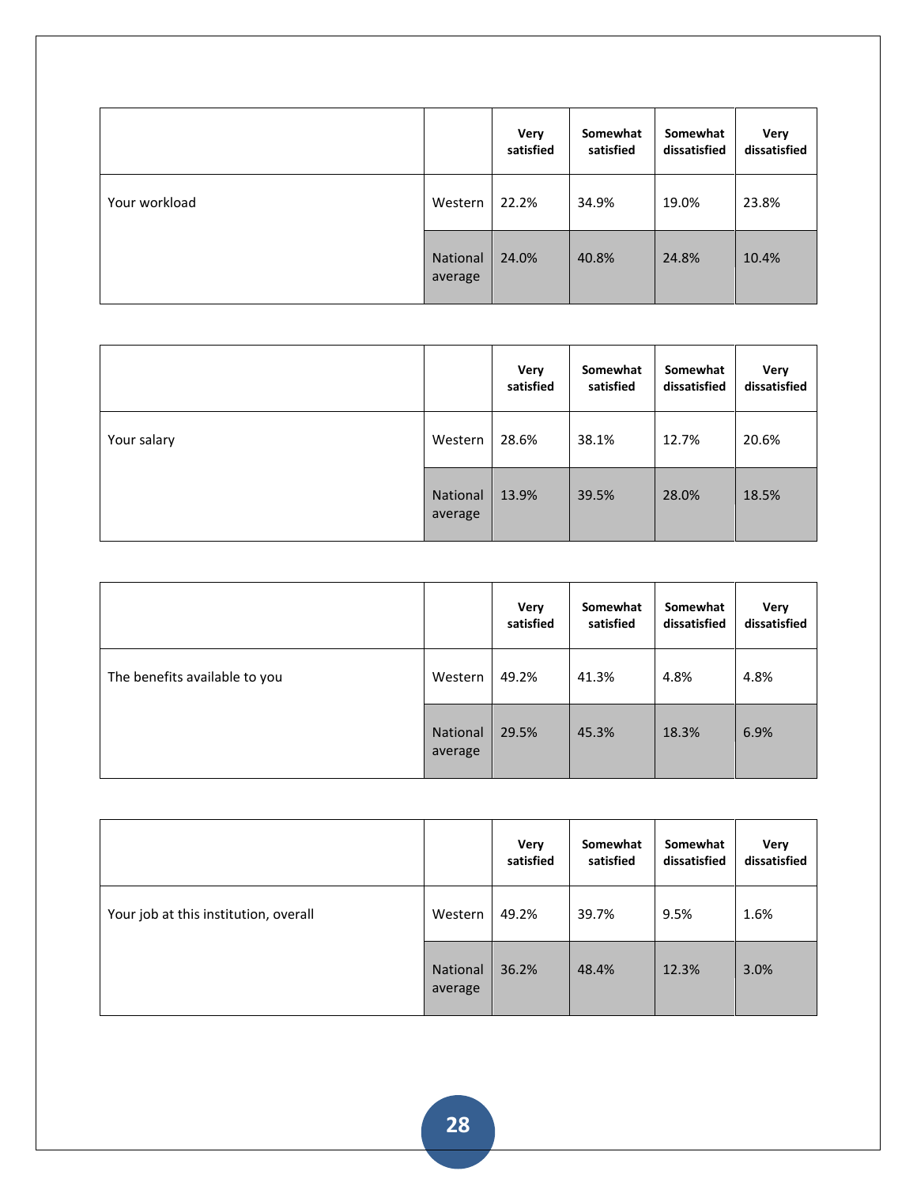| | | Very satisfied | Somewhat satisfied | Somewhat dissatisfied | Very dissatisfied |
|---|---|---|---|---|---|
| Your workload | Western | 22.2% | 34.9% | 19.0% | 23.8% |
| | National average | 24.0% | 40.8% | 24.8% | 10.4% |

| | | Very satisfied | Somewhat satisfied | Somewhat dissatisfied | Very dissatisfied |
|---|---|---|---|---|---|
| Your salary | Western | 28.6% | 38.1% | 12.7% | 20.6% |
| | National average | 13.9% | 39.5% | 28.0% | 18.5% |

| | | Very satisfied | Somewhat satisfied | Somewhat dissatisfied | Very dissatisfied |
|---|---|---|---|---|---|
| The benefits available to you | Western | 49.2% | 41.3% | 4.8% | 4.8% |
| | National average | 29.5% | 45.3% | 18.3% | 6.9% |

| | | Very satisfied | Somewhat satisfied | Somewhat dissatisfied | Very dissatisfied |
|---|---|---|---|---|---|
| Your job at this institution, overall | Western | 49.2% | 39.7% | 9.5% | 1.6% |
| | National average | 36.2% | 48.4% | 12.3% | 3.0% |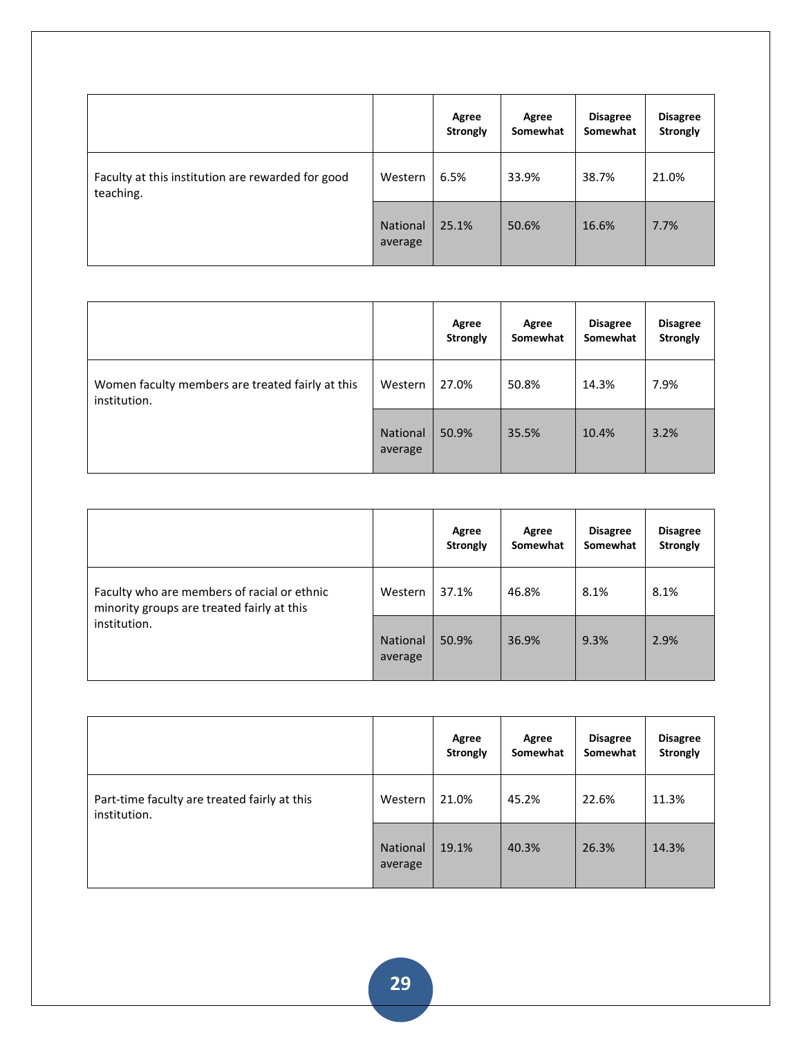| | | Agree Strongly | Agree Somewhat | Disagree Somewhat | Disagree Strongly |
|---|---|---|---|---|---|
| Faculty at this institution are rewarded for good teaching. | Western | 6.5% | 33.9% | 38.7% | 21.0% |
| | National average | 25.1% | 50.6% | 16.6% | 7.7% |

| | | Agree Strongly | Agree Somewhat | Disagree Somewhat | Disagree Strongly |
|---|---|---|---|---|---|
| Women faculty members are treated fairly at this institution. | Western | 27.0% | 50.8% | 14.3% | 7.9% |
| | National average | 50.9% | 35.5% | 10.4% | 3.2% |

| | | Agree Strongly | Agree Somewhat | Disagree Somewhat | Disagree Strongly |
|---|---|---|---|---|---|
| Faculty who are members of racial or ethnic minority groups are treated fairly at this institution. | Western | 37.1% | 46.8% | 8.1% | 8.1% |
| | National average | 50.9% | 36.9% | 9.3% | 2.9% |

| | | Agree Strongly | Agree Somewhat | Disagree Somewhat | Disagree Strongly |
|---|---|---|---|---|---|
| Part-time faculty are treated fairly at this institution. | Western | 21.0% | 45.2% | 22.6% | 11.3% |
| | National average | 19.1% | 40.3% | 26.3% | 14.3% |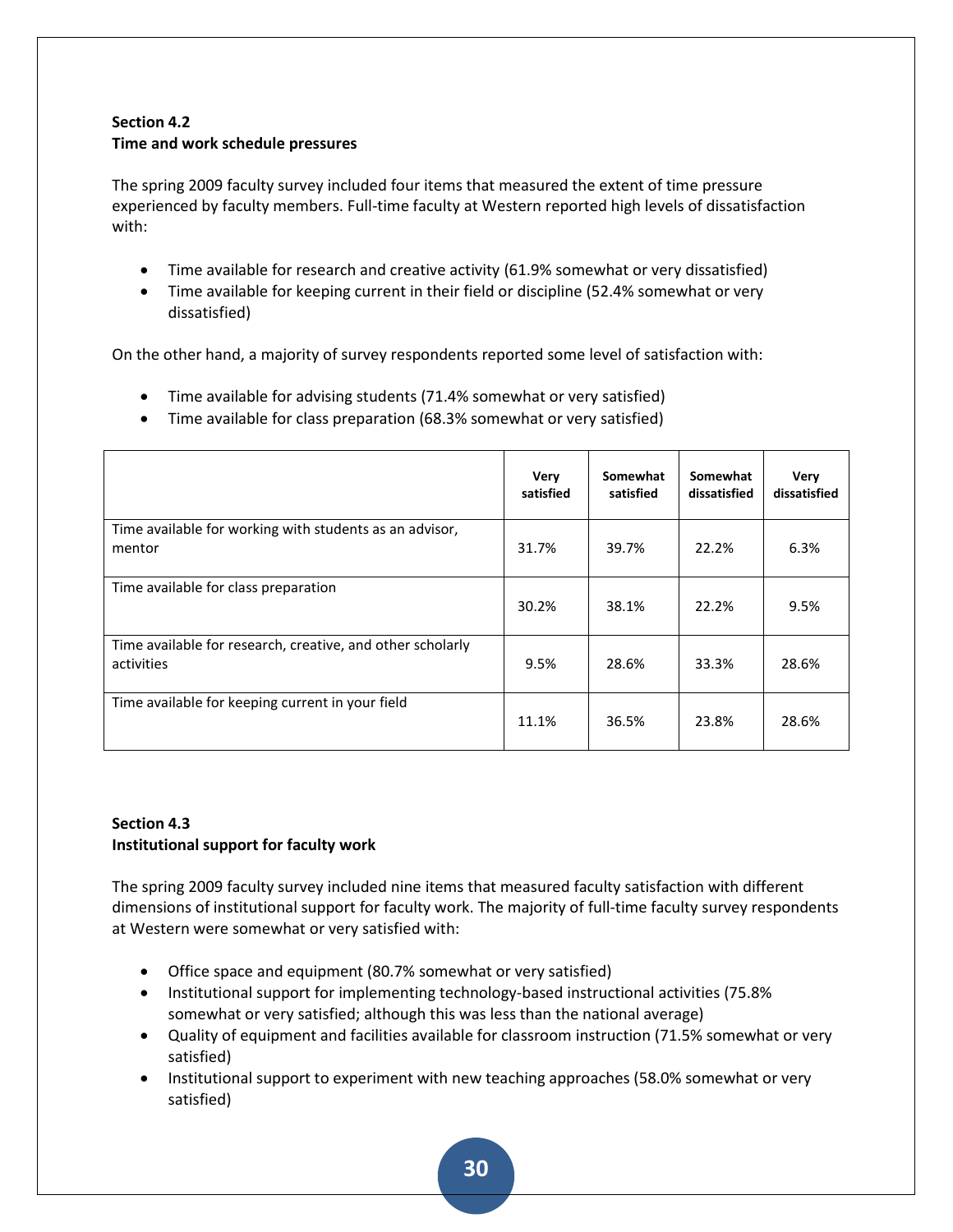**Section 4.2**
**Time and work schedule pressures**

The spring 2009 faculty survey included four items that measured the extent of time pressure experienced by faculty members. Full-time faculty at Western reported high levels of dissatisfaction with:

- Time available for research and creative activity (61.9% somewhat or very dissatisfied)
- Time available for keeping current in their field or discipline (52.4% somewhat or very dissatisfied)

On the other hand, a majority of survey respondents reported some level of satisfaction with:

- Time available for advising students (71.4% somewhat or very satisfied)
- Time available for class preparation (68.3% somewhat or very satisfied)

| | Very satisfied | Somewhat satisfied | Somewhat dissatisfied | Very dissatisfied |
|---|---|---|---|---|
| Time available for working with students as an advisor, mentor | 31.7% | 39.7% | 22.2% | 6.3% |
| Time available for class preparation | 30.2% | 38.1% | 22.2% | 9.5% |
| Time available for research, creative, and other scholarly activities | 9.5% | 28.6% | 33.3% | 28.6% |
| Time available for keeping current in your field | 11.1% | 36.5% | 23.8% | 28.6% |

**Section 4.3**
**Institutional support for faculty work**

The spring 2009 faculty survey included nine items that measured faculty satisfaction with different dimensions of institutional support for faculty work. The majority of full-time faculty survey respondents at Western were somewhat or very satisfied with:

- Office space and equipment (80.7% somewhat or very satisfied)
- Institutional support for implementing technology-based instructional activities (75.8% somewhat or very satisfied; although this was less than the national average)
- Quality of equipment and facilities available for classroom instruction (71.5% somewhat or very satisfied)
- Institutional support to experiment with new teaching approaches (58.0% somewhat or very satisfied)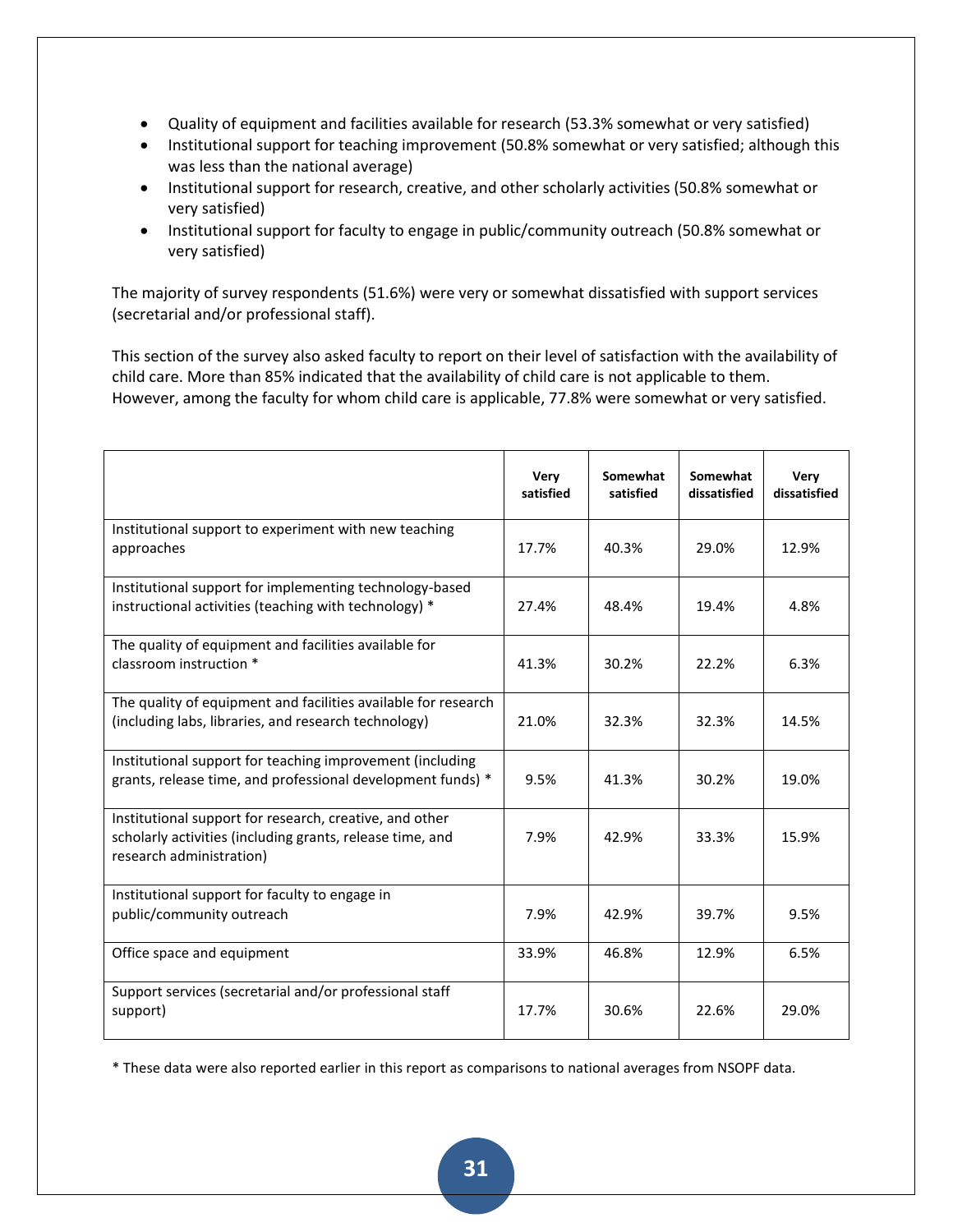- Quality of equipment and facilities available for research (53.3% somewhat or very satisfied)
- Institutional support for teaching improvement (50.8% somewhat or very satisfied; although this was less than the national average)
- Institutional support for research, creative, and other scholarly activities (50.8% somewhat or very satisfied)
- Institutional support for faculty to engage in public/community outreach (50.8% somewhat or very satisfied)

The majority of survey respondents (51.6%) were very or somewhat dissatisfied with support services (secretarial and/or professional staff).

This section of the survey also asked faculty to report on their level of satisfaction with the availability of child care. More than 85% indicated that the availability of child care is not applicable to them. However, among the faculty for whom child care is applicable, 77.8% were somewhat or very satisfied.

| | Very satisfied | Somewhat satisfied | Somewhat dissatisfied | Very dissatisfied |
|---|---|---|---|---|
| Institutional support to experiment with new teaching approaches | 17.7% | 40.3% | 29.0% | 12.9% |
| Institutional support for implementing technology-based instructional activities (teaching with technology) * | 27.4% | 48.4% | 19.4% | 4.8% |
| The quality of equipment and facilities available for classroom instruction * | 41.3% | 30.2% | 22.2% | 6.3% |
| The quality of equipment and facilities available for research (including labs, libraries, and research technology) | 21.0% | 32.3% | 32.3% | 14.5% |
| Institutional support for teaching improvement (including grants, release time, and professional development funds) * | 9.5% | 41.3% | 30.2% | 19.0% |
| Institutional support for research, creative, and other scholarly activities (including grants, release time, and research administration) | 7.9% | 42.9% | 33.3% | 15.9% |
| Institutional support for faculty to engage in public/community outreach | 7.9% | 42.9% | 39.7% | 9.5% |
| Office space and equipment | 33.9% | 46.8% | 12.9% | 6.5% |
| Support services (secretarial and/or professional staff support) | 17.7% | 30.6% | 22.6% | 29.0% |

* These data were also reported earlier in this report as comparisons to national averages from NSOPF data.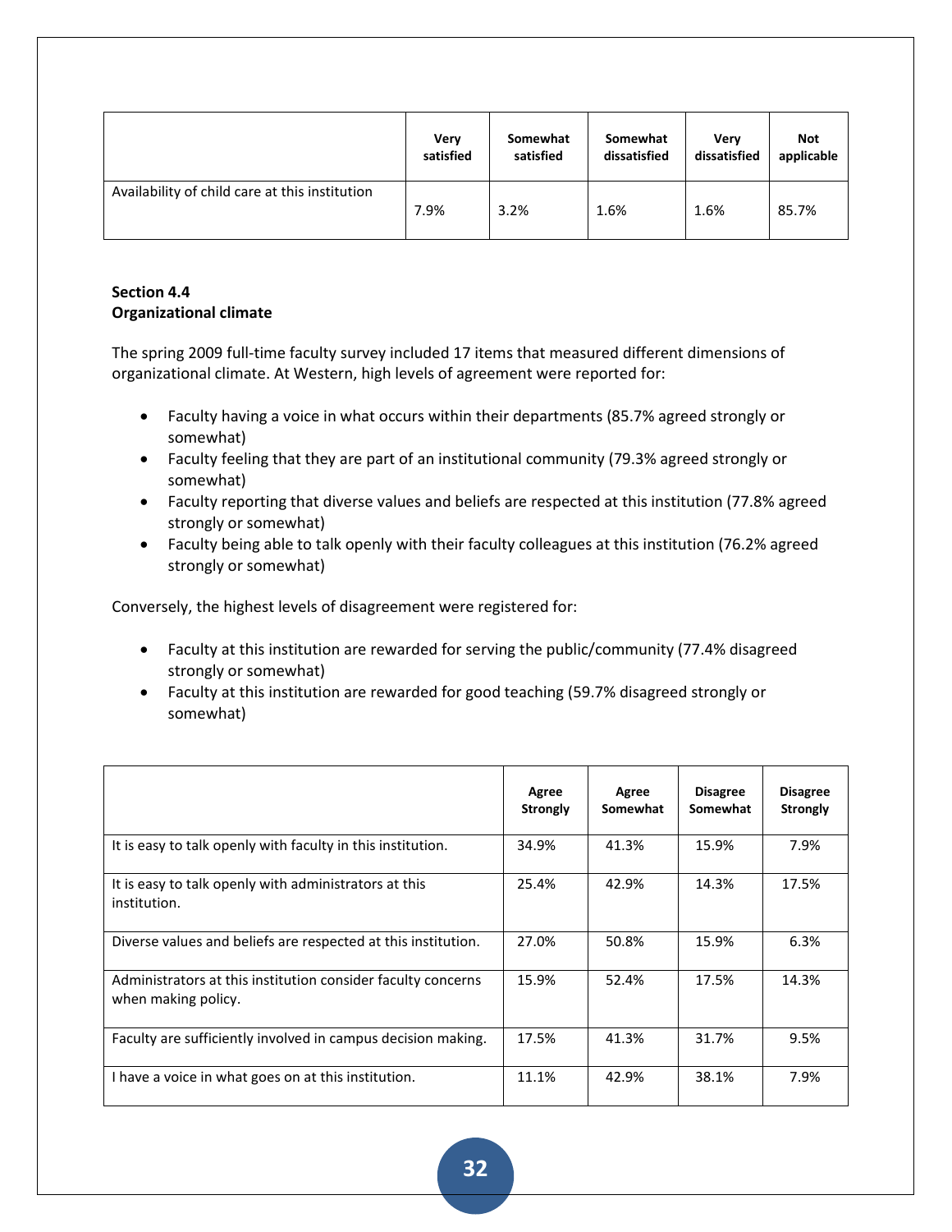| | Very satisfied | Somewhat satisfied | Somewhat dissatisfied | Very dissatisfied | Not applicable |
|---|---|---|---|---|---|
| Availability of child care at this institution | 7.9% | 3.2% | 1.6% | 1.6% | 85.7% |

**Section 4.4**
**Organizational climate**

The spring 2009 full-time faculty survey included 17 items that measured different dimensions of organizational climate. At Western, high levels of agreement were reported for:

- Faculty having a voice in what occurs within their departments (85.7% agreed strongly or somewhat)
- Faculty feeling that they are part of an institutional community (79.3% agreed strongly or somewhat)
- Faculty reporting that diverse values and beliefs are respected at this institution (77.8% agreed strongly or somewhat)
- Faculty being able to talk openly with their faculty colleagues at this institution (76.2% agreed strongly or somewhat)

Conversely, the highest levels of disagreement were registered for:

- Faculty at this institution are rewarded for serving the public/community (77.4% disagreed strongly or somewhat)
- Faculty at this institution are rewarded for good teaching (59.7% disagreed strongly or somewhat)

| | Agree Strongly | Agree Somewhat | Disagree Somewhat | Disagree Strongly |
|---|---|---|---|---|
| It is easy to talk openly with faculty in this institution. | 34.9% | 41.3% | 15.9% | 7.9% |
| It is easy to talk openly with administrators at this institution. | 25.4% | 42.9% | 14.3% | 17.5% |
| Diverse values and beliefs are respected at this institution. | 27.0% | 50.8% | 15.9% | 6.3% |
| Administrators at this institution consider faculty concerns when making policy. | 15.9% | 52.4% | 17.5% | 14.3% |
| Faculty are sufficiently involved in campus decision making. | 17.5% | 41.3% | 31.7% | 9.5% |
| I have a voice in what goes on at this institution. | 11.1% | 42.9% | 38.1% | 7.9% |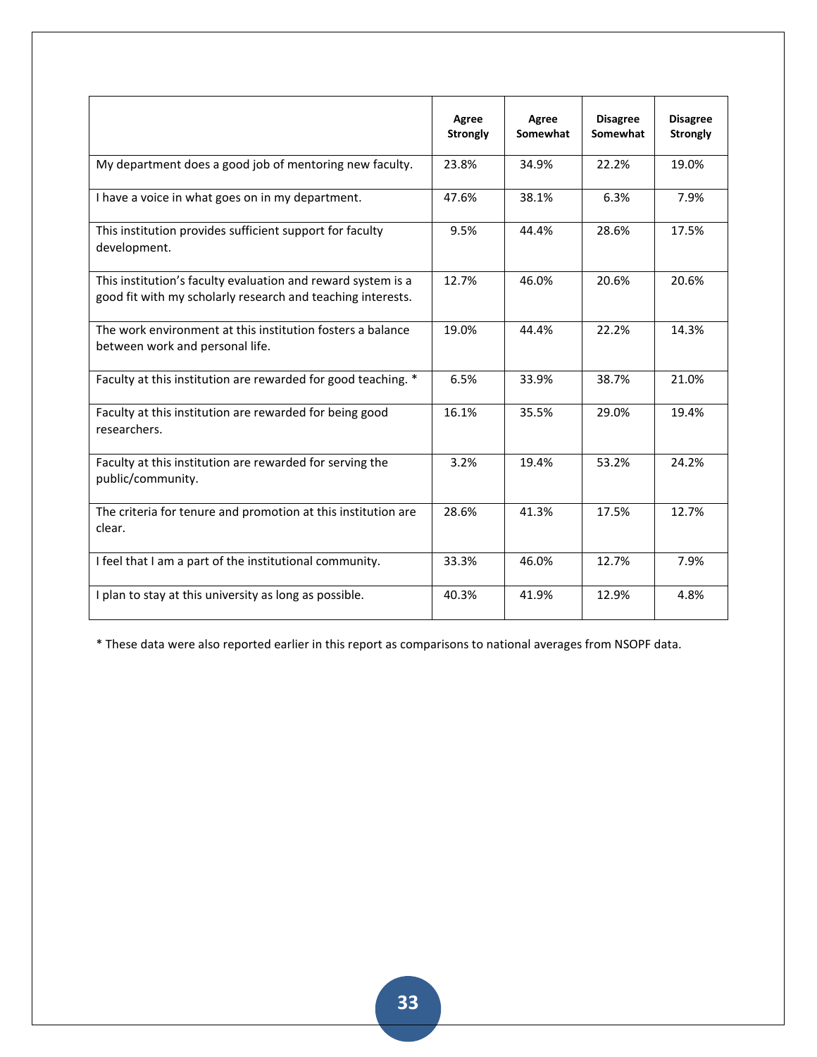| | Agree Strongly | Agree Somewhat | Disagree Somewhat | Disagree Strongly |
|---|---|---|---|---|
| My department does a good job of mentoring new faculty. | 23.8% | 34.9% | 22.2% | 19.0% |
| I have a voice in what goes on in my department. | 47.6% | 38.1% | 6.3% | 7.9% |
| This institution provides sufficient support for faculty development. | 9.5% | 44.4% | 28.6% | 17.5% |
| This institution's faculty evaluation and reward system is a good fit with my scholarly research and teaching interests. | 12.7% | 46.0% | 20.6% | 20.6% |
| The work environment at this institution fosters a balance between work and personal life. | 19.0% | 44.4% | 22.2% | 14.3% |
| Faculty at this institution are rewarded for good teaching. * | 6.5% | 33.9% | 38.7% | 21.0% |
| Faculty at this institution are rewarded for being good researchers. | 16.1% | 35.5% | 29.0% | 19.4% |
| Faculty at this institution are rewarded for serving the public/community. | 3.2% | 19.4% | 53.2% | 24.2% |
| The criteria for tenure and promotion at this institution are clear. | 28.6% | 41.3% | 17.5% | 12.7% |
| I feel that I am a part of the institutional community. | 33.3% | 46.0% | 12.7% | 7.9% |
| I plan to stay at this university as long as possible. | 40.3% | 41.9% | 12.9% | 4.8% |

* These data were also reported earlier in this report as comparisons to national averages from NSOPF data.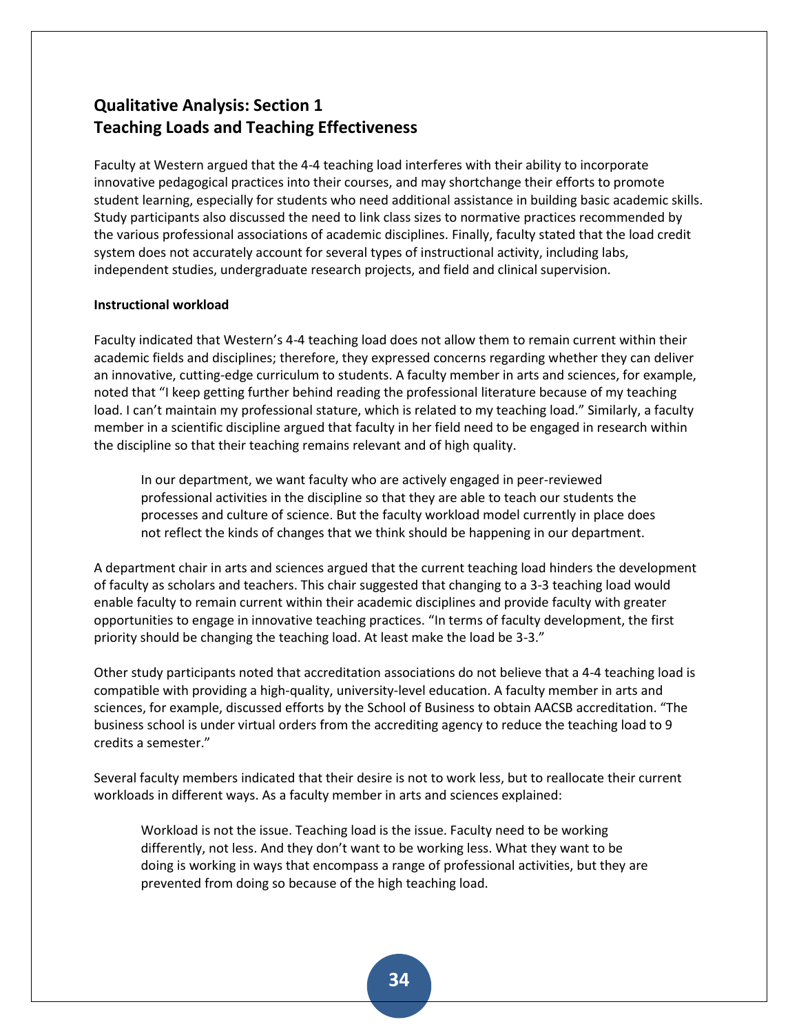## Qualitative Analysis: Section 1
## Teaching Loads and Teaching Effectiveness

Faculty at Western argued that the 4-4 teaching load interferes with their ability to incorporate innovative pedagogical practices into their courses, and may shortchange their efforts to promote student learning, especially for students who need additional assistance in building basic academic skills. Study participants also discussed the need to link class sizes to normative practices recommended by the various professional associations of academic disciplines. Finally, faculty stated that the load credit system does not accurately account for several types of instructional activity, including labs, independent studies, undergraduate research projects, and field and clinical supervision.

**Instructional workload**

Faculty indicated that Western's 4-4 teaching load does not allow them to remain current within their academic fields and disciplines; therefore, they expressed concerns regarding whether they can deliver an innovative, cutting-edge curriculum to students. A faculty member in arts and sciences, for example, noted that "I keep getting further behind reading the professional literature because of my teaching load. I can't maintain my professional stature, which is related to my teaching load." Similarly, a faculty member in a scientific discipline argued that faculty in her field need to be engaged in research within the discipline so that their teaching remains relevant and of high quality.

> In our department, we want faculty who are actively engaged in peer-reviewed professional activities in the discipline so that they are able to teach our students the processes and culture of science. But the faculty workload model currently in place does not reflect the kinds of changes that we think should be happening in our department.

A department chair in arts and sciences argued that the current teaching load hinders the development of faculty as scholars and teachers. This chair suggested that changing to a 3-3 teaching load would enable faculty to remain current within their academic disciplines and provide faculty with greater opportunities to engage in innovative teaching practices. "In terms of faculty development, the first priority should be changing the teaching load. At least make the load be 3-3."

Other study participants noted that accreditation associations do not believe that a 4-4 teaching load is compatible with providing a high-quality, university-level education. A faculty member in arts and sciences, for example, discussed efforts by the School of Business to obtain AACSB accreditation. "The business school is under virtual orders from the accrediting agency to reduce the teaching load to 9 credits a semester."

Several faculty members indicated that their desire is not to work less, but to reallocate their current workloads in different ways. As a faculty member in arts and sciences explained:

> Workload is not the issue. Teaching load is the issue. Faculty need to be working differently, not less. And they don't want to be working less. What they want to be doing is working in ways that encompass a range of professional activities, but they are prevented from doing so because of the high teaching load.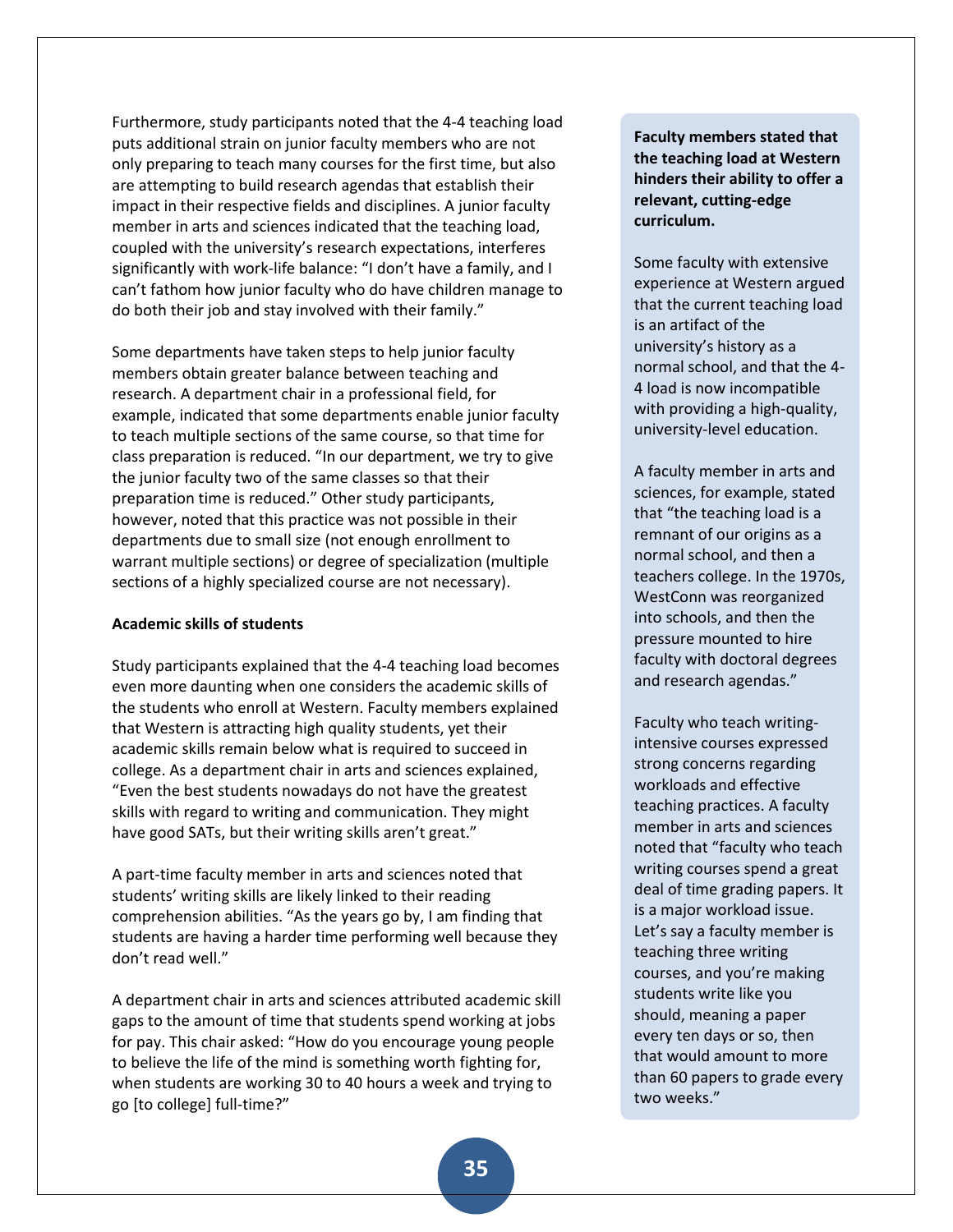Furthermore, study participants noted that the 4-4 teaching load puts additional strain on junior faculty members who are not only preparing to teach many courses for the first time, but also are attempting to build research agendas that establish their impact in their respective fields and disciplines. A junior faculty member in arts and sciences indicated that the teaching load, coupled with the university's research expectations, interferes significantly with work-life balance: "I don't have a family, and I can't fathom how junior faculty who do have children manage to do both their job and stay involved with their family."

Some departments have taken steps to help junior faculty members obtain greater balance between teaching and research. A department chair in a professional field, for example, indicated that some departments enable junior faculty to teach multiple sections of the same course, so that time for class preparation is reduced. "In our department, we try to give the junior faculty two of the same classes so that their preparation time is reduced." Other study participants, however, noted that this practice was not possible in their departments due to small size (not enough enrollment to warrant multiple sections) or degree of specialization (multiple sections of a highly specialized course are not necessary).

**Academic skills of students**

Study participants explained that the 4-4 teaching load becomes even more daunting when one considers the academic skills of the students who enroll at Western. Faculty members explained that Western is attracting high quality students, yet their academic skills remain below what is required to succeed in college. As a department chair in arts and sciences explained, "Even the best students nowadays do not have the greatest skills with regard to writing and communication. They might have good SATs, but their writing skills aren't great."

A part-time faculty member in arts and sciences noted that students' writing skills are likely linked to their reading comprehension abilities. "As the years go by, I am finding that students are having a harder time performing well because they don't read well."

A department chair in arts and sciences attributed academic skill gaps to the amount of time that students spend working at jobs for pay. This chair asked: "How do you encourage young people to believe the life of the mind is something worth fighting for, when students are working 30 to 40 hours a week and trying to go [to college] full-time?"

**Faculty members stated that the teaching load at Western hinders their ability to offer a relevant, cutting-edge curriculum.**

Some faculty with extensive experience at Western argued that the current teaching load is an artifact of the university's history as a normal school, and that the 4-4 load is now incompatible with providing a high-quality, university-level education.

A faculty member in arts and sciences, for example, stated that "the teaching load is a remnant of our origins as a normal school, and then a teachers college. In the 1970s, WestConn was reorganized into schools, and then the pressure mounted to hire faculty with doctoral degrees and research agendas."

Faculty who teach writing-intensive courses expressed strong concerns regarding workloads and effective teaching practices. A faculty member in arts and sciences noted that "faculty who teach writing courses spend a great deal of time grading papers. It is a major workload issue. Let's say a faculty member is teaching three writing courses, and you're making students write like you should, meaning a paper every ten days or so, then that would amount to more than 60 papers to grade every two weeks."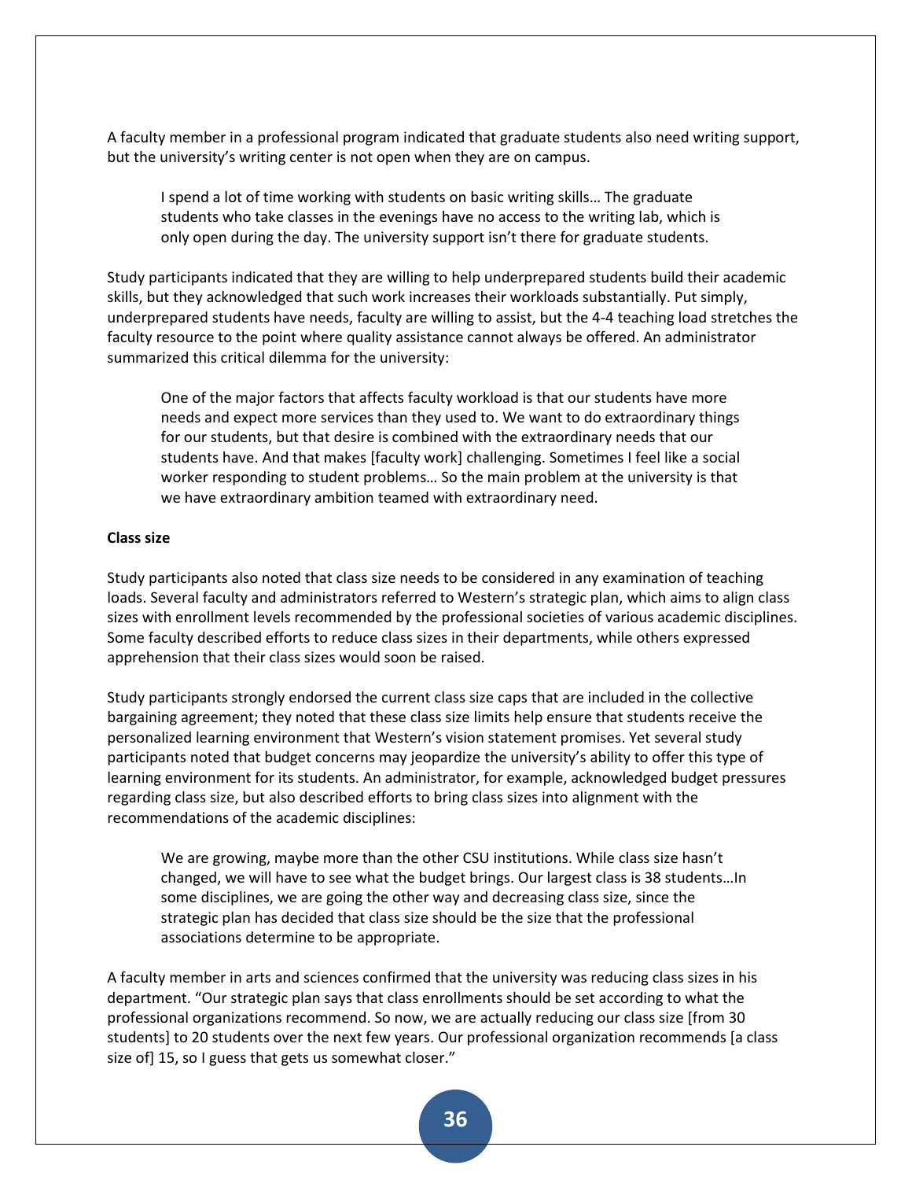A faculty member in a professional program indicated that graduate students also need writing support, but the university's writing center is not open when they are on campus.

> I spend a lot of time working with students on basic writing skills… The graduate students who take classes in the evenings have no access to the writing lab, which is only open during the day. The university support isn't there for graduate students.

Study participants indicated that they are willing to help underprepared students build their academic skills, but they acknowledged that such work increases their workloads substantially. Put simply, underprepared students have needs, faculty are willing to assist, but the 4-4 teaching load stretches the faculty resource to the point where quality assistance cannot always be offered. An administrator summarized this critical dilemma for the university:

> One of the major factors that affects faculty workload is that our students have more needs and expect more services than they used to. We want to do extraordinary things for our students, but that desire is combined with the extraordinary needs that our students have. And that makes [faculty work] challenging. Sometimes I feel like a social worker responding to student problems… So the main problem at the university is that we have extraordinary ambition teamed with extraordinary need.

**Class size**

Study participants also noted that class size needs to be considered in any examination of teaching loads. Several faculty and administrators referred to Western's strategic plan, which aims to align class sizes with enrollment levels recommended by the professional societies of various academic disciplines. Some faculty described efforts to reduce class sizes in their departments, while others expressed apprehension that their class sizes would soon be raised.

Study participants strongly endorsed the current class size caps that are included in the collective bargaining agreement; they noted that these class size limits help ensure that students receive the personalized learning environment that Western's vision statement promises. Yet several study participants noted that budget concerns may jeopardize the university's ability to offer this type of learning environment for its students. An administrator, for example, acknowledged budget pressures regarding class size, but also described efforts to bring class sizes into alignment with the recommendations of the academic disciplines:

> We are growing, maybe more than the other CSU institutions. While class size hasn't changed, we will have to see what the budget brings. Our largest class is 38 students…In some disciplines, we are going the other way and decreasing class size, since the strategic plan has decided that class size should be the size that the professional associations determine to be appropriate.

A faculty member in arts and sciences confirmed that the university was reducing class sizes in his department. "Our strategic plan says that class enrollments should be set according to what the professional organizations recommend. So now, we are actually reducing our class size [from 30 students] to 20 students over the next few years. Our professional organization recommends [a class size of] 15, so I guess that gets us somewhat closer."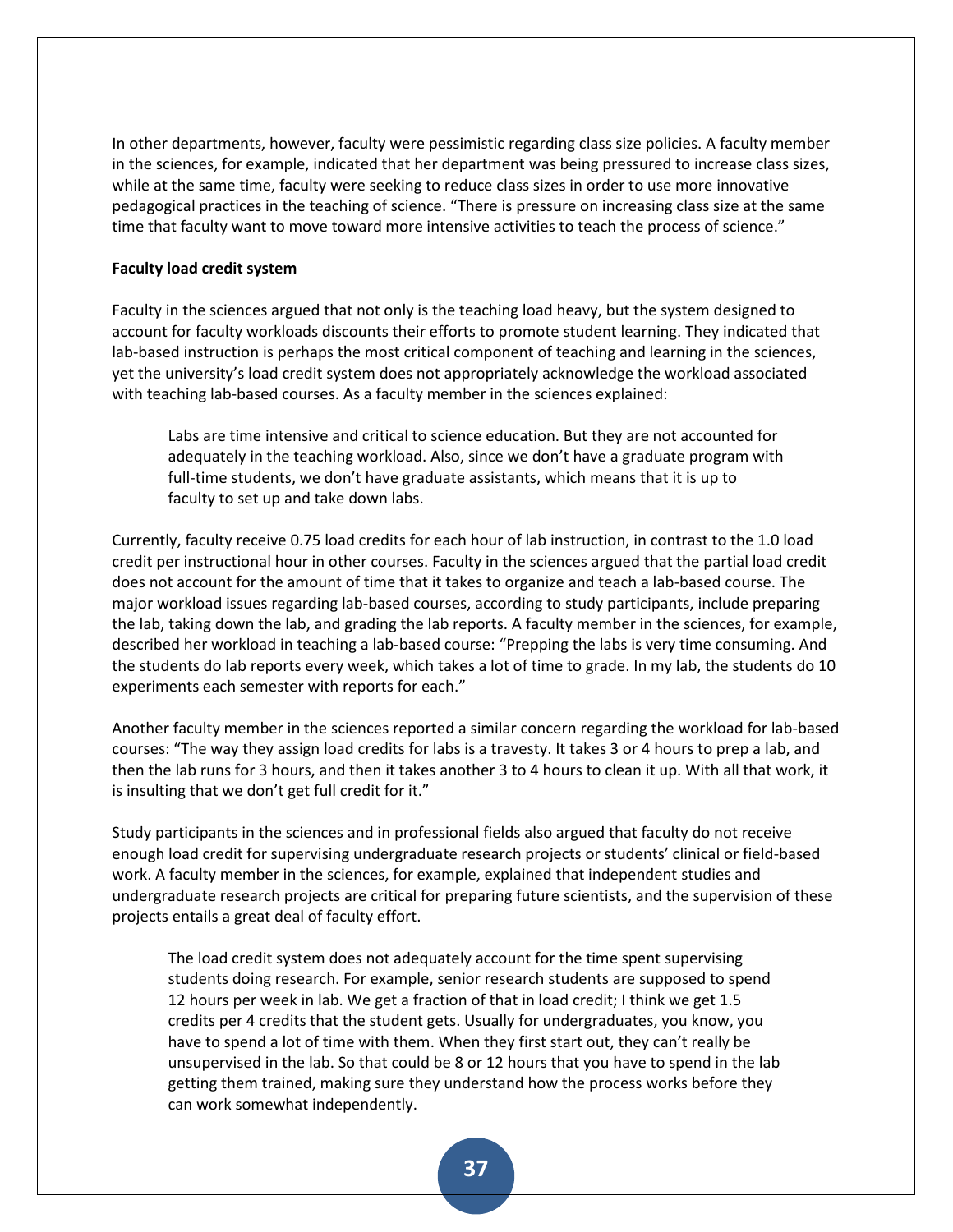In other departments, however, faculty were pessimistic regarding class size policies. A faculty member in the sciences, for example, indicated that her department was being pressured to increase class sizes, while at the same time, faculty were seeking to reduce class sizes in order to use more innovative pedagogical practices in the teaching of science. “There is pressure on increasing class size at the same time that faculty want to move toward more intensive activities to teach the process of science.”

**Faculty load credit system**

Faculty in the sciences argued that not only is the teaching load heavy, but the system designed to account for faculty workloads discounts their efforts to promote student learning. They indicated that lab-based instruction is perhaps the most critical component of teaching and learning in the sciences, yet the university’s load credit system does not appropriately acknowledge the workload associated with teaching lab-based courses. As a faculty member in the sciences explained:

> Labs are time intensive and critical to science education. But they are not accounted for adequately in the teaching workload. Also, since we don’t have a graduate program with full-time students, we don’t have graduate assistants, which means that it is up to faculty to set up and take down labs.

Currently, faculty receive 0.75 load credits for each hour of lab instruction, in contrast to the 1.0 load credit per instructional hour in other courses. Faculty in the sciences argued that the partial load credit does not account for the amount of time that it takes to organize and teach a lab-based course. The major workload issues regarding lab-based courses, according to study participants, include preparing the lab, taking down the lab, and grading the lab reports. A faculty member in the sciences, for example, described her workload in teaching a lab-based course: “Prepping the labs is very time consuming. And the students do lab reports every week, which takes a lot of time to grade. In my lab, the students do 10 experiments each semester with reports for each.”

Another faculty member in the sciences reported a similar concern regarding the workload for lab-based courses: “The way they assign load credits for labs is a travesty. It takes 3 or 4 hours to prep a lab, and then the lab runs for 3 hours, and then it takes another 3 to 4 hours to clean it up. With all that work, it is insulting that we don’t get full credit for it.”

Study participants in the sciences and in professional fields also argued that faculty do not receive enough load credit for supervising undergraduate research projects or students’ clinical or field-based work. A faculty member in the sciences, for example, explained that independent studies and undergraduate research projects are critical for preparing future scientists, and the supervision of these projects entails a great deal of faculty effort.

> The load credit system does not adequately account for the time spent supervising students doing research. For example, senior research students are supposed to spend 12 hours per week in lab. We get a fraction of that in load credit; I think we get 1.5 credits per 4 credits that the student gets. Usually for undergraduates, you know, you have to spend a lot of time with them. When they first start out, they can’t really be unsupervised in the lab. So that could be 8 or 12 hours that you have to spend in the lab getting them trained, making sure they understand how the process works before they can work somewhat independently.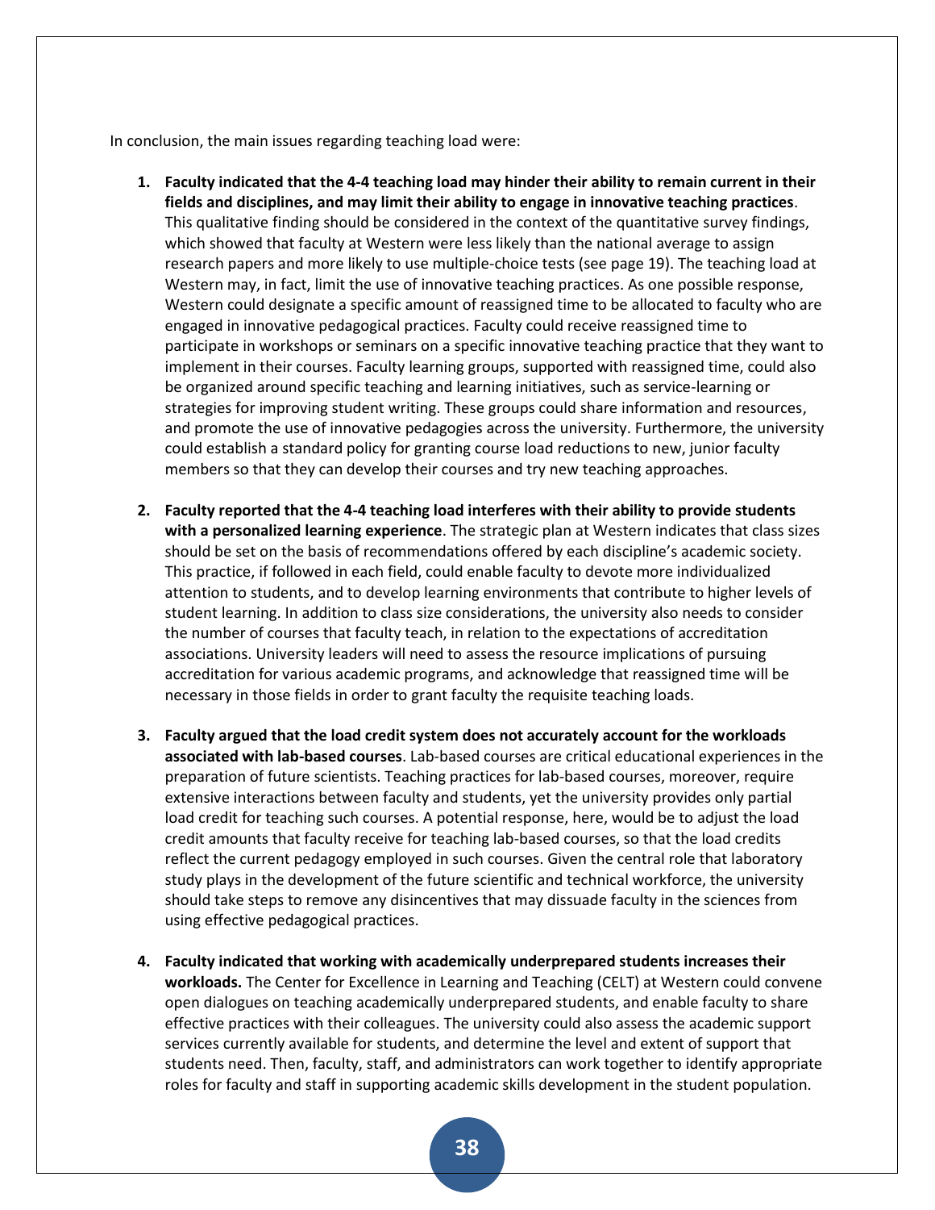In conclusion, the main issues regarding teaching load were:

1. **Faculty indicated that the 4-4 teaching load may hinder their ability to remain current in their fields and disciplines, and may limit their ability to engage in innovative teaching practices**. This qualitative finding should be considered in the context of the quantitative survey findings, which showed that faculty at Western were less likely than the national average to assign research papers and more likely to use multiple-choice tests (see page 19). The teaching load at Western may, in fact, limit the use of innovative teaching practices. As one possible response, Western could designate a specific amount of reassigned time to be allocated to faculty who are engaged in innovative pedagogical practices. Faculty could receive reassigned time to participate in workshops or seminars on a specific innovative teaching practice that they want to implement in their courses. Faculty learning groups, supported with reassigned time, could also be organized around specific teaching and learning initiatives, such as service-learning or strategies for improving student writing. These groups could share information and resources, and promote the use of innovative pedagogies across the university. Furthermore, the university could establish a standard policy for granting course load reductions to new, junior faculty members so that they can develop their courses and try new teaching approaches.

2. **Faculty reported that the 4-4 teaching load interferes with their ability to provide students with a personalized learning experience**. The strategic plan at Western indicates that class sizes should be set on the basis of recommendations offered by each discipline's academic society. This practice, if followed in each field, could enable faculty to devote more individualized attention to students, and to develop learning environments that contribute to higher levels of student learning. In addition to class size considerations, the university also needs to consider the number of courses that faculty teach, in relation to the expectations of accreditation associations. University leaders will need to assess the resource implications of pursuing accreditation for various academic programs, and acknowledge that reassigned time will be necessary in those fields in order to grant faculty the requisite teaching loads.

3. **Faculty argued that the load credit system does not accurately account for the workloads associated with lab-based courses**. Lab-based courses are critical educational experiences in the preparation of future scientists. Teaching practices for lab-based courses, moreover, require extensive interactions between faculty and students, yet the university provides only partial load credit for teaching such courses. A potential response, here, would be to adjust the load credit amounts that faculty receive for teaching lab-based courses, so that the load credits reflect the current pedagogy employed in such courses. Given the central role that laboratory study plays in the development of the future scientific and technical workforce, the university should take steps to remove any disincentives that may dissuade faculty in the sciences from using effective pedagogical practices.

4. **Faculty indicated that working with academically underprepared students increases their workloads.** The Center for Excellence in Learning and Teaching (CELT) at Western could convene open dialogues on teaching academically underprepared students, and enable faculty to share effective practices with their colleagues. The university could also assess the academic support services currently available for students, and determine the level and extent of support that students need. Then, faculty, staff, and administrators can work together to identify appropriate roles for faculty and staff in supporting academic skills development in the student population.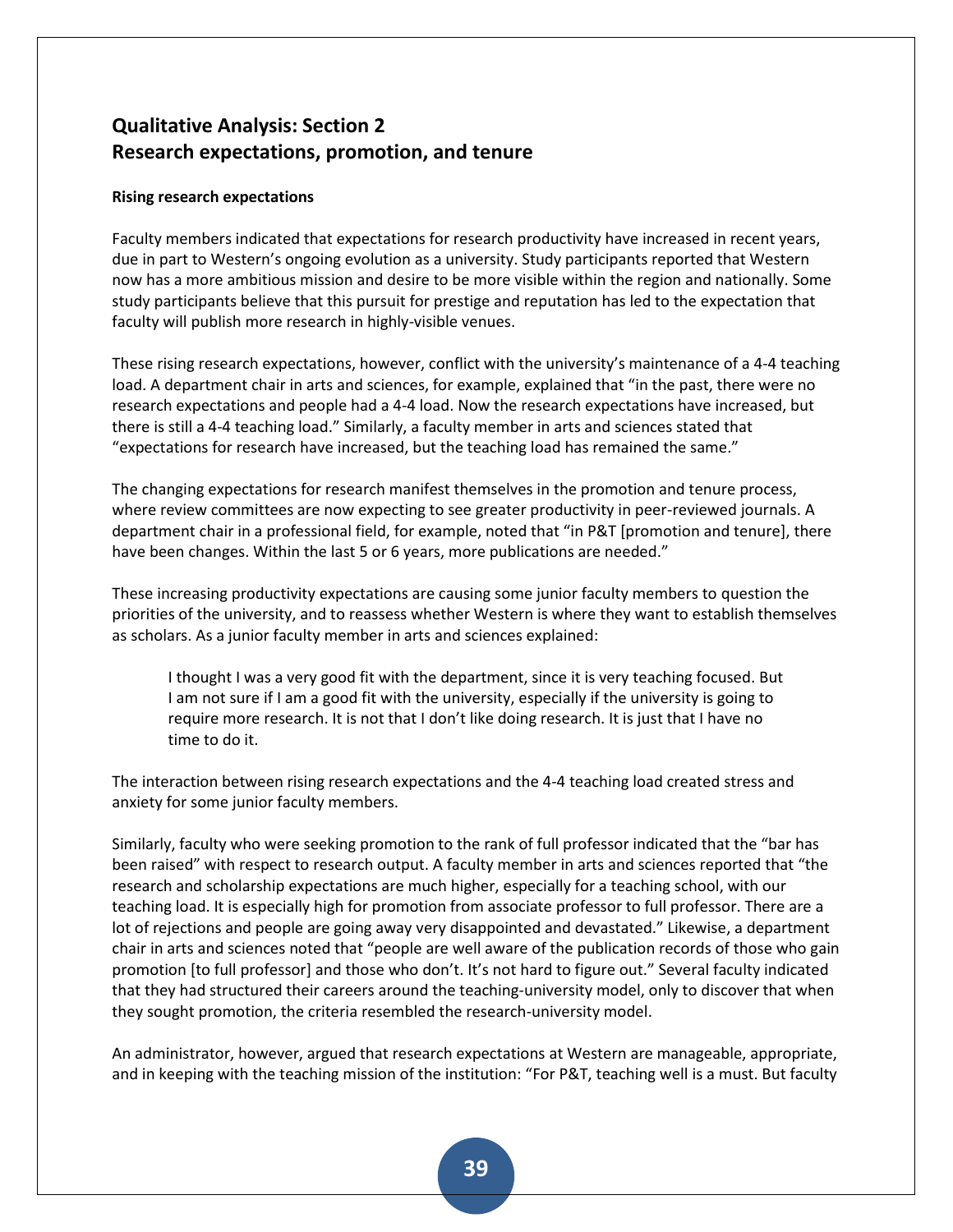## Qualitative Analysis: Section 2
## Research expectations, promotion, and tenure

**Rising research expectations**

Faculty members indicated that expectations for research productivity have increased in recent years, due in part to Western's ongoing evolution as a university. Study participants reported that Western now has a more ambitious mission and desire to be more visible within the region and nationally. Some study participants believe that this pursuit for prestige and reputation has led to the expectation that faculty will publish more research in highly-visible venues.

These rising research expectations, however, conflict with the university's maintenance of a 4-4 teaching load. A department chair in arts and sciences, for example, explained that "in the past, there were no research expectations and people had a 4-4 load. Now the research expectations have increased, but there is still a 4-4 teaching load." Similarly, a faculty member in arts and sciences stated that "expectations for research have increased, but the teaching load has remained the same."

The changing expectations for research manifest themselves in the promotion and tenure process, where review committees are now expecting to see greater productivity in peer-reviewed journals. A department chair in a professional field, for example, noted that "in P&T [promotion and tenure], there have been changes. Within the last 5 or 6 years, more publications are needed."

These increasing productivity expectations are causing some junior faculty members to question the priorities of the university, and to reassess whether Western is where they want to establish themselves as scholars. As a junior faculty member in arts and sciences explained:

> I thought I was a very good fit with the department, since it is very teaching focused. But I am not sure if I am a good fit with the university, especially if the university is going to require more research. It is not that I don't like doing research. It is just that I have no time to do it.

The interaction between rising research expectations and the 4-4 teaching load created stress and anxiety for some junior faculty members.

Similarly, faculty who were seeking promotion to the rank of full professor indicated that the "bar has been raised" with respect to research output. A faculty member in arts and sciences reported that "the research and scholarship expectations are much higher, especially for a teaching school, with our teaching load. It is especially high for promotion from associate professor to full professor. There are a lot of rejections and people are going away very disappointed and devastated." Likewise, a department chair in arts and sciences noted that "people are well aware of the publication records of those who gain promotion [to full professor] and those who don't. It's not hard to figure out." Several faculty indicated that they had structured their careers around the teaching-university model, only to discover that when they sought promotion, the criteria resembled the research-university model.

An administrator, however, argued that research expectations at Western are manageable, appropriate, and in keeping with the teaching mission of the institution: "For P&T, teaching well is a must. But faculty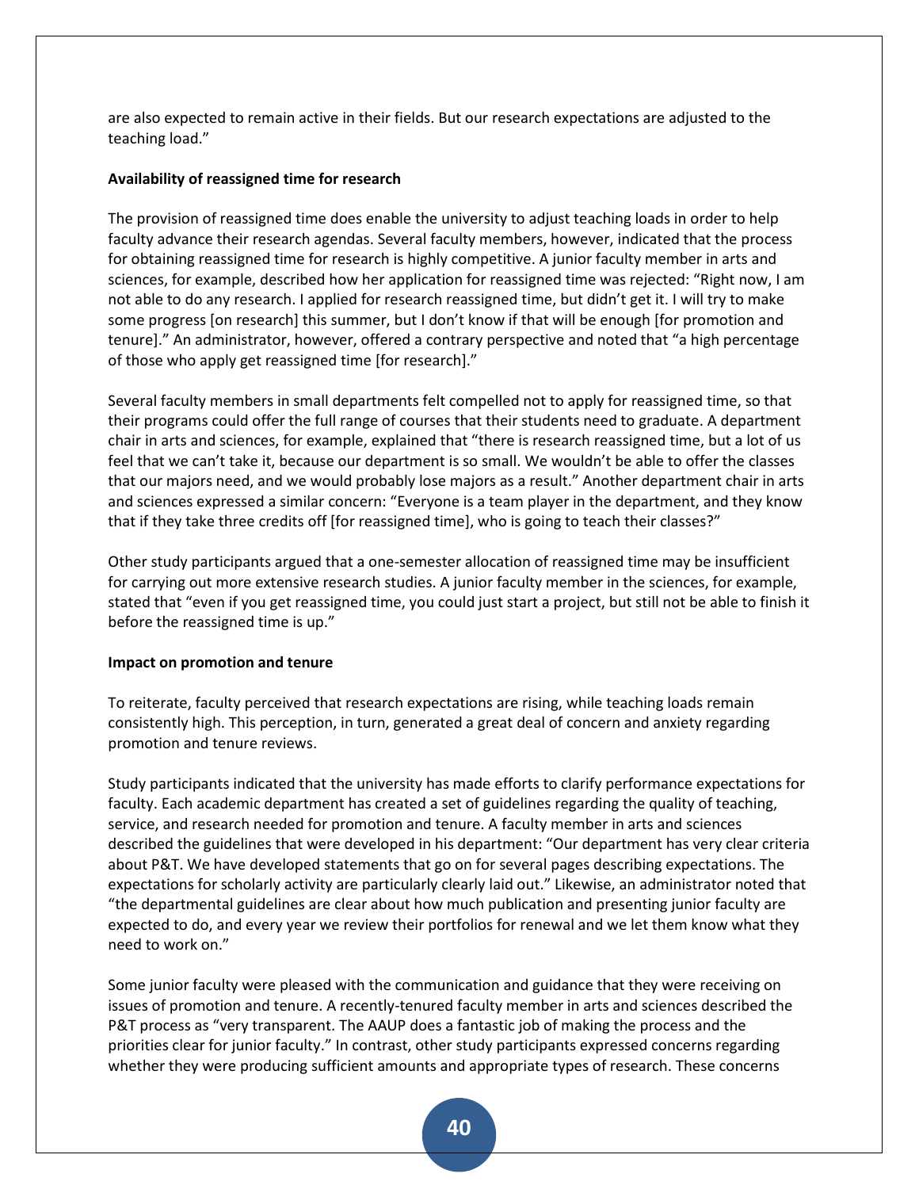are also expected to remain active in their fields. But our research expectations are adjusted to the teaching load."

**Availability of reassigned time for research**

The provision of reassigned time does enable the university to adjust teaching loads in order to help faculty advance their research agendas. Several faculty members, however, indicated that the process for obtaining reassigned time for research is highly competitive. A junior faculty member in arts and sciences, for example, described how her application for reassigned time was rejected: "Right now, I am not able to do any research. I applied for research reassigned time, but didn't get it. I will try to make some progress [on research] this summer, but I don't know if that will be enough [for promotion and tenure]." An administrator, however, offered a contrary perspective and noted that "a high percentage of those who apply get reassigned time [for research]."

Several faculty members in small departments felt compelled not to apply for reassigned time, so that their programs could offer the full range of courses that their students need to graduate. A department chair in arts and sciences, for example, explained that "there is research reassigned time, but a lot of us feel that we can't take it, because our department is so small. We wouldn't be able to offer the classes that our majors need, and we would probably lose majors as a result." Another department chair in arts and sciences expressed a similar concern: "Everyone is a team player in the department, and they know that if they take three credits off [for reassigned time], who is going to teach their classes?"

Other study participants argued that a one-semester allocation of reassigned time may be insufficient for carrying out more extensive research studies. A junior faculty member in the sciences, for example, stated that "even if you get reassigned time, you could just start a project, but still not be able to finish it before the reassigned time is up."

**Impact on promotion and tenure**

To reiterate, faculty perceived that research expectations are rising, while teaching loads remain consistently high. This perception, in turn, generated a great deal of concern and anxiety regarding promotion and tenure reviews.

Study participants indicated that the university has made efforts to clarify performance expectations for faculty. Each academic department has created a set of guidelines regarding the quality of teaching, service, and research needed for promotion and tenure. A faculty member in arts and sciences described the guidelines that were developed in his department: "Our department has very clear criteria about P&T. We have developed statements that go on for several pages describing expectations. The expectations for scholarly activity are particularly clearly laid out." Likewise, an administrator noted that "the departmental guidelines are clear about how much publication and presenting junior faculty are expected to do, and every year we review their portfolios for renewal and we let them know what they need to work on."

Some junior faculty were pleased with the communication and guidance that they were receiving on issues of promotion and tenure. A recently-tenured faculty member in arts and sciences described the P&T process as "very transparent. The AAUP does a fantastic job of making the process and the priorities clear for junior faculty." In contrast, other study participants expressed concerns regarding whether they were producing sufficient amounts and appropriate types of research. These concerns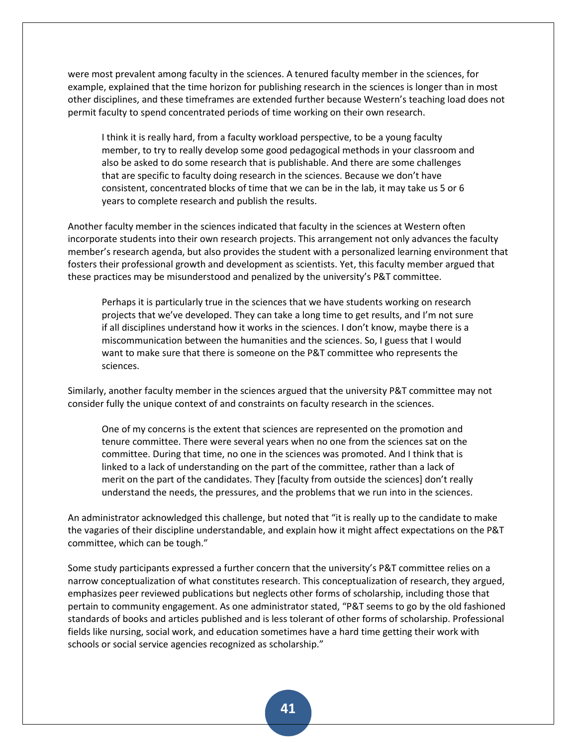were most prevalent among faculty in the sciences. A tenured faculty member in the sciences, for example, explained that the time horizon for publishing research in the sciences is longer than in most other disciplines, and these timeframes are extended further because Western's teaching load does not permit faculty to spend concentrated periods of time working on their own research.

> I think it is really hard, from a faculty workload perspective, to be a young faculty member, to try to really develop some good pedagogical methods in your classroom and also be asked to do some research that is publishable. And there are some challenges that are specific to faculty doing research in the sciences. Because we don't have consistent, concentrated blocks of time that we can be in the lab, it may take us 5 or 6 years to complete research and publish the results.

Another faculty member in the sciences indicated that faculty in the sciences at Western often incorporate students into their own research projects. This arrangement not only advances the faculty member's research agenda, but also provides the student with a personalized learning environment that fosters their professional growth and development as scientists. Yet, this faculty member argued that these practices may be misunderstood and penalized by the university's P&T committee.

> Perhaps it is particularly true in the sciences that we have students working on research projects that we've developed. They can take a long time to get results, and I'm not sure if all disciplines understand how it works in the sciences. I don't know, maybe there is a miscommunication between the humanities and the sciences. So, I guess that I would want to make sure that there is someone on the P&T committee who represents the sciences.

Similarly, another faculty member in the sciences argued that the university P&T committee may not consider fully the unique context of and constraints on faculty research in the sciences.

> One of my concerns is the extent that sciences are represented on the promotion and tenure committee. There were several years when no one from the sciences sat on the committee. During that time, no one in the sciences was promoted. And I think that is linked to a lack of understanding on the part of the committee, rather than a lack of merit on the part of the candidates. They [faculty from outside the sciences] don't really understand the needs, the pressures, and the problems that we run into in the sciences.

An administrator acknowledged this challenge, but noted that "it is really up to the candidate to make the vagaries of their discipline understandable, and explain how it might affect expectations on the P&T committee, which can be tough."

Some study participants expressed a further concern that the university's P&T committee relies on a narrow conceptualization of what constitutes research. This conceptualization of research, they argued, emphasizes peer reviewed publications but neglects other forms of scholarship, including those that pertain to community engagement. As one administrator stated, "P&T seems to go by the old fashioned standards of books and articles published and is less tolerant of other forms of scholarship. Professional fields like nursing, social work, and education sometimes have a hard time getting their work with schools or social service agencies recognized as scholarship."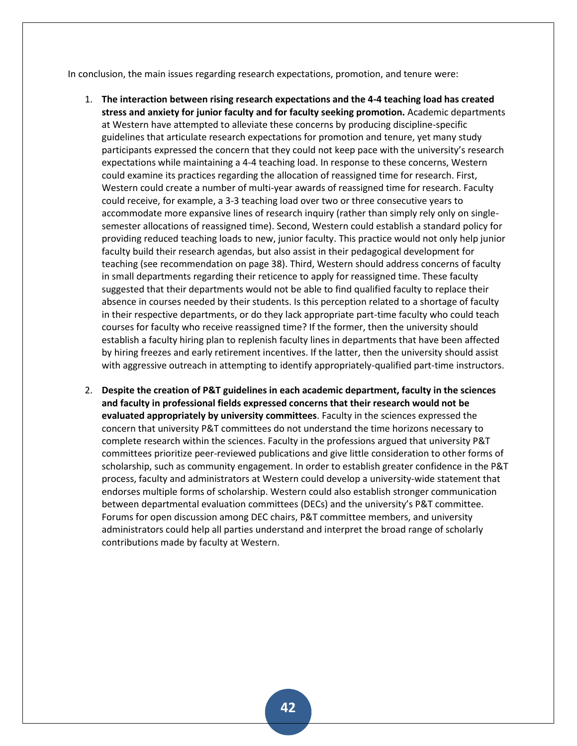In conclusion, the main issues regarding research expectations, promotion, and tenure were:

1. **The interaction between rising research expectations and the 4-4 teaching load has created stress and anxiety for junior faculty and for faculty seeking promotion.** Academic departments at Western have attempted to alleviate these concerns by producing discipline-specific guidelines that articulate research expectations for promotion and tenure, yet many study participants expressed the concern that they could not keep pace with the university's research expectations while maintaining a 4-4 teaching load. In response to these concerns, Western could examine its practices regarding the allocation of reassigned time for research. First, Western could create a number of multi-year awards of reassigned time for research. Faculty could receive, for example, a 3-3 teaching load over two or three consecutive years to accommodate more expansive lines of research inquiry (rather than simply rely only on single-semester allocations of reassigned time). Second, Western could establish a standard policy for providing reduced teaching loads to new, junior faculty. This practice would not only help junior faculty build their research agendas, but also assist in their pedagogical development for teaching (see recommendation on page 38). Third, Western should address concerns of faculty in small departments regarding their reticence to apply for reassigned time. These faculty suggested that their departments would not be able to find qualified faculty to replace their absence in courses needed by their students. Is this perception related to a shortage of faculty in their respective departments, or do they lack appropriate part-time faculty who could teach courses for faculty who receive reassigned time? If the former, then the university should establish a faculty hiring plan to replenish faculty lines in departments that have been affected by hiring freezes and early retirement incentives. If the latter, then the university should assist with aggressive outreach in attempting to identify appropriately-qualified part-time instructors.

2. **Despite the creation of P&T guidelines in each academic department, faculty in the sciences and faculty in professional fields expressed concerns that their research would not be evaluated appropriately by university committees**. Faculty in the sciences expressed the concern that university P&T committees do not understand the time horizons necessary to complete research within the sciences. Faculty in the professions argued that university P&T committees prioritize peer-reviewed publications and give little consideration to other forms of scholarship, such as community engagement. In order to establish greater confidence in the P&T process, faculty and administrators at Western could develop a university-wide statement that endorses multiple forms of scholarship. Western could also establish stronger communication between departmental evaluation committees (DECs) and the university's P&T committee. Forums for open discussion among DEC chairs, P&T committee members, and university administrators could help all parties understand and interpret the broad range of scholarly contributions made by faculty at Western.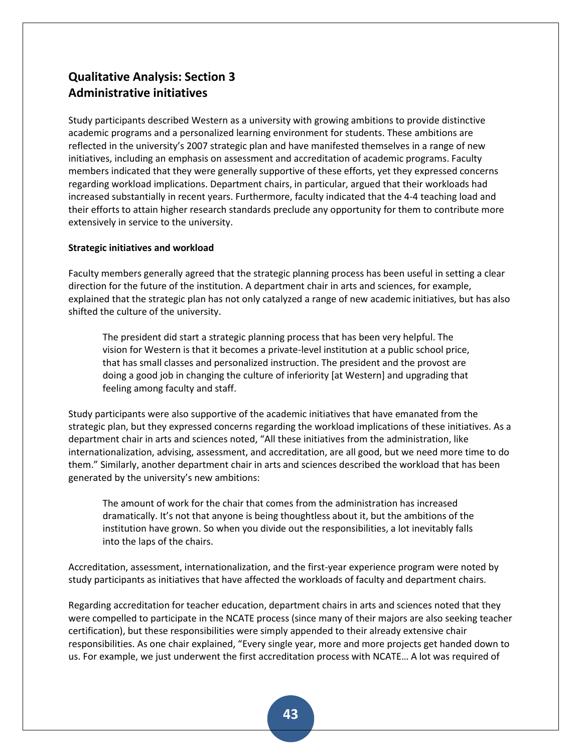## Qualitative Analysis: Section 3
## Administrative initiatives

Study participants described Western as a university with growing ambitions to provide distinctive academic programs and a personalized learning environment for students. These ambitions are reflected in the university's 2007 strategic plan and have manifested themselves in a range of new initiatives, including an emphasis on assessment and accreditation of academic programs. Faculty members indicated that they were generally supportive of these efforts, yet they expressed concerns regarding workload implications. Department chairs, in particular, argued that their workloads had increased substantially in recent years. Furthermore, faculty indicated that the 4-4 teaching load and their efforts to attain higher research standards preclude any opportunity for them to contribute more extensively in service to the university.

### Strategic initiatives and workload

Faculty members generally agreed that the strategic planning process has been useful in setting a clear direction for the future of the institution. A department chair in arts and sciences, for example, explained that the strategic plan has not only catalyzed a range of new academic initiatives, but has also shifted the culture of the university.

> The president did start a strategic planning process that has been very helpful. The vision for Western is that it becomes a private-level institution at a public school price, that has small classes and personalized instruction. The president and the provost are doing a good job in changing the culture of inferiority [at Western] and upgrading that feeling among faculty and staff.

Study participants were also supportive of the academic initiatives that have emanated from the strategic plan, but they expressed concerns regarding the workload implications of these initiatives. As a department chair in arts and sciences noted, "All these initiatives from the administration, like internationalization, advising, assessment, and accreditation, are all good, but we need more time to do them." Similarly, another department chair in arts and sciences described the workload that has been generated by the university's new ambitions:

> The amount of work for the chair that comes from the administration has increased dramatically. It's not that anyone is being thoughtless about it, but the ambitions of the institution have grown. So when you divide out the responsibilities, a lot inevitably falls into the laps of the chairs.

Accreditation, assessment, internationalization, and the first-year experience program were noted by study participants as initiatives that have affected the workloads of faculty and department chairs.

Regarding accreditation for teacher education, department chairs in arts and sciences noted that they were compelled to participate in the NCATE process (since many of their majors are also seeking teacher certification), but these responsibilities were simply appended to their already extensive chair responsibilities. As one chair explained, "Every single year, more and more projects get handed down to us. For example, we just underwent the first accreditation process with NCATE… A lot was required of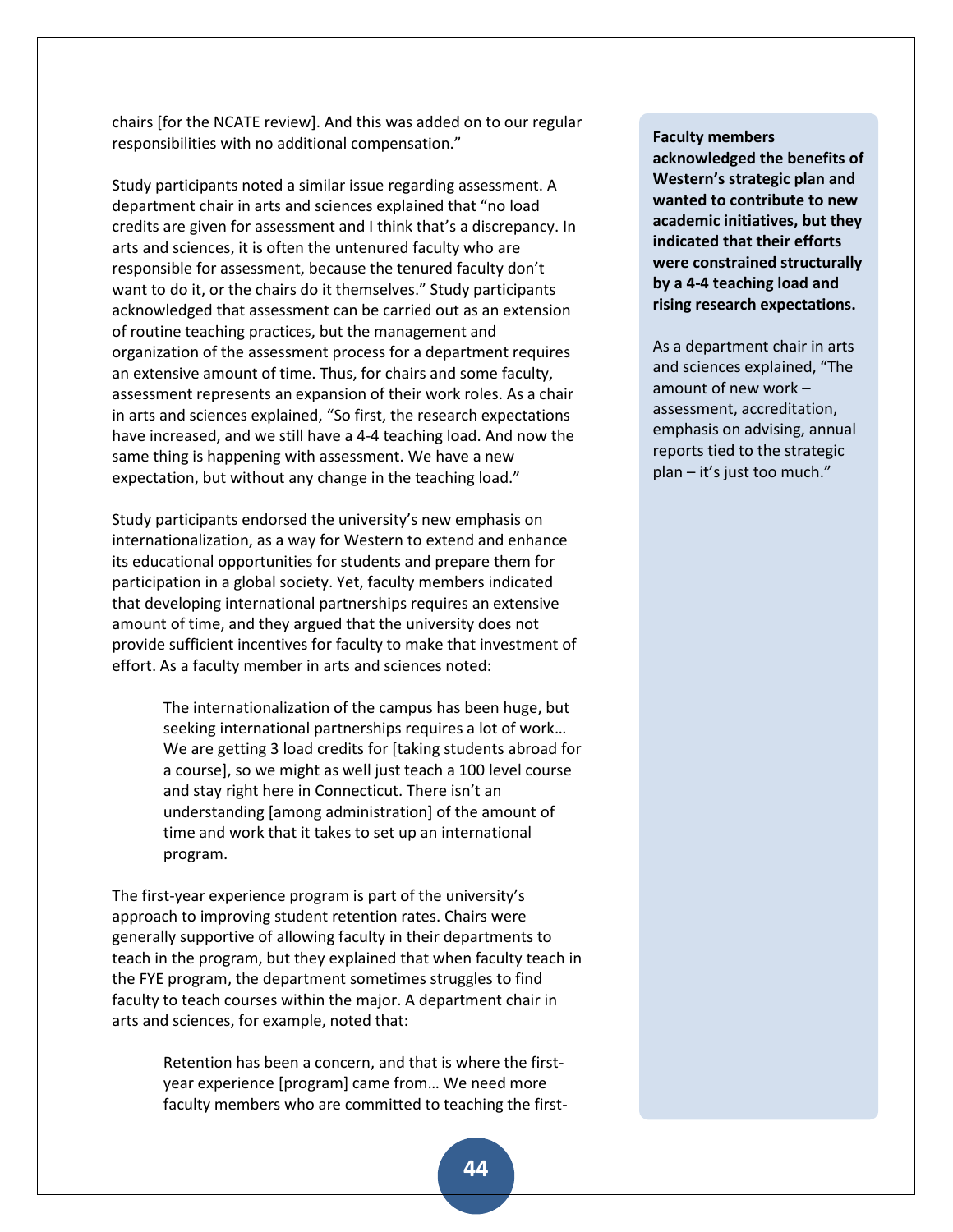chairs [for the NCATE review]. And this was added on to our regular responsibilities with no additional compensation."

Study participants noted a similar issue regarding assessment. A department chair in arts and sciences explained that "no load credits are given for assessment and I think that's a discrepancy. In arts and sciences, it is often the untenured faculty who are responsible for assessment, because the tenured faculty don't want to do it, or the chairs do it themselves." Study participants acknowledged that assessment can be carried out as an extension of routine teaching practices, but the management and organization of the assessment process for a department requires an extensive amount of time. Thus, for chairs and some faculty, assessment represents an expansion of their work roles. As a chair in arts and sciences explained, "So first, the research expectations have increased, and we still have a 4-4 teaching load. And now the same thing is happening with assessment. We have a new expectation, but without any change in the teaching load."

Study participants endorsed the university's new emphasis on internationalization, as a way for Western to extend and enhance its educational opportunities for students and prepare them for participation in a global society. Yet, faculty members indicated that developing international partnerships requires an extensive amount of time, and they argued that the university does not provide sufficient incentives for faculty to make that investment of effort. As a faculty member in arts and sciences noted:

> The internationalization of the campus has been huge, but seeking international partnerships requires a lot of work… We are getting 3 load credits for [taking students abroad for a course], so we might as well just teach a 100 level course and stay right here in Connecticut. There isn't an understanding [among administration] of the amount of time and work that it takes to set up an international program.

The first-year experience program is part of the university's approach to improving student retention rates. Chairs were generally supportive of allowing faculty in their departments to teach in the program, but they explained that when faculty teach in the FYE program, the department sometimes struggles to find faculty to teach courses within the major. A department chair in arts and sciences, for example, noted that:

> Retention has been a concern, and that is where the first-year experience [program] came from… We need more faculty members who are committed to teaching the first-

**Faculty members acknowledged the benefits of Western's strategic plan and wanted to contribute to new academic initiatives, but they indicated that their efforts were constrained structurally by a 4-4 teaching load and rising research expectations.**

As a department chair in arts and sciences explained, "The amount of new work – assessment, accreditation, emphasis on advising, annual reports tied to the strategic plan – it's just too much."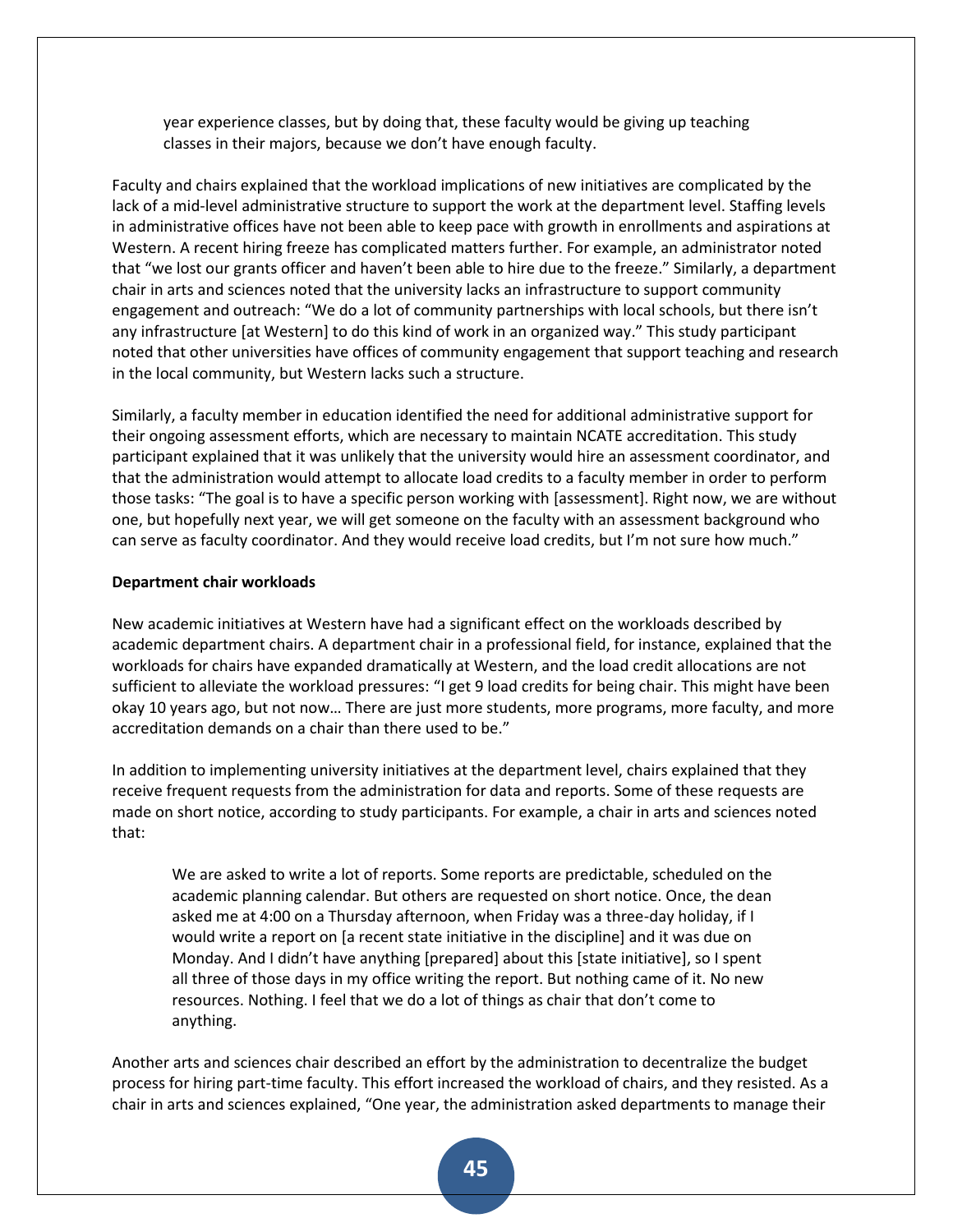> year experience classes, but by doing that, these faculty would be giving up teaching classes in their majors, because we don't have enough faculty.

Faculty and chairs explained that the workload implications of new initiatives are complicated by the lack of a mid-level administrative structure to support the work at the department level. Staffing levels in administrative offices have not been able to keep pace with growth in enrollments and aspirations at Western. A recent hiring freeze has complicated matters further. For example, an administrator noted that "we lost our grants officer and haven't been able to hire due to the freeze." Similarly, a department chair in arts and sciences noted that the university lacks an infrastructure to support community engagement and outreach: "We do a lot of community partnerships with local schools, but there isn't any infrastructure [at Western] to do this kind of work in an organized way." This study participant noted that other universities have offices of community engagement that support teaching and research in the local community, but Western lacks such a structure.

Similarly, a faculty member in education identified the need for additional administrative support for their ongoing assessment efforts, which are necessary to maintain NCATE accreditation. This study participant explained that it was unlikely that the university would hire an assessment coordinator, and that the administration would attempt to allocate load credits to a faculty member in order to perform those tasks: "The goal is to have a specific person working with [assessment]. Right now, we are without one, but hopefully next year, we will get someone on the faculty with an assessment background who can serve as faculty coordinator. And they would receive load credits, but I'm not sure how much."

**Department chair workloads**

New academic initiatives at Western have had a significant effect on the workloads described by academic department chairs. A department chair in a professional field, for instance, explained that the workloads for chairs have expanded dramatically at Western, and the load credit allocations are not sufficient to alleviate the workload pressures: "I get 9 load credits for being chair. This might have been okay 10 years ago, but not now… There are just more students, more programs, more faculty, and more accreditation demands on a chair than there used to be."

In addition to implementing university initiatives at the department level, chairs explained that they receive frequent requests from the administration for data and reports. Some of these requests are made on short notice, according to study participants. For example, a chair in arts and sciences noted that:

> We are asked to write a lot of reports. Some reports are predictable, scheduled on the academic planning calendar. But others are requested on short notice. Once, the dean asked me at 4:00 on a Thursday afternoon, when Friday was a three-day holiday, if I would write a report on [a recent state initiative in the discipline] and it was due on Monday. And I didn't have anything [prepared] about this [state initiative], so I spent all three of those days in my office writing the report. But nothing came of it. No new resources. Nothing. I feel that we do a lot of things as chair that don't come to anything.

Another arts and sciences chair described an effort by the administration to decentralize the budget process for hiring part-time faculty. This effort increased the workload of chairs, and they resisted. As a chair in arts and sciences explained, "One year, the administration asked departments to manage their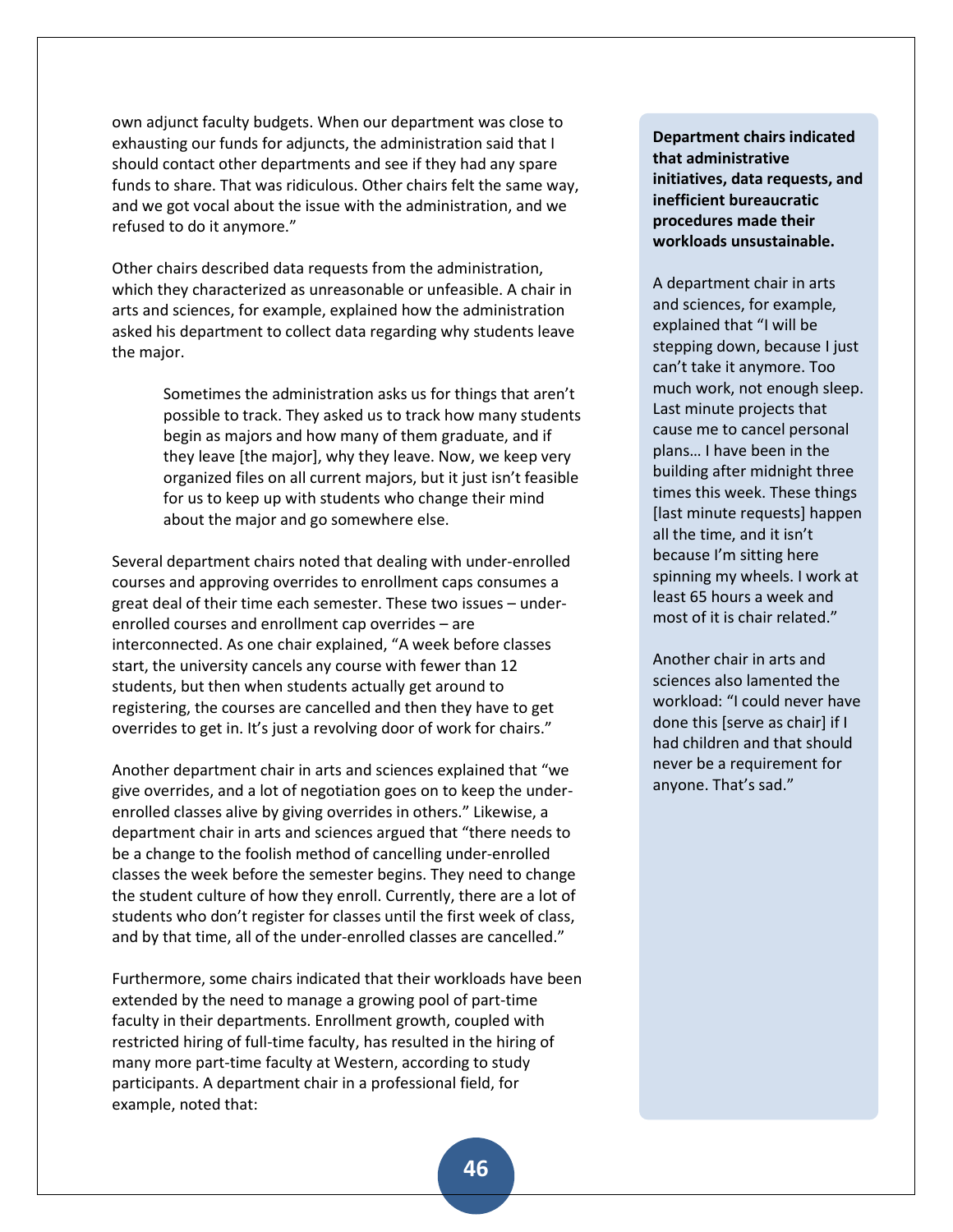own adjunct faculty budgets. When our department was close to exhausting our funds for adjuncts, the administration said that I should contact other departments and see if they had any spare funds to share. That was ridiculous. Other chairs felt the same way, and we got vocal about the issue with the administration, and we refused to do it anymore."

Other chairs described data requests from the administration, which they characterized as unreasonable or unfeasible. A chair in arts and sciences, for example, explained how the administration asked his department to collect data regarding why students leave the major.

> Sometimes the administration asks us for things that aren't possible to track. They asked us to track how many students begin as majors and how many of them graduate, and if they leave [the major], why they leave. Now, we keep very organized files on all current majors, but it just isn't feasible for us to keep up with students who change their mind about the major and go somewhere else.

Several department chairs noted that dealing with under-enrolled courses and approving overrides to enrollment caps consumes a great deal of their time each semester. These two issues – under-enrolled courses and enrollment cap overrides – are interconnected. As one chair explained, "A week before classes start, the university cancels any course with fewer than 12 students, but then when students actually get around to registering, the courses are cancelled and then they have to get overrides to get in. It's just a revolving door of work for chairs."

Another department chair in arts and sciences explained that "we give overrides, and a lot of negotiation goes on to keep the under-enrolled classes alive by giving overrides in others." Likewise, a department chair in arts and sciences argued that "there needs to be a change to the foolish method of cancelling under-enrolled classes the week before the semester begins. They need to change the student culture of how they enroll. Currently, there are a lot of students who don't register for classes until the first week of class, and by that time, all of the under-enrolled classes are cancelled."

Furthermore, some chairs indicated that their workloads have been extended by the need to manage a growing pool of part-time faculty in their departments. Enrollment growth, coupled with restricted hiring of full-time faculty, has resulted in the hiring of many more part-time faculty at Western, according to study participants. A department chair in a professional field, for example, noted that:

**Department chairs indicated that administrative initiatives, data requests, and inefficient bureaucratic procedures made their workloads unsustainable.**

A department chair in arts and sciences, for example, explained that "I will be stepping down, because I just can't take it anymore. Too much work, not enough sleep. Last minute projects that cause me to cancel personal plans… I have been in the building after midnight three times this week. These things [last minute requests] happen all the time, and it isn't because I'm sitting here spinning my wheels. I work at least 65 hours a week and most of it is chair related."

Another chair in arts and sciences also lamented the workload: "I could never have done this [serve as chair] if I had children and that should never be a requirement for anyone. That's sad."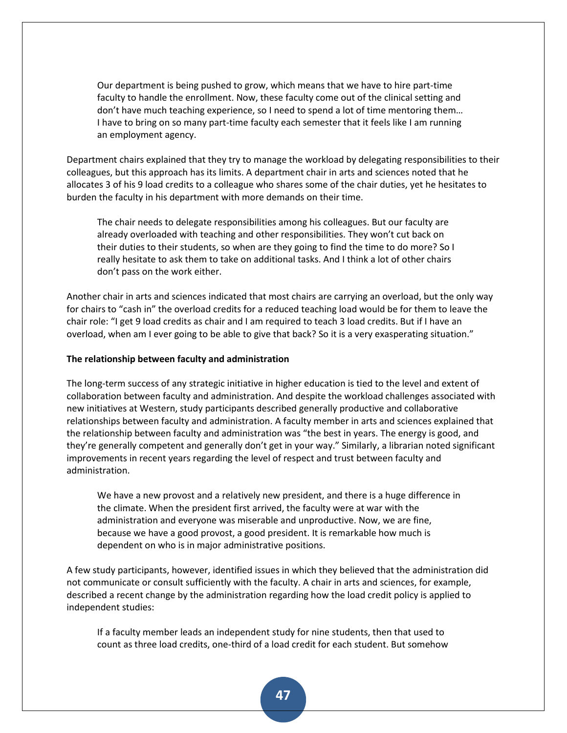> Our department is being pushed to grow, which means that we have to hire part-time faculty to handle the enrollment. Now, these faculty come out of the clinical setting and don't have much teaching experience, so I need to spend a lot of time mentoring them… I have to bring on so many part-time faculty each semester that it feels like I am running an employment agency.

Department chairs explained that they try to manage the workload by delegating responsibilities to their colleagues, but this approach has its limits. A department chair in arts and sciences noted that he allocates 3 of his 9 load credits to a colleague who shares some of the chair duties, yet he hesitates to burden the faculty in his department with more demands on their time.

> The chair needs to delegate responsibilities among his colleagues. But our faculty are already overloaded with teaching and other responsibilities. They won't cut back on their duties to their students, so when are they going to find the time to do more? So I really hesitate to ask them to take on additional tasks. And I think a lot of other chairs don't pass on the work either.

Another chair in arts and sciences indicated that most chairs are carrying an overload, but the only way for chairs to "cash in" the overload credits for a reduced teaching load would be for them to leave the chair role: "I get 9 load credits as chair and I am required to teach 3 load credits. But if I have an overload, when am I ever going to be able to give that back? So it is a very exasperating situation."

**The relationship between faculty and administration**

The long-term success of any strategic initiative in higher education is tied to the level and extent of collaboration between faculty and administration. And despite the workload challenges associated with new initiatives at Western, study participants described generally productive and collaborative relationships between faculty and administration. A faculty member in arts and sciences explained that the relationship between faculty and administration was "the best in years. The energy is good, and they're generally competent and generally don't get in your way." Similarly, a librarian noted significant improvements in recent years regarding the level of respect and trust between faculty and administration.

> We have a new provost and a relatively new president, and there is a huge difference in the climate. When the president first arrived, the faculty were at war with the administration and everyone was miserable and unproductive. Now, we are fine, because we have a good provost, a good president. It is remarkable how much is dependent on who is in major administrative positions.

A few study participants, however, identified issues in which they believed that the administration did not communicate or consult sufficiently with the faculty. A chair in arts and sciences, for example, described a recent change by the administration regarding how the load credit policy is applied to independent studies:

> If a faculty member leads an independent study for nine students, then that used to count as three load credits, one-third of a load credit for each student. But somehow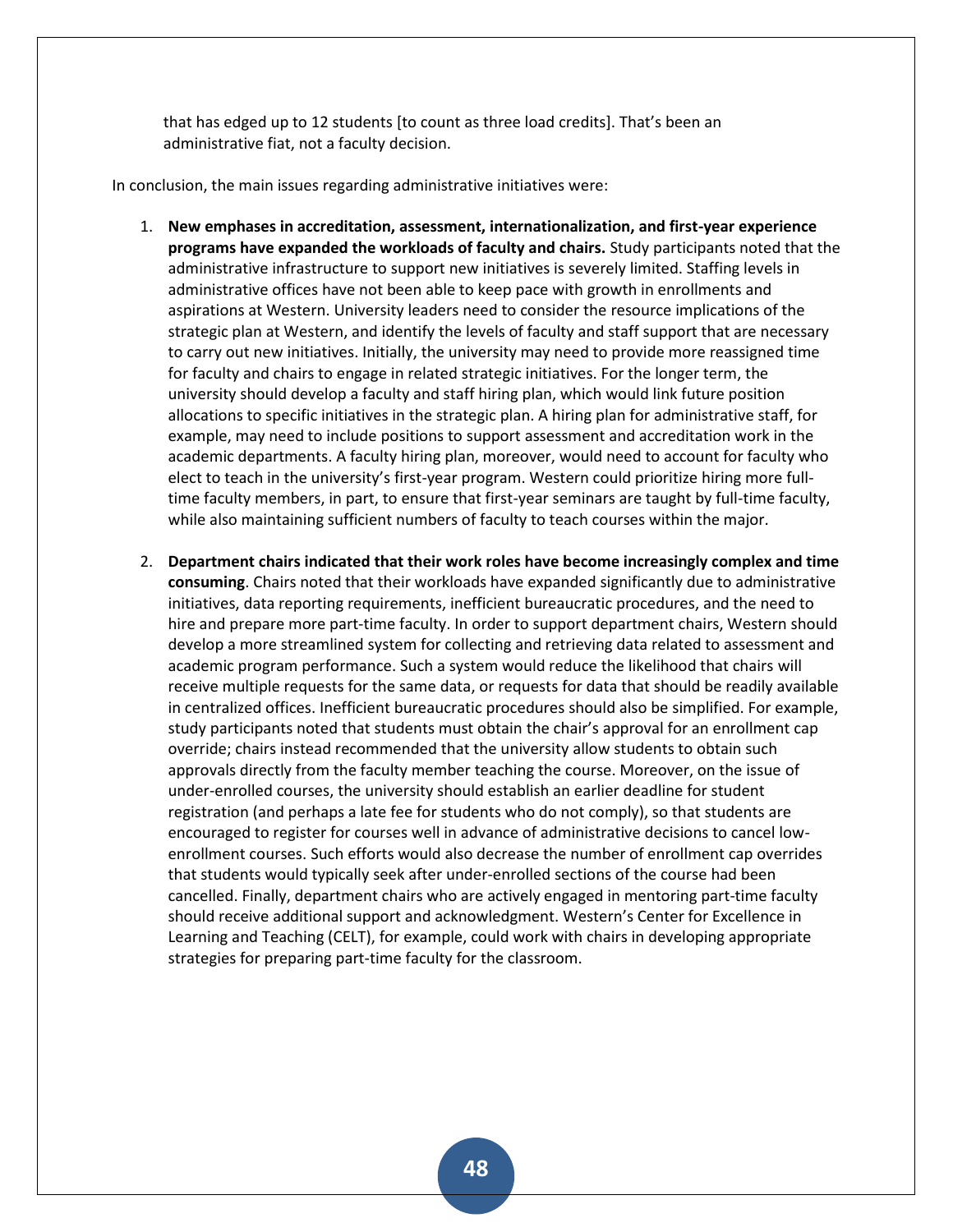> that has edged up to 12 students [to count as three load credits]. That's been an administrative fiat, not a faculty decision.

In conclusion, the main issues regarding administrative initiatives were:

1. **New emphases in accreditation, assessment, internationalization, and first-year experience programs have expanded the workloads of faculty and chairs.** Study participants noted that the administrative infrastructure to support new initiatives is severely limited. Staffing levels in administrative offices have not been able to keep pace with growth in enrollments and aspirations at Western. University leaders need to consider the resource implications of the strategic plan at Western, and identify the levels of faculty and staff support that are necessary to carry out new initiatives. Initially, the university may need to provide more reassigned time for faculty and chairs to engage in related strategic initiatives. For the longer term, the university should develop a faculty and staff hiring plan, which would link future position allocations to specific initiatives in the strategic plan. A hiring plan for administrative staff, for example, may need to include positions to support assessment and accreditation work in the academic departments. A faculty hiring plan, moreover, would need to account for faculty who elect to teach in the university's first-year program. Western could prioritize hiring more full-time faculty members, in part, to ensure that first-year seminars are taught by full-time faculty, while also maintaining sufficient numbers of faculty to teach courses within the major.

2. **Department chairs indicated that their work roles have become increasingly complex and time consuming**. Chairs noted that their workloads have expanded significantly due to administrative initiatives, data reporting requirements, inefficient bureaucratic procedures, and the need to hire and prepare more part-time faculty. In order to support department chairs, Western should develop a more streamlined system for collecting and retrieving data related to assessment and academic program performance. Such a system would reduce the likelihood that chairs will receive multiple requests for the same data, or requests for data that should be readily available in centralized offices. Inefficient bureaucratic procedures should also be simplified. For example, study participants noted that students must obtain the chair's approval for an enrollment cap override; chairs instead recommended that the university allow students to obtain such approvals directly from the faculty member teaching the course. Moreover, on the issue of under-enrolled courses, the university should establish an earlier deadline for student registration (and perhaps a late fee for students who do not comply), so that students are encouraged to register for courses well in advance of administrative decisions to cancel low-enrollment courses. Such efforts would also decrease the number of enrollment cap overrides that students would typically seek after under-enrolled sections of the course had been cancelled. Finally, department chairs who are actively engaged in mentoring part-time faculty should receive additional support and acknowledgment. Western's Center for Excellence in Learning and Teaching (CELT), for example, could work with chairs in developing appropriate strategies for preparing part-time faculty for the classroom.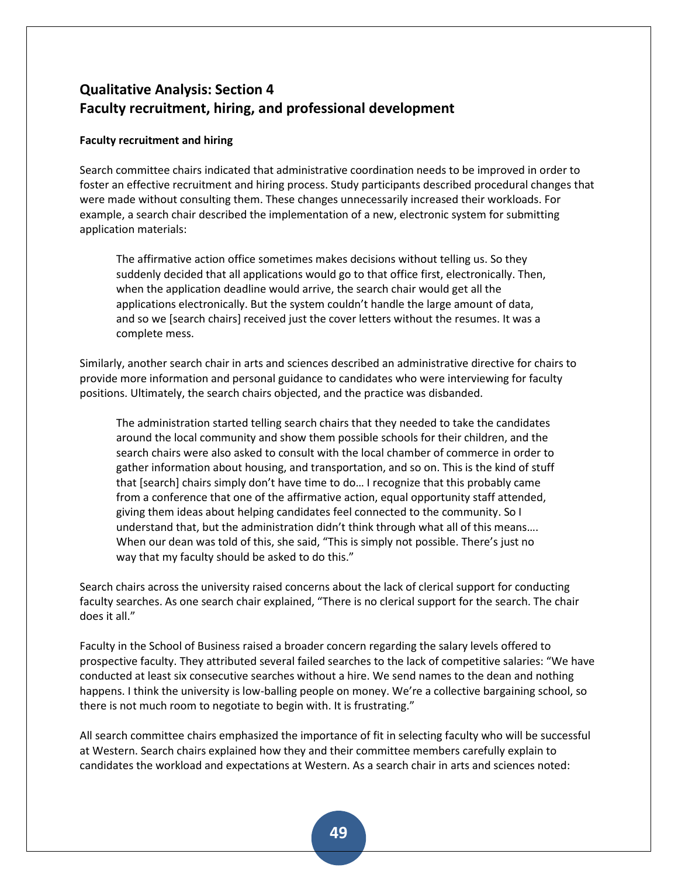## Qualitative Analysis: Section 4
## Faculty recruitment, hiring, and professional development

### Faculty recruitment and hiring

Search committee chairs indicated that administrative coordination needs to be improved in order to foster an effective recruitment and hiring process. Study participants described procedural changes that were made without consulting them. These changes unnecessarily increased their workloads. For example, a search chair described the implementation of a new, electronic system for submitting application materials:

> The affirmative action office sometimes makes decisions without telling us. So they suddenly decided that all applications would go to that office first, electronically. Then, when the application deadline would arrive, the search chair would get all the applications electronically. But the system couldn't handle the large amount of data, and so we [search chairs] received just the cover letters without the resumes. It was a complete mess.

Similarly, another search chair in arts and sciences described an administrative directive for chairs to provide more information and personal guidance to candidates who were interviewing for faculty positions. Ultimately, the search chairs objected, and the practice was disbanded.

> The administration started telling search chairs that they needed to take the candidates around the local community and show them possible schools for their children, and the search chairs were also asked to consult with the local chamber of commerce in order to gather information about housing, and transportation, and so on. This is the kind of stuff that [search] chairs simply don't have time to do… I recognize that this probably came from a conference that one of the affirmative action, equal opportunity staff attended, giving them ideas about helping candidates feel connected to the community. So I understand that, but the administration didn't think through what all of this means…. When our dean was told of this, she said, "This is simply not possible. There's just no way that my faculty should be asked to do this."

Search chairs across the university raised concerns about the lack of clerical support for conducting faculty searches. As one search chair explained, "There is no clerical support for the search. The chair does it all."

Faculty in the School of Business raised a broader concern regarding the salary levels offered to prospective faculty. They attributed several failed searches to the lack of competitive salaries: "We have conducted at least six consecutive searches without a hire. We send names to the dean and nothing happens. I think the university is low-balling people on money. We're a collective bargaining school, so there is not much room to negotiate to begin with. It is frustrating."

All search committee chairs emphasized the importance of fit in selecting faculty who will be successful at Western. Search chairs explained how they and their committee members carefully explain to candidates the workload and expectations at Western. As a search chair in arts and sciences noted: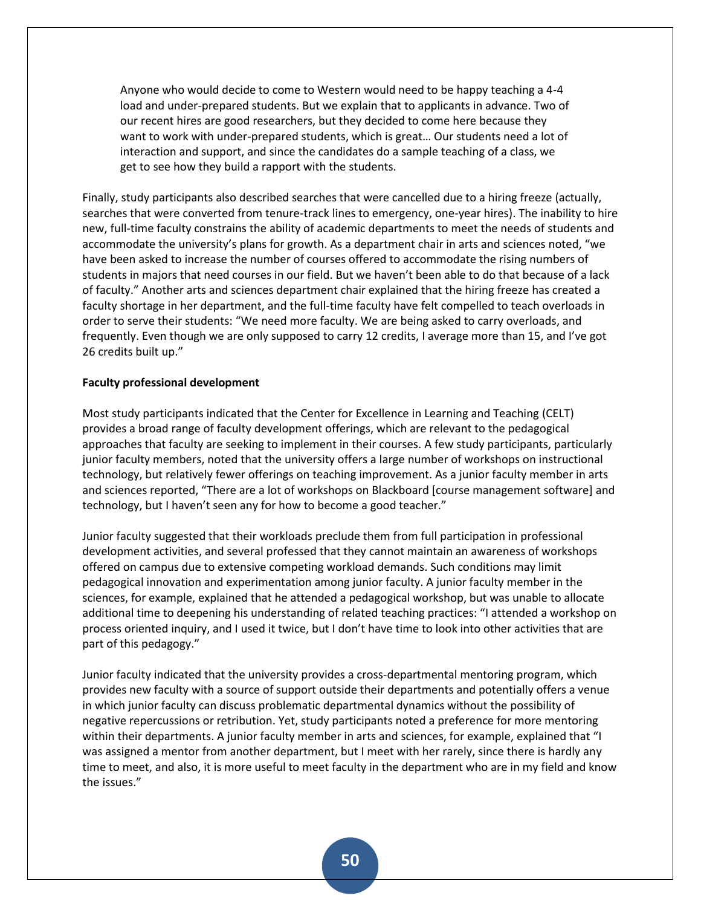> Anyone who would decide to come to Western would need to be happy teaching a 4-4 load and under-prepared students. But we explain that to applicants in advance. Two of our recent hires are good researchers, but they decided to come here because they want to work with under-prepared students, which is great… Our students need a lot of interaction and support, and since the candidates do a sample teaching of a class, we get to see how they build a rapport with the students.

Finally, study participants also described searches that were cancelled due to a hiring freeze (actually, searches that were converted from tenure-track lines to emergency, one-year hires). The inability to hire new, full-time faculty constrains the ability of academic departments to meet the needs of students and accommodate the university's plans for growth. As a department chair in arts and sciences noted, "we have been asked to increase the number of courses offered to accommodate the rising numbers of students in majors that need courses in our field. But we haven't been able to do that because of a lack of faculty." Another arts and sciences department chair explained that the hiring freeze has created a faculty shortage in her department, and the full-time faculty have felt compelled to teach overloads in order to serve their students: "We need more faculty. We are being asked to carry overloads, and frequently. Even though we are only supposed to carry 12 credits, I average more than 15, and I've got 26 credits built up."

**Faculty professional development**

Most study participants indicated that the Center for Excellence in Learning and Teaching (CELT) provides a broad range of faculty development offerings, which are relevant to the pedagogical approaches that faculty are seeking to implement in their courses. A few study participants, particularly junior faculty members, noted that the university offers a large number of workshops on instructional technology, but relatively fewer offerings on teaching improvement. As a junior faculty member in arts and sciences reported, "There are a lot of workshops on Blackboard [course management software] and technology, but I haven't seen any for how to become a good teacher."

Junior faculty suggested that their workloads preclude them from full participation in professional development activities, and several professed that they cannot maintain an awareness of workshops offered on campus due to extensive competing workload demands. Such conditions may limit pedagogical innovation and experimentation among junior faculty. A junior faculty member in the sciences, for example, explained that he attended a pedagogical workshop, but was unable to allocate additional time to deepening his understanding of related teaching practices: "I attended a workshop on process oriented inquiry, and I used it twice, but I don't have time to look into other activities that are part of this pedagogy."

Junior faculty indicated that the university provides a cross-departmental mentoring program, which provides new faculty with a source of support outside their departments and potentially offers a venue in which junior faculty can discuss problematic departmental dynamics without the possibility of negative repercussions or retribution. Yet, study participants noted a preference for more mentoring within their departments. A junior faculty member in arts and sciences, for example, explained that "I was assigned a mentor from another department, but I meet with her rarely, since there is hardly any time to meet, and also, it is more useful to meet faculty in the department who are in my field and know the issues."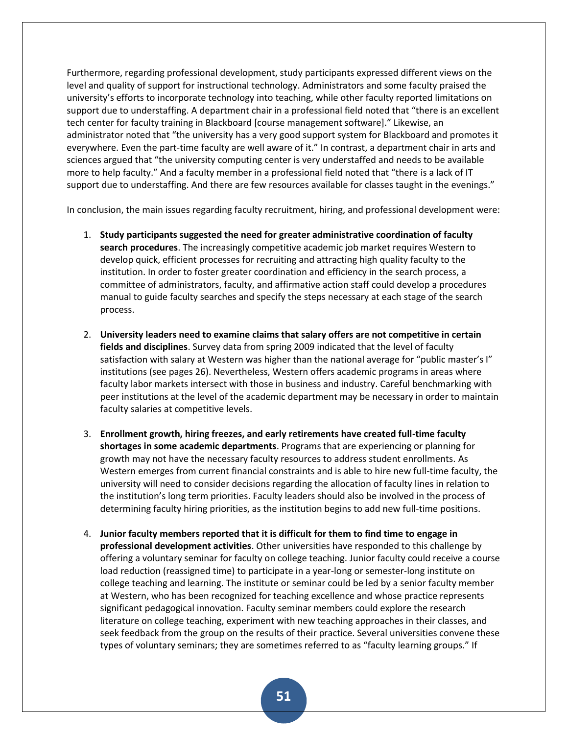Furthermore, regarding professional development, study participants expressed different views on the level and quality of support for instructional technology. Administrators and some faculty praised the university's efforts to incorporate technology into teaching, while other faculty reported limitations on support due to understaffing. A department chair in a professional field noted that "there is an excellent tech center for faculty training in Blackboard [course management software]." Likewise, an administrator noted that "the university has a very good support system for Blackboard and promotes it everywhere. Even the part-time faculty are well aware of it." In contrast, a department chair in arts and sciences argued that "the university computing center is very understaffed and needs to be available more to help faculty." And a faculty member in a professional field noted that "there is a lack of IT support due to understaffing. And there are few resources available for classes taught in the evenings."

In conclusion, the main issues regarding faculty recruitment, hiring, and professional development were:

1. **Study participants suggested the need for greater administrative coordination of faculty search procedures**. The increasingly competitive academic job market requires Western to develop quick, efficient processes for recruiting and attracting high quality faculty to the institution. In order to foster greater coordination and efficiency in the search process, a committee of administrators, faculty, and affirmative action staff could develop a procedures manual to guide faculty searches and specify the steps necessary at each stage of the search process.

2. **University leaders need to examine claims that salary offers are not competitive in certain fields and disciplines**. Survey data from spring 2009 indicated that the level of faculty satisfaction with salary at Western was higher than the national average for "public master's I" institutions (see pages 26). Nevertheless, Western offers academic programs in areas where faculty labor markets intersect with those in business and industry. Careful benchmarking with peer institutions at the level of the academic department may be necessary in order to maintain faculty salaries at competitive levels.

3. **Enrollment growth, hiring freezes, and early retirements have created full-time faculty shortages in some academic departments**. Programs that are experiencing or planning for growth may not have the necessary faculty resources to address student enrollments. As Western emerges from current financial constraints and is able to hire new full-time faculty, the university will need to consider decisions regarding the allocation of faculty lines in relation to the institution's long term priorities. Faculty leaders should also be involved in the process of determining faculty hiring priorities, as the institution begins to add new full-time positions.

4. **Junior faculty members reported that it is difficult for them to find time to engage in professional development activities**. Other universities have responded to this challenge by offering a voluntary seminar for faculty on college teaching. Junior faculty could receive a course load reduction (reassigned time) to participate in a year-long or semester-long institute on college teaching and learning. The institute or seminar could be led by a senior faculty member at Western, who has been recognized for teaching excellence and whose practice represents significant pedagogical innovation. Faculty seminar members could explore the research literature on college teaching, experiment with new teaching approaches in their classes, and seek feedback from the group on the results of their practice. Several universities convene these types of voluntary seminars; they are sometimes referred to as "faculty learning groups." If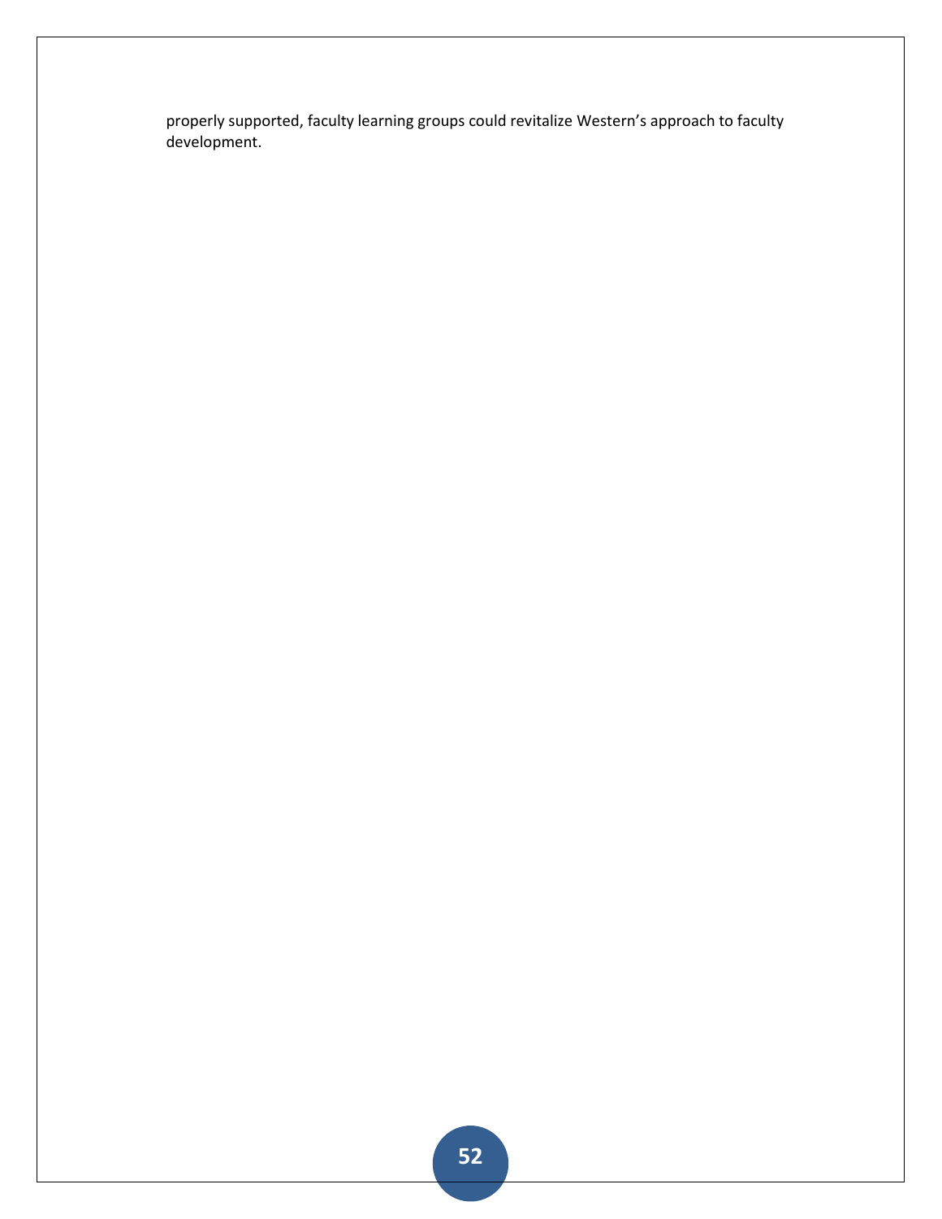properly supported, faculty learning groups could revitalize Western's approach to faculty development.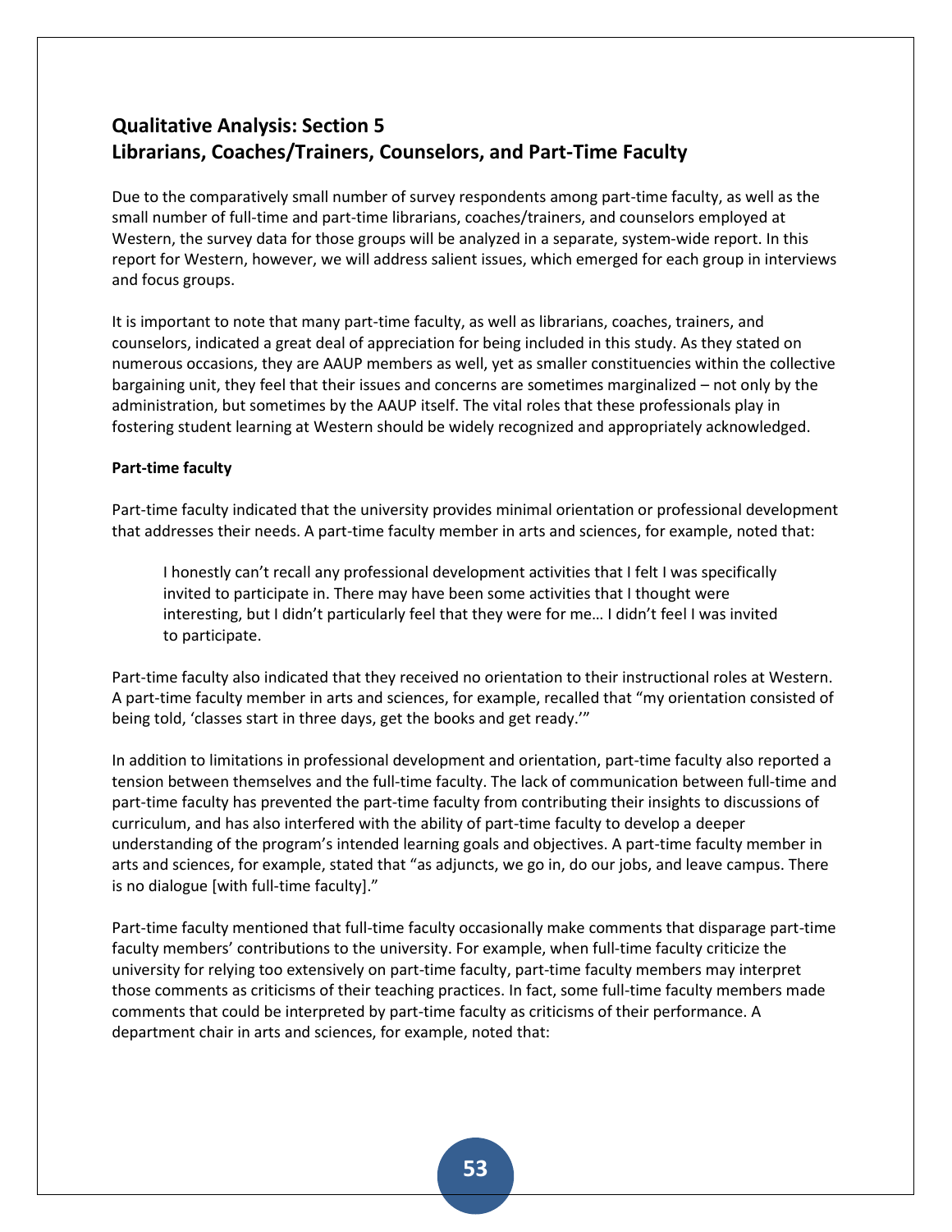## Qualitative Analysis: Section 5
## Librarians, Coaches/Trainers, Counselors, and Part-Time Faculty

Due to the comparatively small number of survey respondents among part-time faculty, as well as the small number of full-time and part-time librarians, coaches/trainers, and counselors employed at Western, the survey data for those groups will be analyzed in a separate, system-wide report. In this report for Western, however, we will address salient issues, which emerged for each group in interviews and focus groups.

It is important to note that many part-time faculty, as well as librarians, coaches, trainers, and counselors, indicated a great deal of appreciation for being included in this study. As they stated on numerous occasions, they are AAUP members as well, yet as smaller constituencies within the collective bargaining unit, they feel that their issues and concerns are sometimes marginalized – not only by the administration, but sometimes by the AAUP itself. The vital roles that these professionals play in fostering student learning at Western should be widely recognized and appropriately acknowledged.

**Part-time faculty**

Part-time faculty indicated that the university provides minimal orientation or professional development that addresses their needs. A part-time faculty member in arts and sciences, for example, noted that:

> I honestly can't recall any professional development activities that I felt I was specifically invited to participate in. There may have been some activities that I thought were interesting, but I didn't particularly feel that they were for me… I didn't feel I was invited to participate.

Part-time faculty also indicated that they received no orientation to their instructional roles at Western. A part-time faculty member in arts and sciences, for example, recalled that "my orientation consisted of being told, 'classes start in three days, get the books and get ready.'"

In addition to limitations in professional development and orientation, part-time faculty also reported a tension between themselves and the full-time faculty. The lack of communication between full-time and part-time faculty has prevented the part-time faculty from contributing their insights to discussions of curriculum, and has also interfered with the ability of part-time faculty to develop a deeper understanding of the program's intended learning goals and objectives. A part-time faculty member in arts and sciences, for example, stated that "as adjuncts, we go in, do our jobs, and leave campus. There is no dialogue [with full-time faculty]."

Part-time faculty mentioned that full-time faculty occasionally make comments that disparage part-time faculty members' contributions to the university. For example, when full-time faculty criticize the university for relying too extensively on part-time faculty, part-time faculty members may interpret those comments as criticisms of their teaching practices. In fact, some full-time faculty members made comments that could be interpreted by part-time faculty as criticisms of their performance. A department chair in arts and sciences, for example, noted that: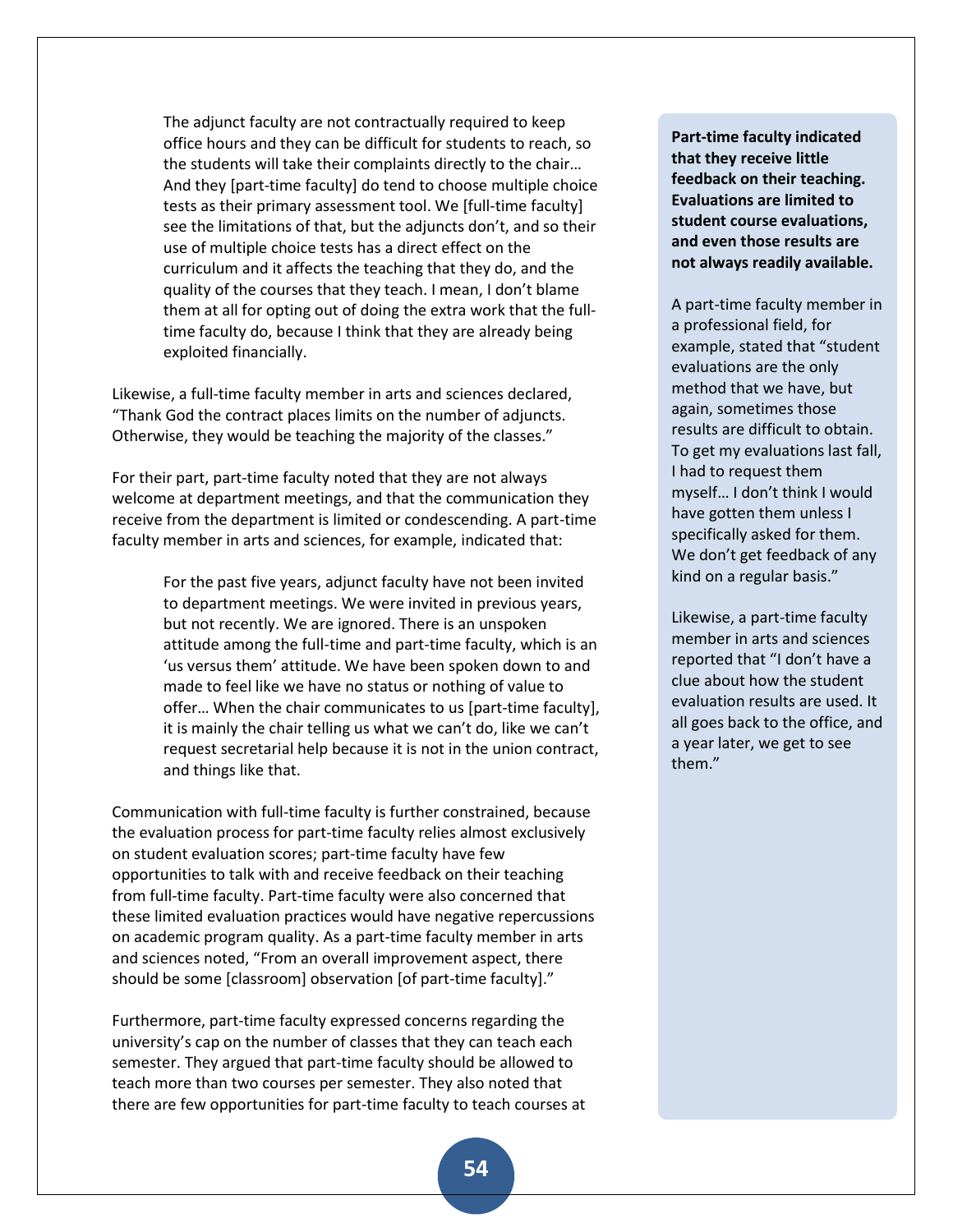> The adjunct faculty are not contractually required to keep office hours and they can be difficult for students to reach, so the students will take their complaints directly to the chair… And they [part-time faculty] do tend to choose multiple choice tests as their primary assessment tool. We [full-time faculty] see the limitations of that, but the adjuncts don't, and so their use of multiple choice tests has a direct effect on the curriculum and it affects the teaching that they do, and the quality of the courses that they teach. I mean, I don't blame them at all for opting out of doing the extra work that the full-time faculty do, because I think that they are already being exploited financially.

Likewise, a full-time faculty member in arts and sciences declared, "Thank God the contract places limits on the number of adjuncts. Otherwise, they would be teaching the majority of the classes."

For their part, part-time faculty noted that they are not always welcome at department meetings, and that the communication they receive from the department is limited or condescending. A part-time faculty member in arts and sciences, for example, indicated that:

> For the past five years, adjunct faculty have not been invited to department meetings. We were invited in previous years, but not recently. We are ignored. There is an unspoken attitude among the full-time and part-time faculty, which is an 'us versus them' attitude. We have been spoken down to and made to feel like we have no status or nothing of value to offer… When the chair communicates to us [part-time faculty], it is mainly the chair telling us what we can't do, like we can't request secretarial help because it is not in the union contract, and things like that.

Communication with full-time faculty is further constrained, because the evaluation process for part-time faculty relies almost exclusively on student evaluation scores; part-time faculty have few opportunities to talk with and receive feedback on their teaching from full-time faculty. Part-time faculty were also concerned that these limited evaluation practices would have negative repercussions on academic program quality. As a part-time faculty member in arts and sciences noted, "From an overall improvement aspect, there should be some [classroom] observation [of part-time faculty]."

Furthermore, part-time faculty expressed concerns regarding the university's cap on the number of classes that they can teach each semester. They argued that part-time faculty should be allowed to teach more than two courses per semester. They also noted that there are few opportunities for part-time faculty to teach courses at

**Part-time faculty indicated that they receive little feedback on their teaching. Evaluations are limited to student course evaluations, and even those results are not always readily available.**

A part-time faculty member in a professional field, for example, stated that "student evaluations are the only method that we have, but again, sometimes those results are difficult to obtain. To get my evaluations last fall, I had to request them myself… I don't think I would have gotten them unless I specifically asked for them. We don't get feedback of any kind on a regular basis."

Likewise, a part-time faculty member in arts and sciences reported that "I don't have a clue about how the student evaluation results are used. It all goes back to the office, and a year later, we get to see them."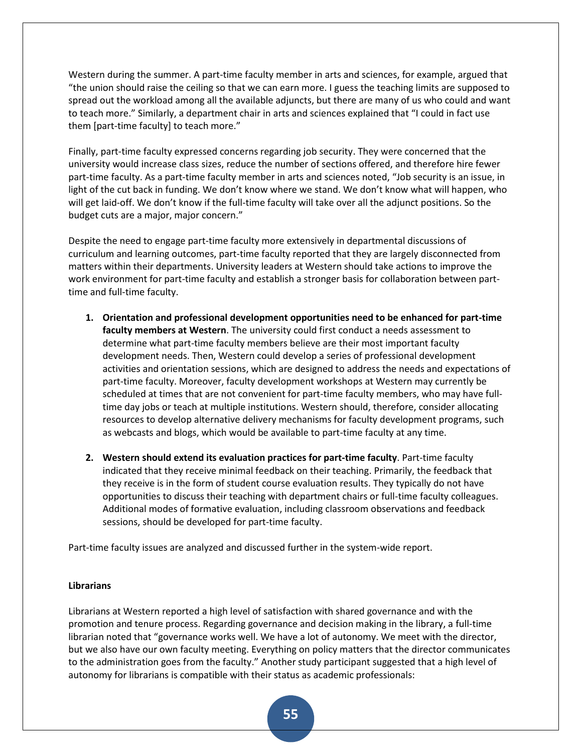Western during the summer. A part-time faculty member in arts and sciences, for example, argued that "the union should raise the ceiling so that we can earn more. I guess the teaching limits are supposed to spread out the workload among all the available adjuncts, but there are many of us who could and want to teach more." Similarly, a department chair in arts and sciences explained that "I could in fact use them [part-time faculty] to teach more."

Finally, part-time faculty expressed concerns regarding job security. They were concerned that the university would increase class sizes, reduce the number of sections offered, and therefore hire fewer part-time faculty. As a part-time faculty member in arts and sciences noted, "Job security is an issue, in light of the cut back in funding. We don't know where we stand. We don't know what will happen, who will get laid-off. We don't know if the full-time faculty will take over all the adjunct positions. So the budget cuts are a major, major concern."

Despite the need to engage part-time faculty more extensively in departmental discussions of curriculum and learning outcomes, part-time faculty reported that they are largely disconnected from matters within their departments. University leaders at Western should take actions to improve the work environment for part-time faculty and establish a stronger basis for collaboration between part-time and full-time faculty.

1. **Orientation and professional development opportunities need to be enhanced for part-time faculty members at Western**. The university could first conduct a needs assessment to determine what part-time faculty members believe are their most important faculty development needs. Then, Western could develop a series of professional development activities and orientation sessions, which are designed to address the needs and expectations of part-time faculty. Moreover, faculty development workshops at Western may currently be scheduled at times that are not convenient for part-time faculty members, who may have full-time day jobs or teach at multiple institutions. Western should, therefore, consider allocating resources to develop alternative delivery mechanisms for faculty development programs, such as webcasts and blogs, which would be available to part-time faculty at any time.

2. **Western should extend its evaluation practices for part-time faculty**. Part-time faculty indicated that they receive minimal feedback on their teaching. Primarily, the feedback that they receive is in the form of student course evaluation results. They typically do not have opportunities to discuss their teaching with department chairs or full-time faculty colleagues. Additional modes of formative evaluation, including classroom observations and feedback sessions, should be developed for part-time faculty.

Part-time faculty issues are analyzed and discussed further in the system-wide report.

**Librarians**

Librarians at Western reported a high level of satisfaction with shared governance and with the promotion and tenure process. Regarding governance and decision making in the library, a full-time librarian noted that "governance works well. We have a lot of autonomy. We meet with the director, but we also have our own faculty meeting. Everything on policy matters that the director communicates to the administration goes from the faculty." Another study participant suggested that a high level of autonomy for librarians is compatible with their status as academic professionals: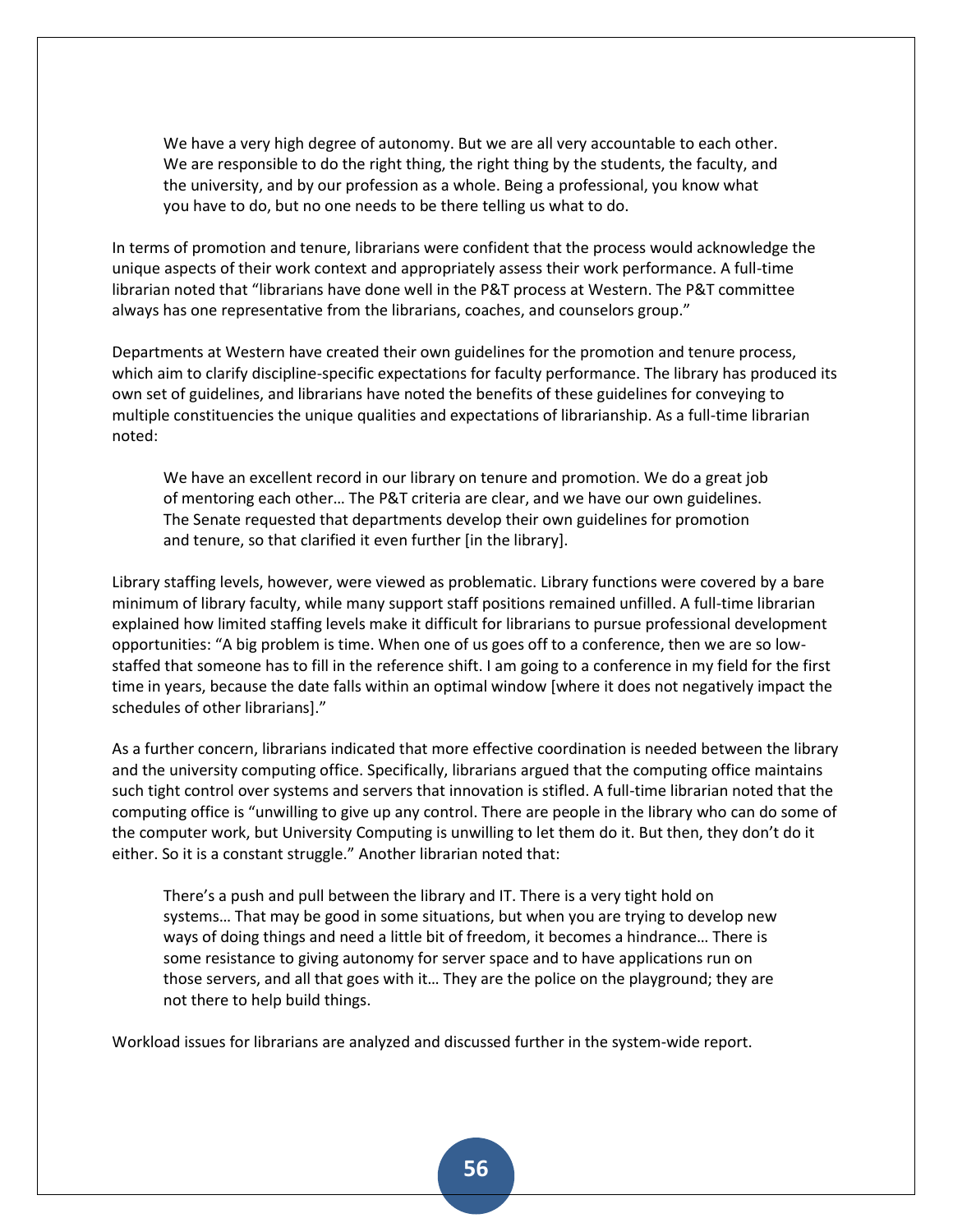> We have a very high degree of autonomy. But we are all very accountable to each other. We are responsible to do the right thing, the right thing by the students, the faculty, and the university, and by our profession as a whole. Being a professional, you know what you have to do, but no one needs to be there telling us what to do.

In terms of promotion and tenure, librarians were confident that the process would acknowledge the unique aspects of their work context and appropriately assess their work performance. A full-time librarian noted that "librarians have done well in the P&T process at Western. The P&T committee always has one representative from the librarians, coaches, and counselors group."

Departments at Western have created their own guidelines for the promotion and tenure process, which aim to clarify discipline-specific expectations for faculty performance. The library has produced its own set of guidelines, and librarians have noted the benefits of these guidelines for conveying to multiple constituencies the unique qualities and expectations of librarianship. As a full-time librarian noted:

> We have an excellent record in our library on tenure and promotion. We do a great job of mentoring each other… The P&T criteria are clear, and we have our own guidelines. The Senate requested that departments develop their own guidelines for promotion and tenure, so that clarified it even further [in the library].

Library staffing levels, however, were viewed as problematic. Library functions were covered by a bare minimum of library faculty, while many support staff positions remained unfilled. A full-time librarian explained how limited staffing levels make it difficult for librarians to pursue professional development opportunities: "A big problem is time. When one of us goes off to a conference, then we are so low-staffed that someone has to fill in the reference shift. I am going to a conference in my field for the first time in years, because the date falls within an optimal window [where it does not negatively impact the schedules of other librarians]."

As a further concern, librarians indicated that more effective coordination is needed between the library and the university computing office. Specifically, librarians argued that the computing office maintains such tight control over systems and servers that innovation is stifled. A full-time librarian noted that the computing office is "unwilling to give up any control. There are people in the library who can do some of the computer work, but University Computing is unwilling to let them do it. But then, they don't do it either. So it is a constant struggle." Another librarian noted that:

> There's a push and pull between the library and IT. There is a very tight hold on systems… That may be good in some situations, but when you are trying to develop new ways of doing things and need a little bit of freedom, it becomes a hindrance… There is some resistance to giving autonomy for server space and to have applications run on those servers, and all that goes with it… They are the police on the playground; they are not there to help build things.

Workload issues for librarians are analyzed and discussed further in the system-wide report.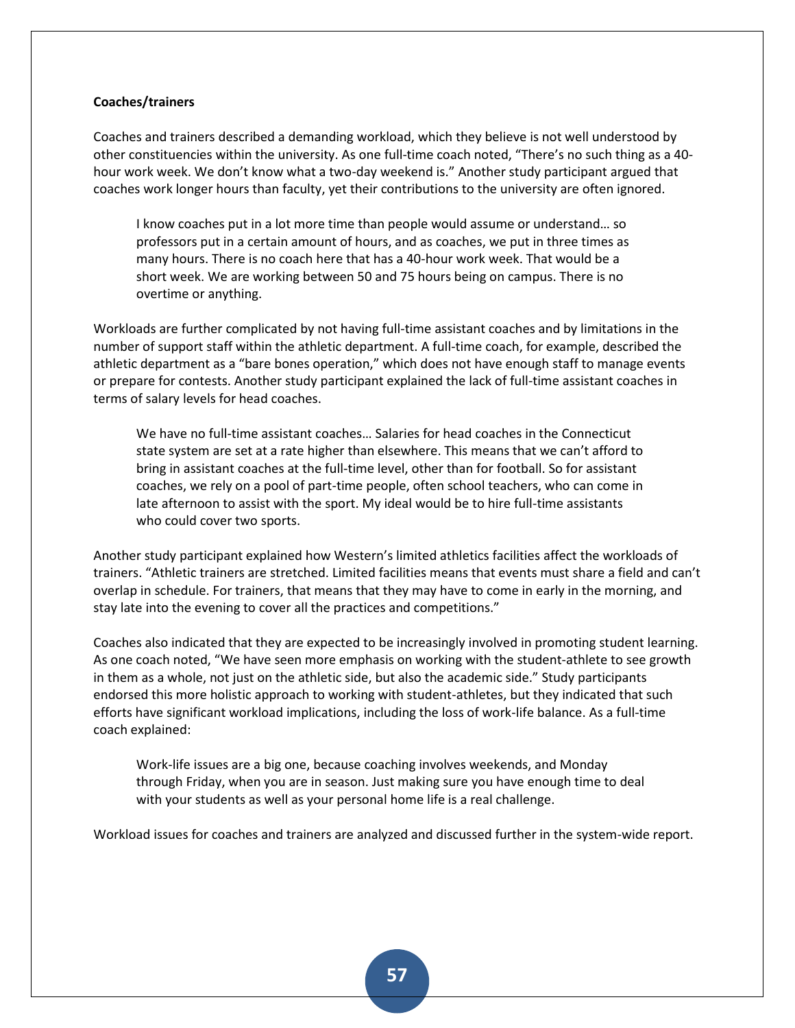**Coaches/trainers**

Coaches and trainers described a demanding workload, which they believe is not well understood by other constituencies within the university. As one full-time coach noted, “There’s no such thing as a 40-hour work week. We don’t know what a two-day weekend is.” Another study participant argued that coaches work longer hours than faculty, yet their contributions to the university are often ignored.

> I know coaches put in a lot more time than people would assume or understand… so professors put in a certain amount of hours, and as coaches, we put in three times as many hours. There is no coach here that has a 40-hour work week. That would be a short week. We are working between 50 and 75 hours being on campus. There is no overtime or anything.

Workloads are further complicated by not having full-time assistant coaches and by limitations in the number of support staff within the athletic department. A full-time coach, for example, described the athletic department as a “bare bones operation,” which does not have enough staff to manage events or prepare for contests. Another study participant explained the lack of full-time assistant coaches in terms of salary levels for head coaches.

> We have no full-time assistant coaches… Salaries for head coaches in the Connecticut state system are set at a rate higher than elsewhere. This means that we can’t afford to bring in assistant coaches at the full-time level, other than for football. So for assistant coaches, we rely on a pool of part-time people, often school teachers, who can come in late afternoon to assist with the sport. My ideal would be to hire full-time assistants who could cover two sports.

Another study participant explained how Western’s limited athletics facilities affect the workloads of trainers. “Athletic trainers are stretched. Limited facilities means that events must share a field and can’t overlap in schedule. For trainers, that means that they may have to come in early in the morning, and stay late into the evening to cover all the practices and competitions.”

Coaches also indicated that they are expected to be increasingly involved in promoting student learning. As one coach noted, “We have seen more emphasis on working with the student-athlete to see growth in them as a whole, not just on the athletic side, but also the academic side.” Study participants endorsed this more holistic approach to working with student-athletes, but they indicated that such efforts have significant workload implications, including the loss of work-life balance. As a full-time coach explained:

> Work-life issues are a big one, because coaching involves weekends, and Monday through Friday, when you are in season. Just making sure you have enough time to deal with your students as well as your personal home life is a real challenge.

Workload issues for coaches and trainers are analyzed and discussed further in the system-wide report.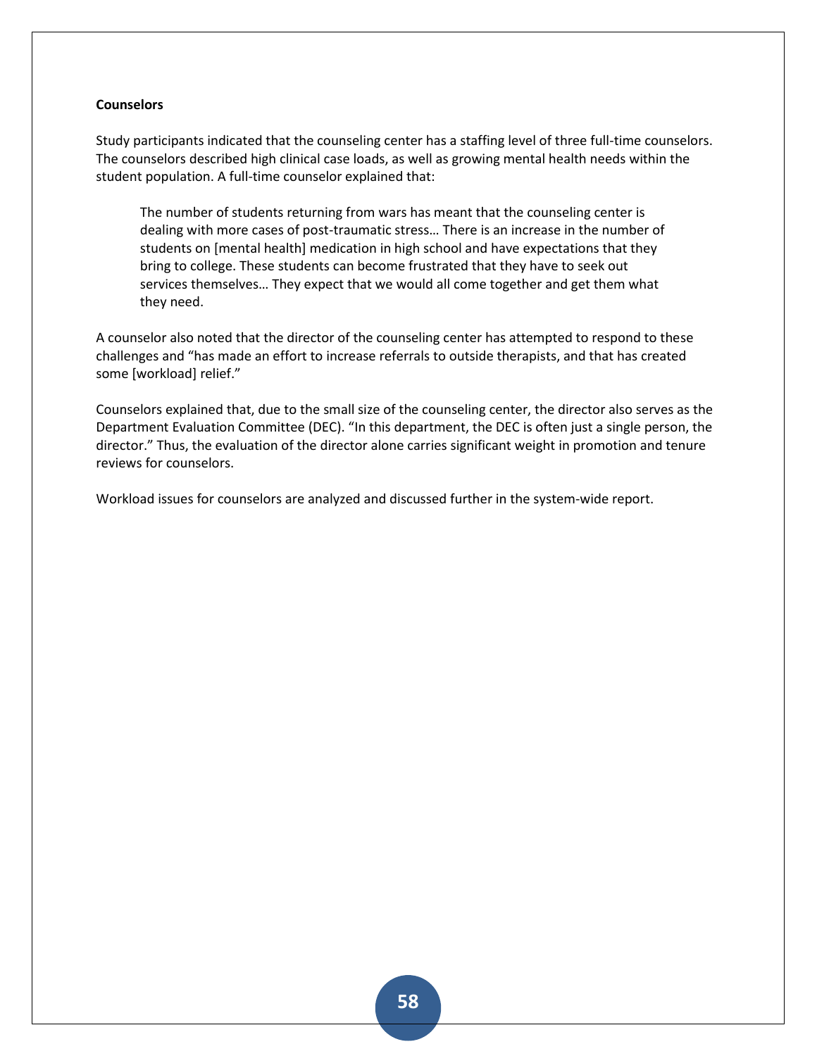**Counselors**

Study participants indicated that the counseling center has a staffing level of three full-time counselors. The counselors described high clinical case loads, as well as growing mental health needs within the student population. A full-time counselor explained that:

> The number of students returning from wars has meant that the counseling center is dealing with more cases of post-traumatic stress… There is an increase in the number of students on [mental health] medication in high school and have expectations that they bring to college. These students can become frustrated that they have to seek out services themselves… They expect that we would all come together and get them what they need.

A counselor also noted that the director of the counseling center has attempted to respond to these challenges and "has made an effort to increase referrals to outside therapists, and that has created some [workload] relief."

Counselors explained that, due to the small size of the counseling center, the director also serves as the Department Evaluation Committee (DEC). "In this department, the DEC is often just a single person, the director." Thus, the evaluation of the director alone carries significant weight in promotion and tenure reviews for counselors.

Workload issues for counselors are analyzed and discussed further in the system-wide report.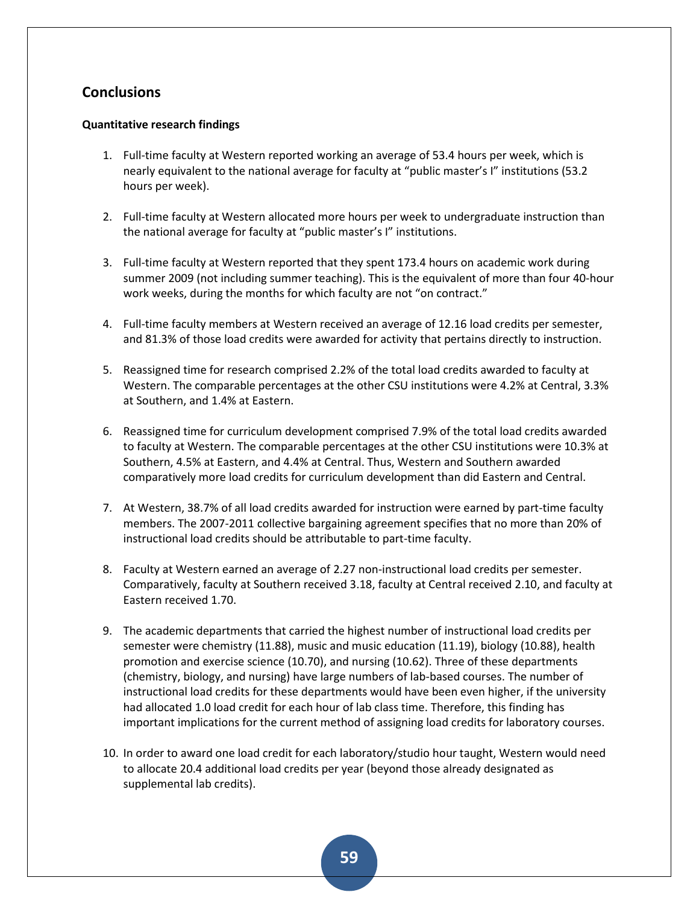## Conclusions

### Quantitative research findings

1. Full-time faculty at Western reported working an average of 53.4 hours per week, which is nearly equivalent to the national average for faculty at "public master's I" institutions (53.2 hours per week).

2. Full-time faculty at Western allocated more hours per week to undergraduate instruction than the national average for faculty at "public master's I" institutions.

3. Full-time faculty at Western reported that they spent 173.4 hours on academic work during summer 2009 (not including summer teaching). This is the equivalent of more than four 40-hour work weeks, during the months for which faculty are not "on contract."

4. Full-time faculty members at Western received an average of 12.16 load credits per semester, and 81.3% of those load credits were awarded for activity that pertains directly to instruction.

5. Reassigned time for research comprised 2.2% of the total load credits awarded to faculty at Western. The comparable percentages at the other CSU institutions were 4.2% at Central, 3.3% at Southern, and 1.4% at Eastern.

6. Reassigned time for curriculum development comprised 7.9% of the total load credits awarded to faculty at Western. The comparable percentages at the other CSU institutions were 10.3% at Southern, 4.5% at Eastern, and 4.4% at Central. Thus, Western and Southern awarded comparatively more load credits for curriculum development than did Eastern and Central.

7. At Western, 38.7% of all load credits awarded for instruction were earned by part-time faculty members. The 2007-2011 collective bargaining agreement specifies that no more than 20% of instructional load credits should be attributable to part-time faculty.

8. Faculty at Western earned an average of 2.27 non-instructional load credits per semester. Comparatively, faculty at Southern received 3.18, faculty at Central received 2.10, and faculty at Eastern received 1.70.

9. The academic departments that carried the highest number of instructional load credits per semester were chemistry (11.88), music and music education (11.19), biology (10.88), health promotion and exercise science (10.70), and nursing (10.62). Three of these departments (chemistry, biology, and nursing) have large numbers of lab-based courses. The number of instructional load credits for these departments would have been even higher, if the university had allocated 1.0 load credit for each hour of lab class time. Therefore, this finding has important implications for the current method of assigning load credits for laboratory courses.

10. In order to award one load credit for each laboratory/studio hour taught, Western would need to allocate 20.4 additional load credits per year (beyond those already designated as supplemental lab credits).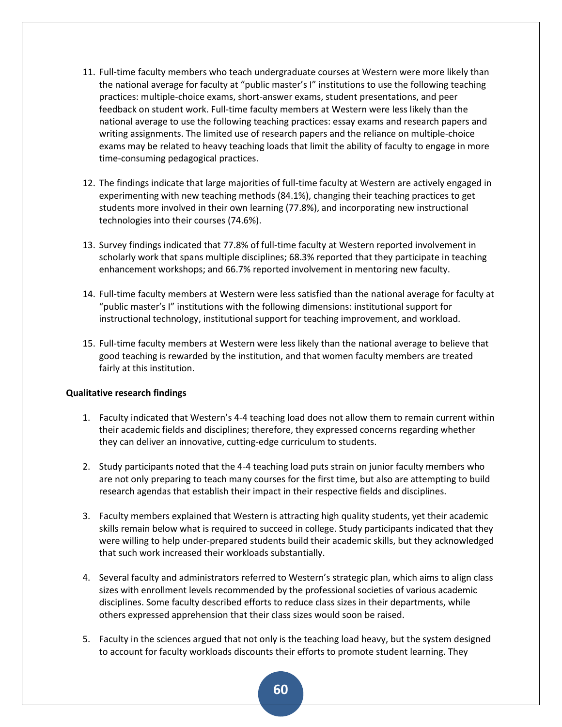11. Full-time faculty members who teach undergraduate courses at Western were more likely than the national average for faculty at "public master's I" institutions to use the following teaching practices: multiple-choice exams, short-answer exams, student presentations, and peer feedback on student work. Full-time faculty members at Western were less likely than the national average to use the following teaching practices: essay exams and research papers and writing assignments. The limited use of research papers and the reliance on multiple-choice exams may be related to heavy teaching loads that limit the ability of faculty to engage in more time-consuming pedagogical practices.

12. The findings indicate that large majorities of full-time faculty at Western are actively engaged in experimenting with new teaching methods (84.1%), changing their teaching practices to get students more involved in their own learning (77.8%), and incorporating new instructional technologies into their courses (74.6%).

13. Survey findings indicated that 77.8% of full-time faculty at Western reported involvement in scholarly work that spans multiple disciplines; 68.3% reported that they participate in teaching enhancement workshops; and 66.7% reported involvement in mentoring new faculty.

14. Full-time faculty members at Western were less satisfied than the national average for faculty at "public master's I" institutions with the following dimensions: institutional support for instructional technology, institutional support for teaching improvement, and workload.

15. Full-time faculty members at Western were less likely than the national average to believe that good teaching is rewarded by the institution, and that women faculty members are treated fairly at this institution.

**Qualitative research findings**

1. Faculty indicated that Western's 4-4 teaching load does not allow them to remain current within their academic fields and disciplines; therefore, they expressed concerns regarding whether they can deliver an innovative, cutting-edge curriculum to students.

2. Study participants noted that the 4-4 teaching load puts strain on junior faculty members who are not only preparing to teach many courses for the first time, but also are attempting to build research agendas that establish their impact in their respective fields and disciplines.

3. Faculty members explained that Western is attracting high quality students, yet their academic skills remain below what is required to succeed in college. Study participants indicated that they were willing to help under-prepared students build their academic skills, but they acknowledged that such work increased their workloads substantially.

4. Several faculty and administrators referred to Western's strategic plan, which aims to align class sizes with enrollment levels recommended by the professional societies of various academic disciplines. Some faculty described efforts to reduce class sizes in their departments, while others expressed apprehension that their class sizes would soon be raised.

5. Faculty in the sciences argued that not only is the teaching load heavy, but the system designed to account for faculty workloads discounts their efforts to promote student learning. They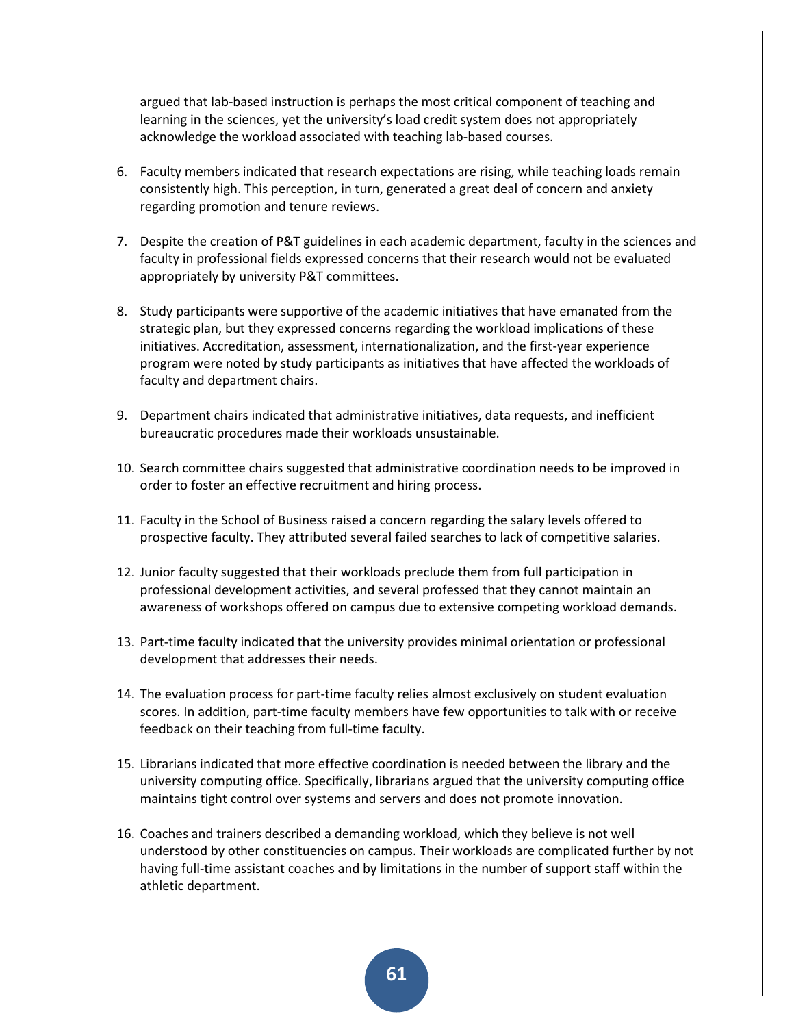argued that lab-based instruction is perhaps the most critical component of teaching and learning in the sciences, yet the university's load credit system does not appropriately acknowledge the workload associated with teaching lab-based courses.

6. Faculty members indicated that research expectations are rising, while teaching loads remain consistently high. This perception, in turn, generated a great deal of concern and anxiety regarding promotion and tenure reviews.

7. Despite the creation of P&T guidelines in each academic department, faculty in the sciences and faculty in professional fields expressed concerns that their research would not be evaluated appropriately by university P&T committees.

8. Study participants were supportive of the academic initiatives that have emanated from the strategic plan, but they expressed concerns regarding the workload implications of these initiatives. Accreditation, assessment, internationalization, and the first-year experience program were noted by study participants as initiatives that have affected the workloads of faculty and department chairs.

9. Department chairs indicated that administrative initiatives, data requests, and inefficient bureaucratic procedures made their workloads unsustainable.

10. Search committee chairs suggested that administrative coordination needs to be improved in order to foster an effective recruitment and hiring process.

11. Faculty in the School of Business raised a concern regarding the salary levels offered to prospective faculty. They attributed several failed searches to lack of competitive salaries.

12. Junior faculty suggested that their workloads preclude them from full participation in professional development activities, and several professed that they cannot maintain an awareness of workshops offered on campus due to extensive competing workload demands.

13. Part-time faculty indicated that the university provides minimal orientation or professional development that addresses their needs.

14. The evaluation process for part-time faculty relies almost exclusively on student evaluation scores. In addition, part-time faculty members have few opportunities to talk with or receive feedback on their teaching from full-time faculty.

15. Librarians indicated that more effective coordination is needed between the library and the university computing office. Specifically, librarians argued that the university computing office maintains tight control over systems and servers and does not promote innovation.

16. Coaches and trainers described a demanding workload, which they believe is not well understood by other constituencies on campus. Their workloads are complicated further by not having full-time assistant coaches and by limitations in the number of support staff within the athletic department.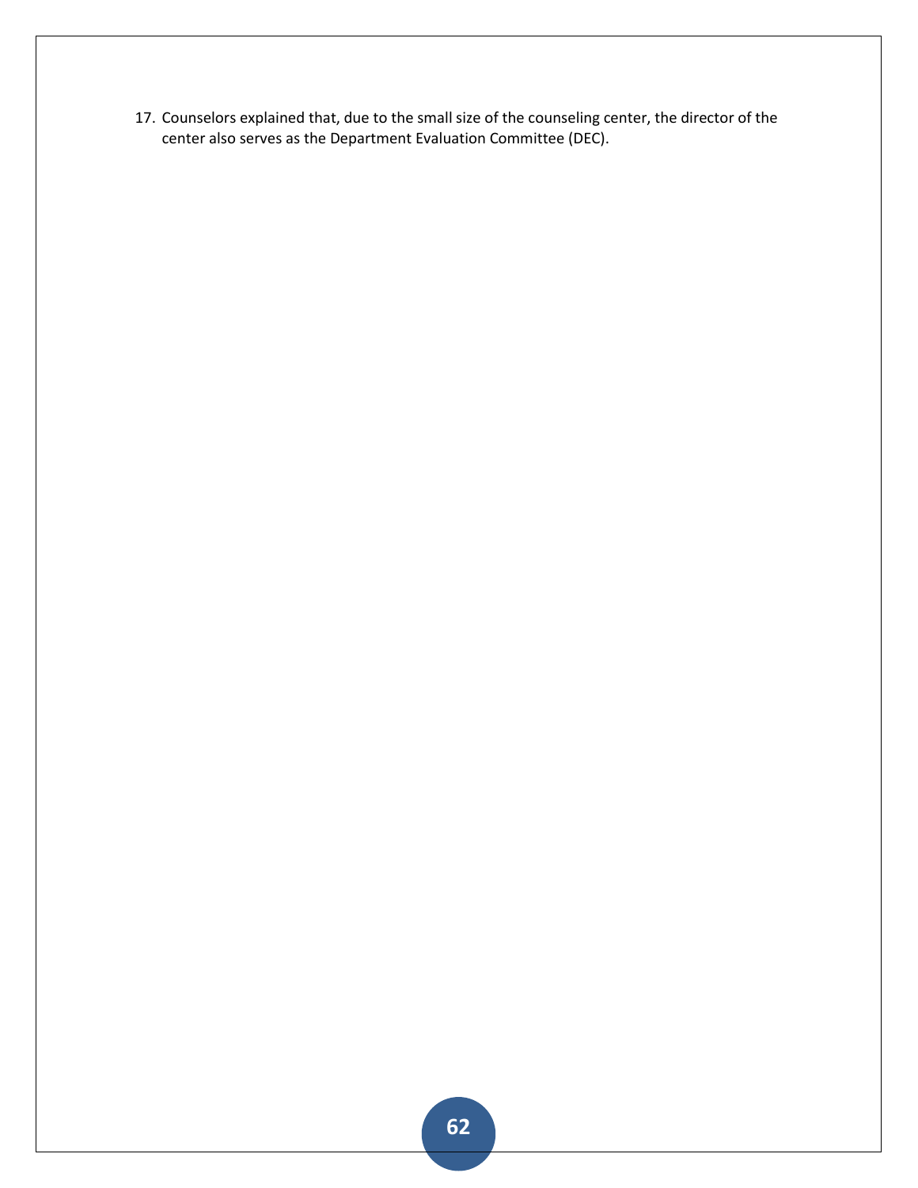17. Counselors explained that, due to the small size of the counseling center, the director of the center also serves as the Department Evaluation Committee (DEC).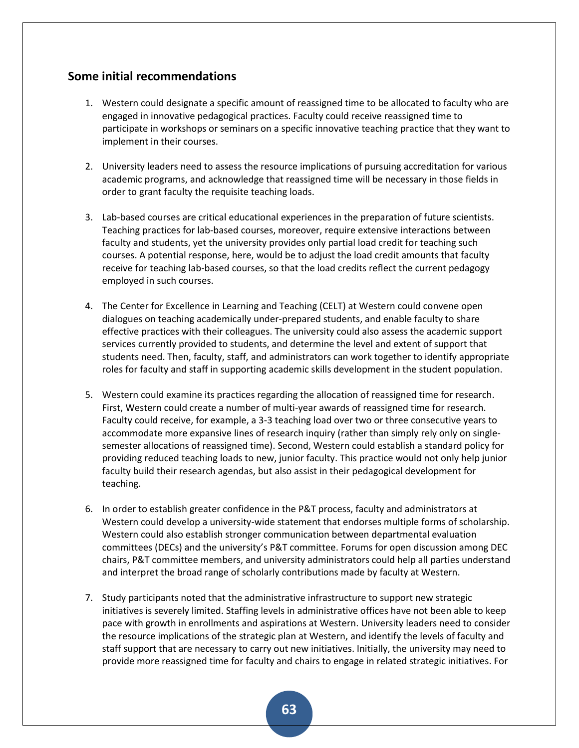## Some initial recommendations

1. Western could designate a specific amount of reassigned time to be allocated to faculty who are engaged in innovative pedagogical practices. Faculty could receive reassigned time to participate in workshops or seminars on a specific innovative teaching practice that they want to implement in their courses.

2. University leaders need to assess the resource implications of pursuing accreditation for various academic programs, and acknowledge that reassigned time will be necessary in those fields in order to grant faculty the requisite teaching loads.

3. Lab-based courses are critical educational experiences in the preparation of future scientists. Teaching practices for lab-based courses, moreover, require extensive interactions between faculty and students, yet the university provides only partial load credit for teaching such courses. A potential response, here, would be to adjust the load credit amounts that faculty receive for teaching lab-based courses, so that the load credits reflect the current pedagogy employed in such courses.

4. The Center for Excellence in Learning and Teaching (CELT) at Western could convene open dialogues on teaching academically under-prepared students, and enable faculty to share effective practices with their colleagues. The university could also assess the academic support services currently provided to students, and determine the level and extent of support that students need. Then, faculty, staff, and administrators can work together to identify appropriate roles for faculty and staff in supporting academic skills development in the student population.

5. Western could examine its practices regarding the allocation of reassigned time for research. First, Western could create a number of multi-year awards of reassigned time for research. Faculty could receive, for example, a 3-3 teaching load over two or three consecutive years to accommodate more expansive lines of research inquiry (rather than simply rely only on single-semester allocations of reassigned time). Second, Western could establish a standard policy for providing reduced teaching loads to new, junior faculty. This practice would not only help junior faculty build their research agendas, but also assist in their pedagogical development for teaching.

6. In order to establish greater confidence in the P&T process, faculty and administrators at Western could develop a university-wide statement that endorses multiple forms of scholarship. Western could also establish stronger communication between departmental evaluation committees (DECs) and the university's P&T committee. Forums for open discussion among DEC chairs, P&T committee members, and university administrators could help all parties understand and interpret the broad range of scholarly contributions made by faculty at Western.

7. Study participants noted that the administrative infrastructure to support new strategic initiatives is severely limited. Staffing levels in administrative offices have not been able to keep pace with growth in enrollments and aspirations at Western. University leaders need to consider the resource implications of the strategic plan at Western, and identify the levels of faculty and staff support that are necessary to carry out new initiatives. Initially, the university may need to provide more reassigned time for faculty and chairs to engage in related strategic initiatives. For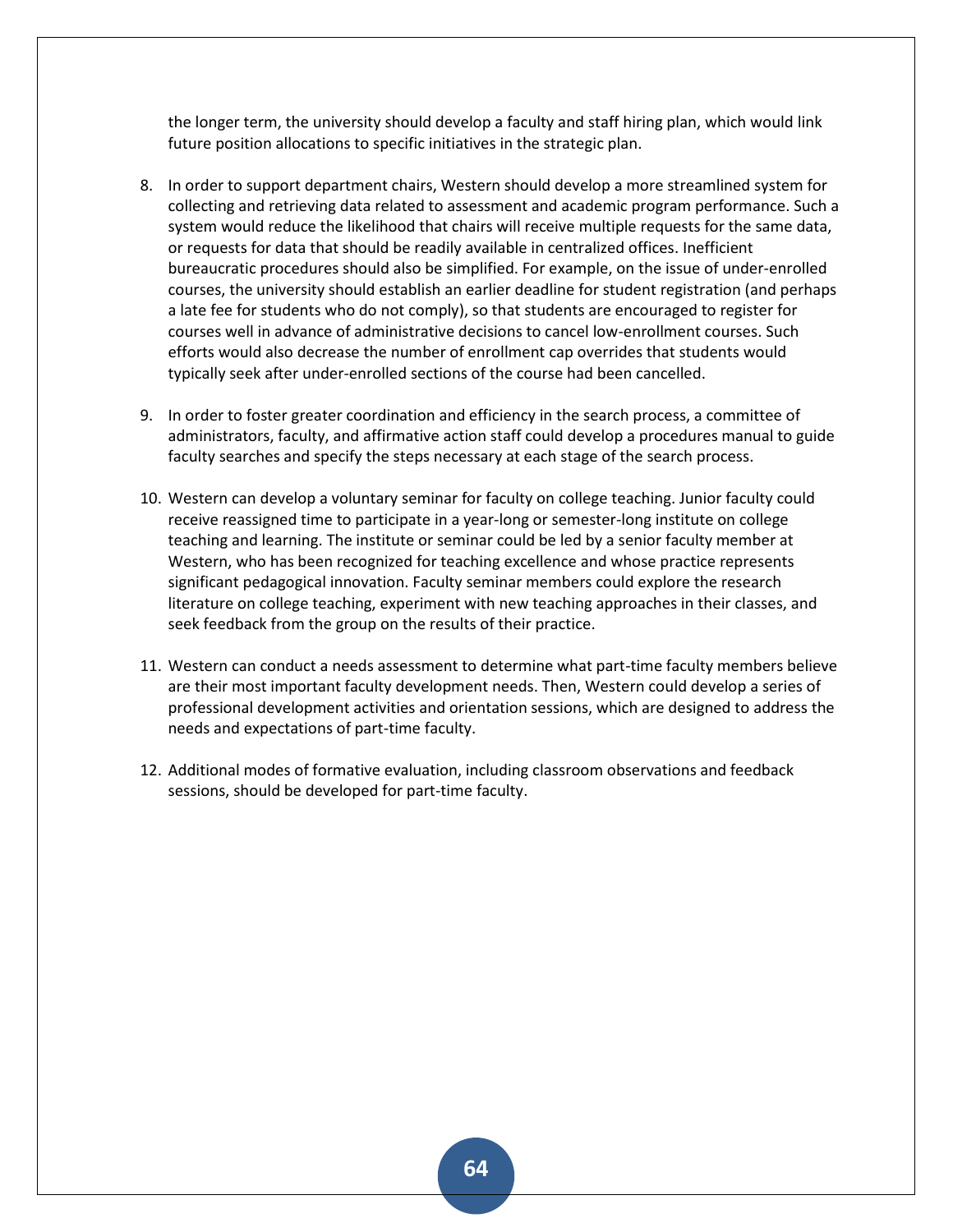the longer term, the university should develop a faculty and staff hiring plan, which would link future position allocations to specific initiatives in the strategic plan.

8. In order to support department chairs, Western should develop a more streamlined system for collecting and retrieving data related to assessment and academic program performance. Such a system would reduce the likelihood that chairs will receive multiple requests for the same data, or requests for data that should be readily available in centralized offices. Inefficient bureaucratic procedures should also be simplified. For example, on the issue of under-enrolled courses, the university should establish an earlier deadline for student registration (and perhaps a late fee for students who do not comply), so that students are encouraged to register for courses well in advance of administrative decisions to cancel low-enrollment courses. Such efforts would also decrease the number of enrollment cap overrides that students would typically seek after under-enrolled sections of the course had been cancelled.

9. In order to foster greater coordination and efficiency in the search process, a committee of administrators, faculty, and affirmative action staff could develop a procedures manual to guide faculty searches and specify the steps necessary at each stage of the search process.

10. Western can develop a voluntary seminar for faculty on college teaching. Junior faculty could receive reassigned time to participate in a year-long or semester-long institute on college teaching and learning. The institute or seminar could be led by a senior faculty member at Western, who has been recognized for teaching excellence and whose practice represents significant pedagogical innovation. Faculty seminar members could explore the research literature on college teaching, experiment with new teaching approaches in their classes, and seek feedback from the group on the results of their practice.

11. Western can conduct a needs assessment to determine what part-time faculty members believe are their most important faculty development needs. Then, Western could develop a series of professional development activities and orientation sessions, which are designed to address the needs and expectations of part-time faculty.

12. Additional modes of formative evaluation, including classroom observations and feedback sessions, should be developed for part-time faculty.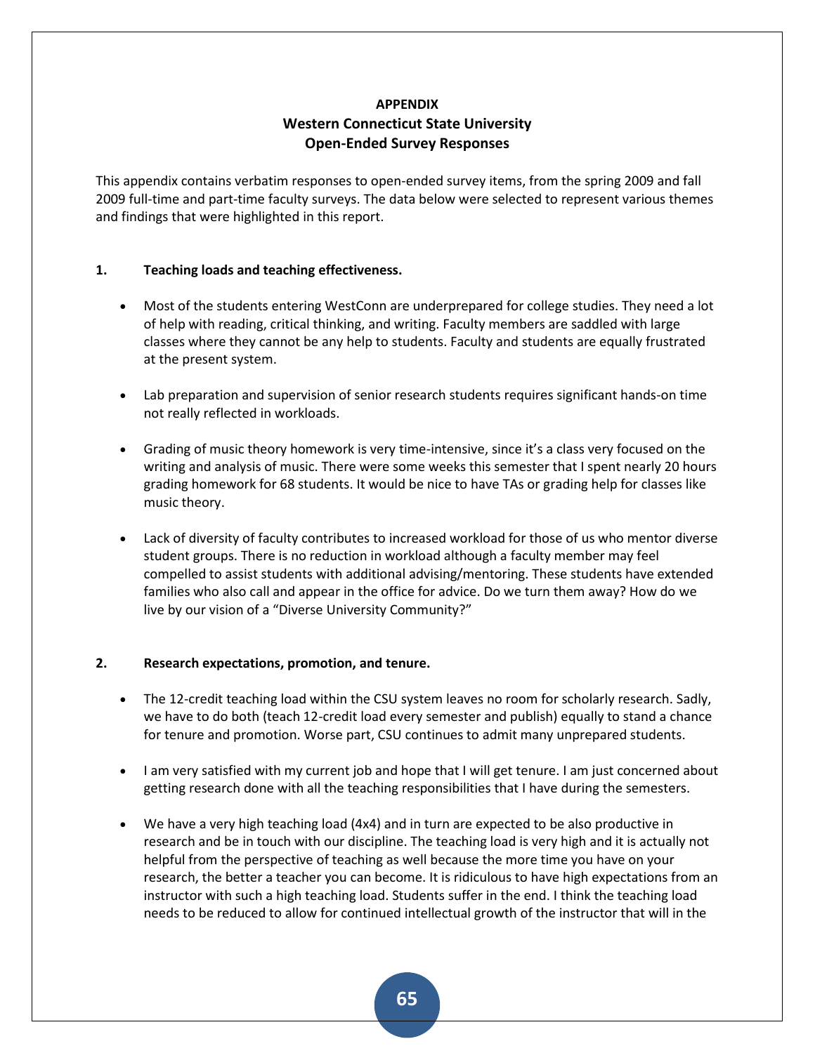**APPENDIX**
**Western Connecticut State University**
**Open-Ended Survey Responses**

This appendix contains verbatim responses to open-ended survey items, from the spring 2009 and fall 2009 full-time and part-time faculty surveys. The data below were selected to represent various themes and findings that were highlighted in this report.

**1. Teaching loads and teaching effectiveness.**

- Most of the students entering WestConn are underprepared for college studies. They need a lot of help with reading, critical thinking, and writing. Faculty members are saddled with large classes where they cannot be any help to students. Faculty and students are equally frustrated at the present system.
- Lab preparation and supervision of senior research students requires significant hands-on time not really reflected in workloads.
- Grading of music theory homework is very time-intensive, since it's a class very focused on the writing and analysis of music. There were some weeks this semester that I spent nearly 20 hours grading homework for 68 students. It would be nice to have TAs or grading help for classes like music theory.
- Lack of diversity of faculty contributes to increased workload for those of us who mentor diverse student groups. There is no reduction in workload although a faculty member may feel compelled to assist students with additional advising/mentoring. These students have extended families who also call and appear in the office for advice. Do we turn them away? How do we live by our vision of a "Diverse University Community?"

**2. Research expectations, promotion, and tenure.**

- The 12-credit teaching load within the CSU system leaves no room for scholarly research. Sadly, we have to do both (teach 12-credit load every semester and publish) equally to stand a chance for tenure and promotion. Worse part, CSU continues to admit many unprepared students.
- I am very satisfied with my current job and hope that I will get tenure. I am just concerned about getting research done with all the teaching responsibilities that I have during the semesters.
- We have a very high teaching load (4x4) and in turn are expected to be also productive in research and be in touch with our discipline. The teaching load is very high and it is actually not helpful from the perspective of teaching as well because the more time you have on your research, the better a teacher you can become. It is ridiculous to have high expectations from an instructor with such a high teaching load. Students suffer in the end. I think the teaching load needs to be reduced to allow for continued intellectual growth of the instructor that will in the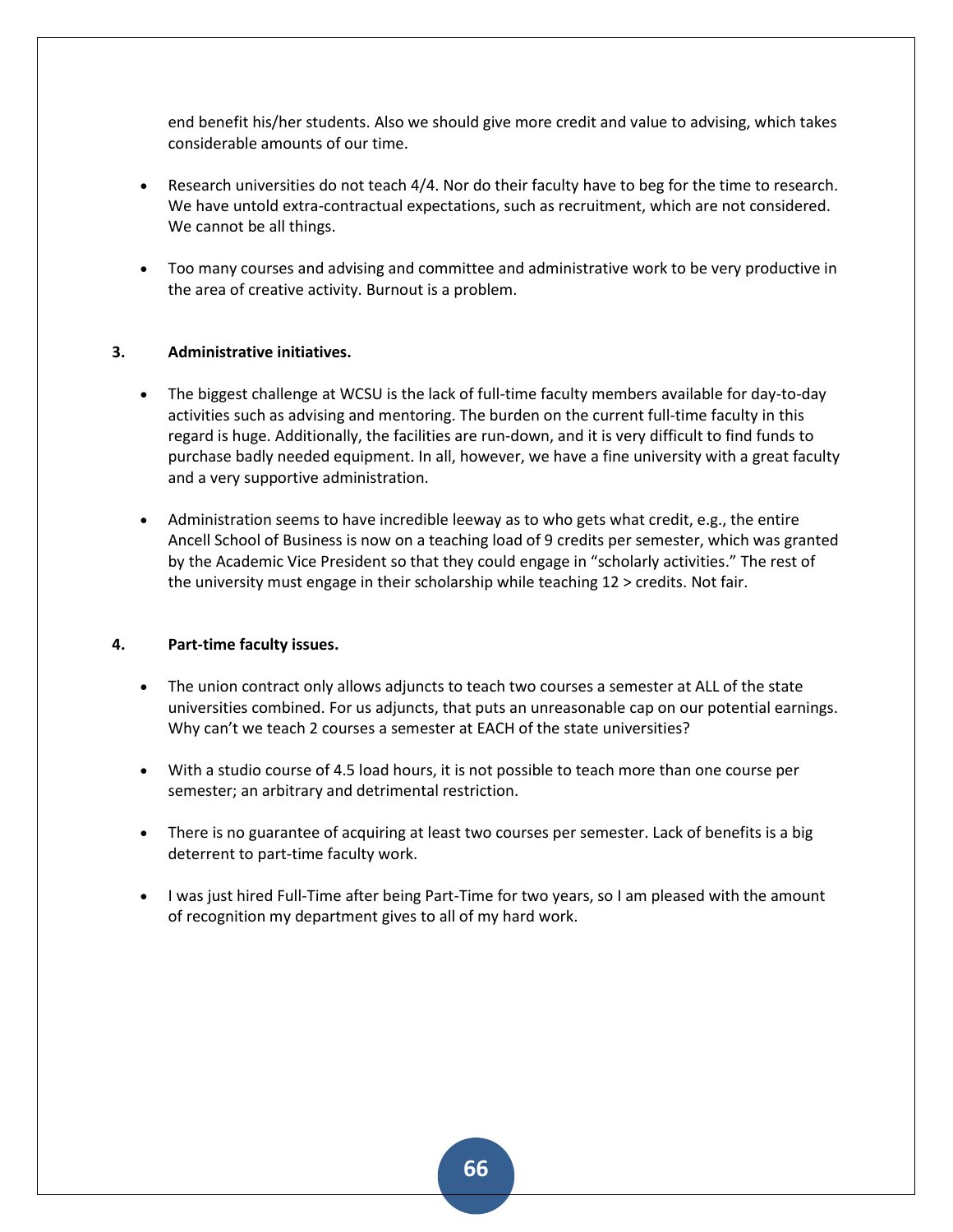end benefit his/her students. Also we should give more credit and value to advising, which takes considerable amounts of our time.

- Research universities do not teach 4/4. Nor do their faculty have to beg for the time to research. We have untold extra-contractual expectations, such as recruitment, which are not considered. We cannot be all things.

- Too many courses and advising and committee and administrative work to be very productive in the area of creative activity. Burnout is a problem.

**3. Administrative initiatives.**

- The biggest challenge at WCSU is the lack of full-time faculty members available for day-to-day activities such as advising and mentoring. The burden on the current full-time faculty in this regard is huge. Additionally, the facilities are run-down, and it is very difficult to find funds to purchase badly needed equipment. In all, however, we have a fine university with a great faculty and a very supportive administration.

- Administration seems to have incredible leeway as to who gets what credit, e.g., the entire Ancell School of Business is now on a teaching load of 9 credits per semester, which was granted by the Academic Vice President so that they could engage in "scholarly activities." The rest of the university must engage in their scholarship while teaching 12 > credits. Not fair.

**4. Part-time faculty issues.**

- The union contract only allows adjuncts to teach two courses a semester at ALL of the state universities combined. For us adjuncts, that puts an unreasonable cap on our potential earnings. Why can't we teach 2 courses a semester at EACH of the state universities?

- With a studio course of 4.5 load hours, it is not possible to teach more than one course per semester; an arbitrary and detrimental restriction.

- There is no guarantee of acquiring at least two courses per semester. Lack of benefits is a big deterrent to part-time faculty work.

- I was just hired Full-Time after being Part-Time for two years, so I am pleased with the amount of recognition my department gives to all of my hard work.